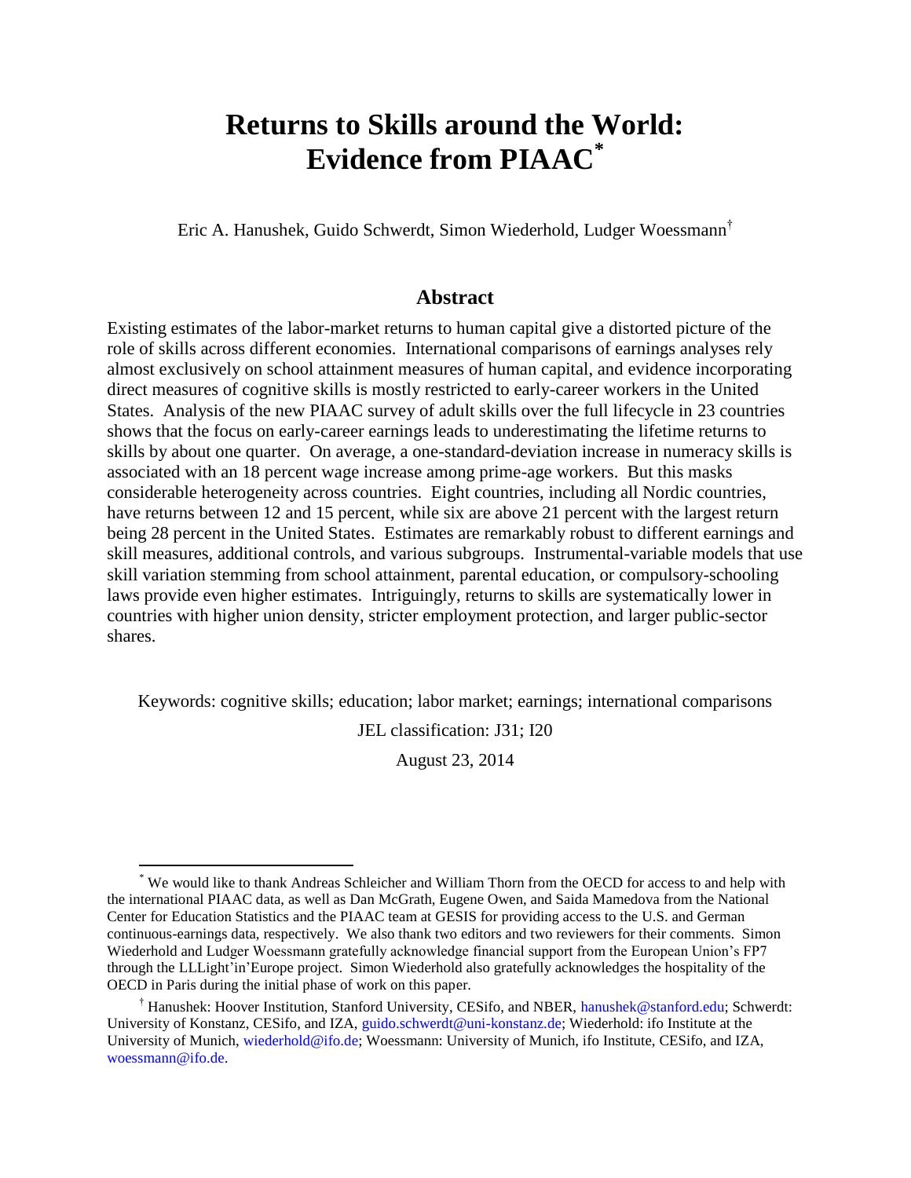# Returns to Skills around the World: Evidence from PIAAC*

Eric A. Hanushek, Guido Schwerdt, Simon Wiederhold, Ludger Woessmann†

## Abstract

Existing estimates of the labor-market returns to human capital give a distorted picture of the role of skills across different economies. International comparisons of earnings analyses rely almost exclusively on school attainment measures of human capital, and evidence incorporating direct measures of cognitive skills is mostly restricted to early-career workers in the United States. Analysis of the new PIAAC survey of adult skills over the full lifecycle in 23 countries shows that the focus on early-career earnings leads to underestimating the lifetime returns to skills by about one quarter. On average, a one-standard-deviation increase in numeracy skills is associated with an 18 percent wage increase among prime-age workers. But this masks considerable heterogeneity across countries. Eight countries, including all Nordic countries, have returns between 12 and 15 percent, while six are above 21 percent with the largest return being 28 percent in the United States. Estimates are remarkably robust to different earnings and skill measures, additional controls, and various subgroups. Instrumental-variable models that use skill variation stemming from school attainment, parental education, or compulsory-schooling laws provide even higher estimates. Intriguingly, returns to skills are systematically lower in countries with higher union density, stricter employment protection, and larger public-sector shares.

Keywords: cognitive skills; education; labor market; earnings; international comparisons

JEL classification: J31; I20

August 23, 2014

---

* We would like to thank Andreas Schleicher and William Thorn from the OECD for access to and help with the international PIAAC data, as well as Dan McGrath, Eugene Owen, and Saida Mamedova from the National Center for Education Statistics and the PIAAC team at GESIS for providing access to the U.S. and German continuous-earnings data, respectively. We also thank two editors and two reviewers for their comments. Simon Wiederhold and Ludger Woessmann gratefully acknowledge financial support from the European Union's FP7 through the LLLight'in'Europe project. Simon Wiederhold also gratefully acknowledges the hospitality of the OECD in Paris during the initial phase of work on this paper.

† Hanushek: Hoover Institution, Stanford University, CESifo, and NBER, hanushek@stanford.edu; Schwerdt: University of Konstanz, CESifo, and IZA, guido.schwerdt@uni-konstanz.de; Wiederhold: ifo Institute at the University of Munich, wiederhold@ifo.de; Woessmann: University of Munich, ifo Institute, CESifo, and IZA, woessmann@ifo.de.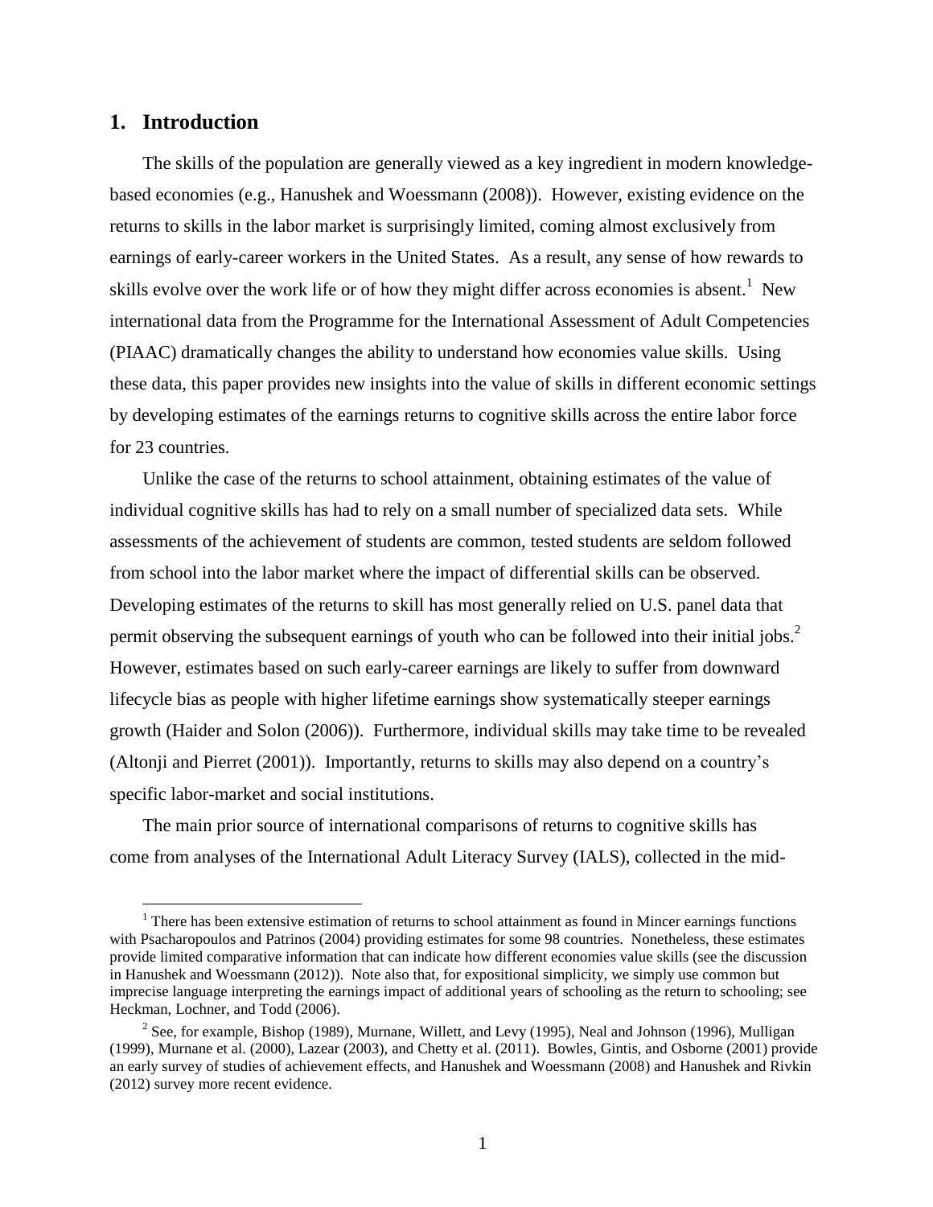## 1. Introduction

The skills of the population are generally viewed as a key ingredient in modern knowledge-based economies (e.g., Hanushek and Woessmann (2008)). However, existing evidence on the returns to skills in the labor market is surprisingly limited, coming almost exclusively from earnings of early-career workers in the United States. As a result, any sense of how rewards to skills evolve over the work life or of how they might differ across economies is absent.[1] New international data from the Programme for the International Assessment of Adult Competencies (PIAAC) dramatically changes the ability to understand how economies value skills. Using these data, this paper provides new insights into the value of skills in different economic settings by developing estimates of the earnings returns to cognitive skills across the entire labor force for 23 countries.

Unlike the case of the returns to school attainment, obtaining estimates of the value of individual cognitive skills has had to rely on a small number of specialized data sets. While assessments of the achievement of students are common, tested students are seldom followed from school into the labor market where the impact of differential skills can be observed. Developing estimates of the returns to skill has most generally relied on U.S. panel data that permit observing the subsequent earnings of youth who can be followed into their initial jobs.[2] However, estimates based on such early-career earnings are likely to suffer from downward lifecycle bias as people with higher lifetime earnings show systematically steeper earnings growth (Haider and Solon (2006)). Furthermore, individual skills may take time to be revealed (Altonji and Pierret (2001)). Importantly, returns to skills may also depend on a country's specific labor-market and social institutions.

The main prior source of international comparisons of returns to cognitive skills has come from analyses of the International Adult Literacy Survey (IALS), collected in the mid-

[1] There has been extensive estimation of returns to school attainment as found in Mincer earnings functions with Psacharopoulos and Patrinos (2004) providing estimates for some 98 countries. Nonetheless, these estimates provide limited comparative information that can indicate how different economies value skills (see the discussion in Hanushek and Woessmann (2012)). Note also that, for expositional simplicity, we simply use common but imprecise language interpreting the earnings impact of additional years of schooling as the return to schooling; see Heckman, Lochner, and Todd (2006).

[2] See, for example, Bishop (1989), Murnane, Willett, and Levy (1995), Neal and Johnson (1996), Mulligan (1999), Murnane et al. (2000), Lazear (2003), and Chetty et al. (2011). Bowles, Gintis, and Osborne (2001) provide an early survey of studies of achievement effects, and Hanushek and Woessmann (2008) and Hanushek and Rivkin (2012) survey more recent evidence.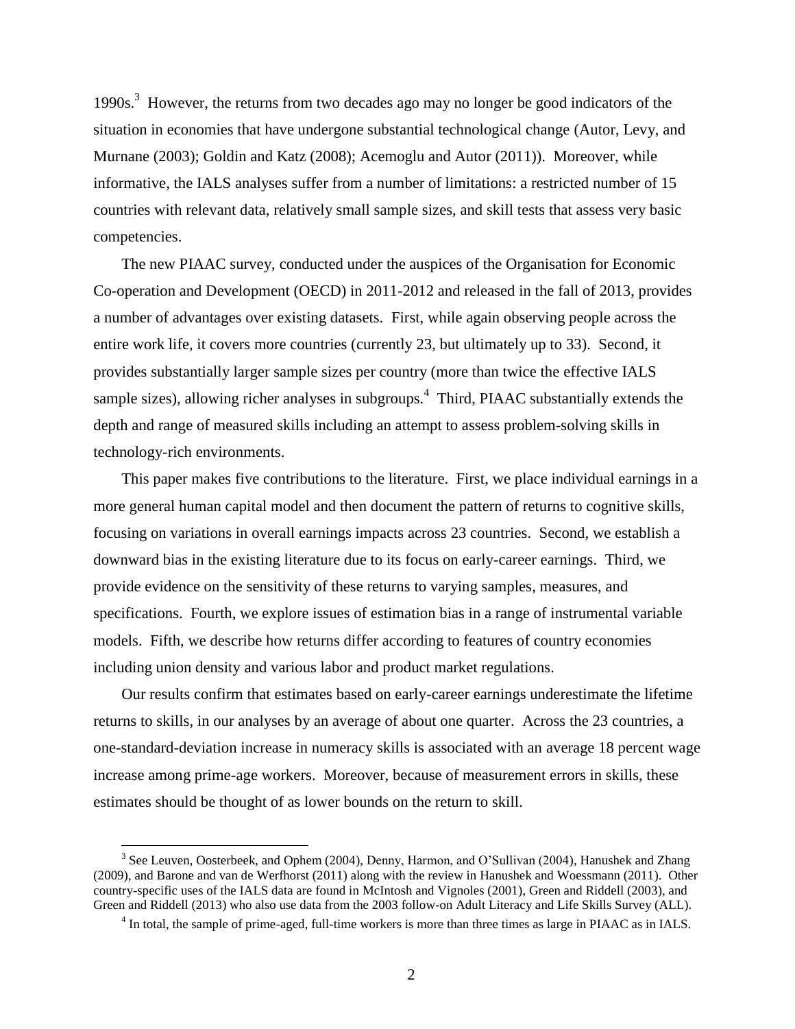1990s.[3] However, the returns from two decades ago may no longer be good indicators of the situation in economies that have undergone substantial technological change (Autor, Levy, and Murnane (2003); Goldin and Katz (2008); Acemoglu and Autor (2011)). Moreover, while informative, the IALS analyses suffer from a number of limitations: a restricted number of 15 countries with relevant data, relatively small sample sizes, and skill tests that assess very basic competencies.

The new PIAAC survey, conducted under the auspices of the Organisation for Economic Co-operation and Development (OECD) in 2011-2012 and released in the fall of 2013, provides a number of advantages over existing datasets. First, while again observing people across the entire work life, it covers more countries (currently 23, but ultimately up to 33). Second, it provides substantially larger sample sizes per country (more than twice the effective IALS sample sizes), allowing richer analyses in subgroups.[4] Third, PIAAC substantially extends the depth and range of measured skills including an attempt to assess problem-solving skills in technology-rich environments.

This paper makes five contributions to the literature. First, we place individual earnings in a more general human capital model and then document the pattern of returns to cognitive skills, focusing on variations in overall earnings impacts across 23 countries. Second, we establish a downward bias in the existing literature due to its focus on early-career earnings. Third, we provide evidence on the sensitivity of these returns to varying samples, measures, and specifications. Fourth, we explore issues of estimation bias in a range of instrumental variable models. Fifth, we describe how returns differ according to features of country economies including union density and various labor and product market regulations.

Our results confirm that estimates based on early-career earnings underestimate the lifetime returns to skills, in our analyses by an average of about one quarter. Across the 23 countries, a one-standard-deviation increase in numeracy skills is associated with an average 18 percent wage increase among prime-age workers. Moreover, because of measurement errors in skills, these estimates should be thought of as lower bounds on the return to skill.

[3] See Leuven, Oosterbeek, and Ophem (2004), Denny, Harmon, and O'Sullivan (2004), Hanushek and Zhang (2009), and Barone and van de Werfhorst (2011) along with the review in Hanushek and Woessmann (2011). Other country-specific uses of the IALS data are found in McIntosh and Vignoles (2001), Green and Riddell (2003), and Green and Riddell (2013) who also use data from the 2003 follow-on Adult Literacy and Life Skills Survey (ALL).

[4] In total, the sample of prime-aged, full-time workers is more than three times as large in PIAAC as in IALS.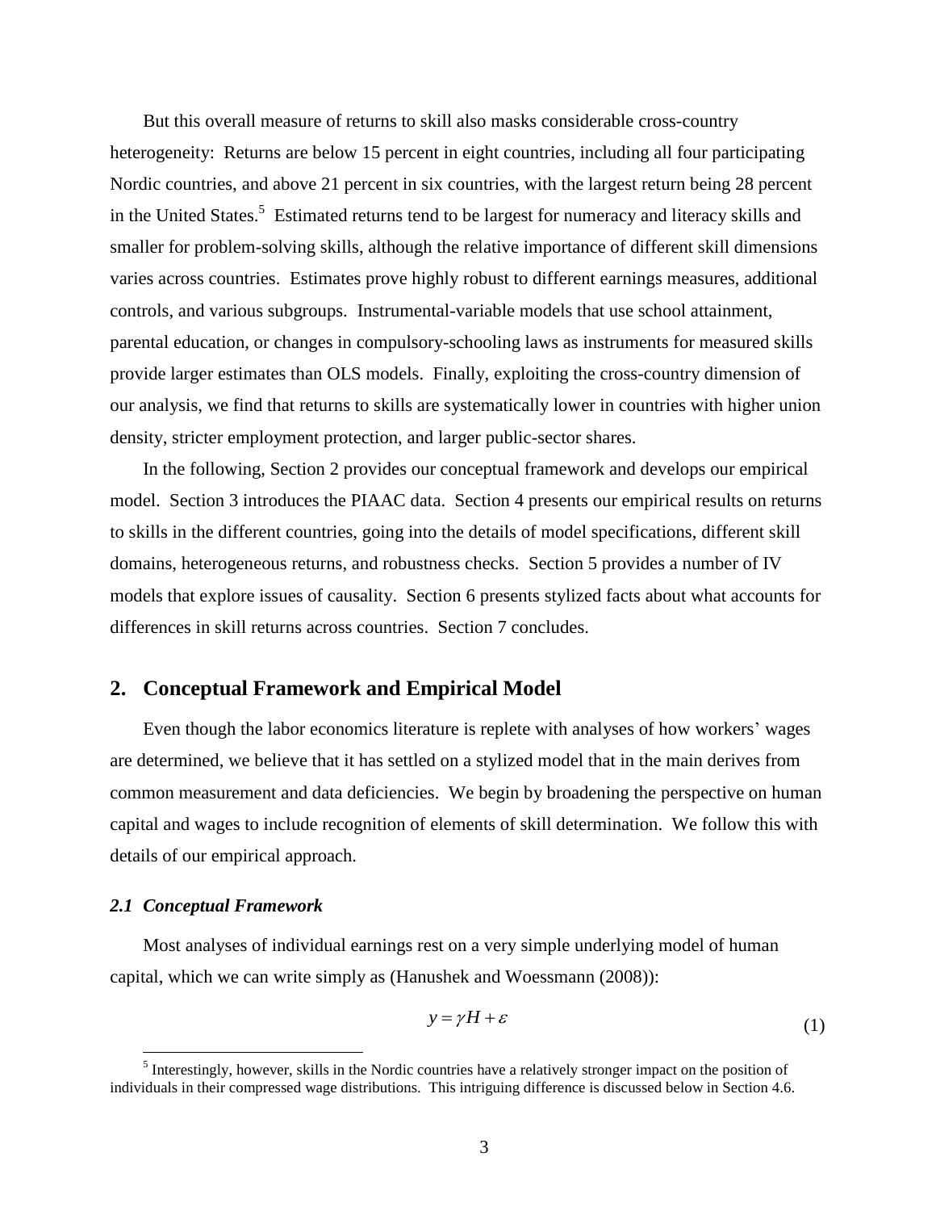But this overall measure of returns to skill also masks considerable cross-country heterogeneity: Returns are below 15 percent in eight countries, including all four participating Nordic countries, and above 21 percent in six countries, with the largest return being 28 percent in the United States.[5] Estimated returns tend to be largest for numeracy and literacy skills and smaller for problem-solving skills, although the relative importance of different skill dimensions varies across countries. Estimates prove highly robust to different earnings measures, additional controls, and various subgroups. Instrumental-variable models that use school attainment, parental education, or changes in compulsory-schooling laws as instruments for measured skills provide larger estimates than OLS models. Finally, exploiting the cross-country dimension of our analysis, we find that returns to skills are systematically lower in countries with higher union density, stricter employment protection, and larger public-sector shares.

In the following, Section 2 provides our conceptual framework and develops our empirical model. Section 3 introduces the PIAAC data. Section 4 presents our empirical results on returns to skills in the different countries, going into the details of model specifications, different skill domains, heterogeneous returns, and robustness checks. Section 5 provides a number of IV models that explore issues of causality. Section 6 presents stylized facts about what accounts for differences in skill returns across countries. Section 7 concludes.

## 2. Conceptual Framework and Empirical Model

Even though the labor economics literature is replete with analyses of how workers' wages are determined, we believe that it has settled on a stylized model that in the main derives from common measurement and data deficiencies. We begin by broadening the perspective on human capital and wages to include recognition of elements of skill determination. We follow this with details of our empirical approach.

### *2.1 Conceptual Framework*

Most analyses of individual earnings rest on a very simple underlying model of human capital, which we can write simply as (Hanushek and Woessmann (2008)):

$$y = \gamma H + \varepsilon \tag{1}$$

[5] Interestingly, however, skills in the Nordic countries have a relatively stronger impact on the position of individuals in their compressed wage distributions. This intriguing difference is discussed below in Section 4.6.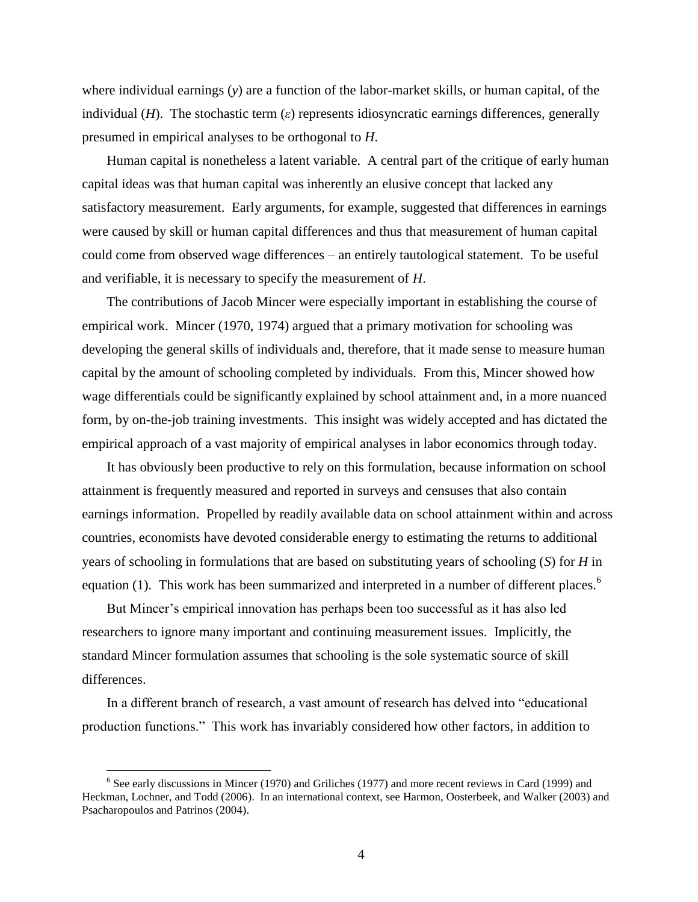where individual earnings ($y$) are a function of the labor-market skills, or human capital, of the individual ($H$). The stochastic term ($\varepsilon$) represents idiosyncratic earnings differences, generally presumed in empirical analyses to be orthogonal to $H$.

Human capital is nonetheless a latent variable. A central part of the critique of early human capital ideas was that human capital was inherently an elusive concept that lacked any satisfactory measurement. Early arguments, for example, suggested that differences in earnings were caused by skill or human capital differences and thus that measurement of human capital could come from observed wage differences – an entirely tautological statement. To be useful and verifiable, it is necessary to specify the measurement of $H$.

The contributions of Jacob Mincer were especially important in establishing the course of empirical work. Mincer (1970, 1974) argued that a primary motivation for schooling was developing the general skills of individuals and, therefore, that it made sense to measure human capital by the amount of schooling completed by individuals. From this, Mincer showed how wage differentials could be significantly explained by school attainment and, in a more nuanced form, by on-the-job training investments. This insight was widely accepted and has dictated the empirical approach of a vast majority of empirical analyses in labor economics through today.

It has obviously been productive to rely on this formulation, because information on school attainment is frequently measured and reported in surveys and censuses that also contain earnings information. Propelled by readily available data on school attainment within and across countries, economists have devoted considerable energy to estimating the returns to additional years of schooling in formulations that are based on substituting years of schooling ($S$) for $H$ in equation (1). This work has been summarized and interpreted in a number of different places.[6]

But Mincer's empirical innovation has perhaps been too successful as it has also led researchers to ignore many important and continuing measurement issues. Implicitly, the standard Mincer formulation assumes that schooling is the sole systematic source of skill differences.

In a different branch of research, a vast amount of research has delved into "educational production functions." This work has invariably considered how other factors, in addition to

[6] See early discussions in Mincer (1970) and Griliches (1977) and more recent reviews in Card (1999) and Heckman, Lochner, and Todd (2006). In an international context, see Harmon, Oosterbeek, and Walker (2003) and Psacharopoulos and Patrinos (2004).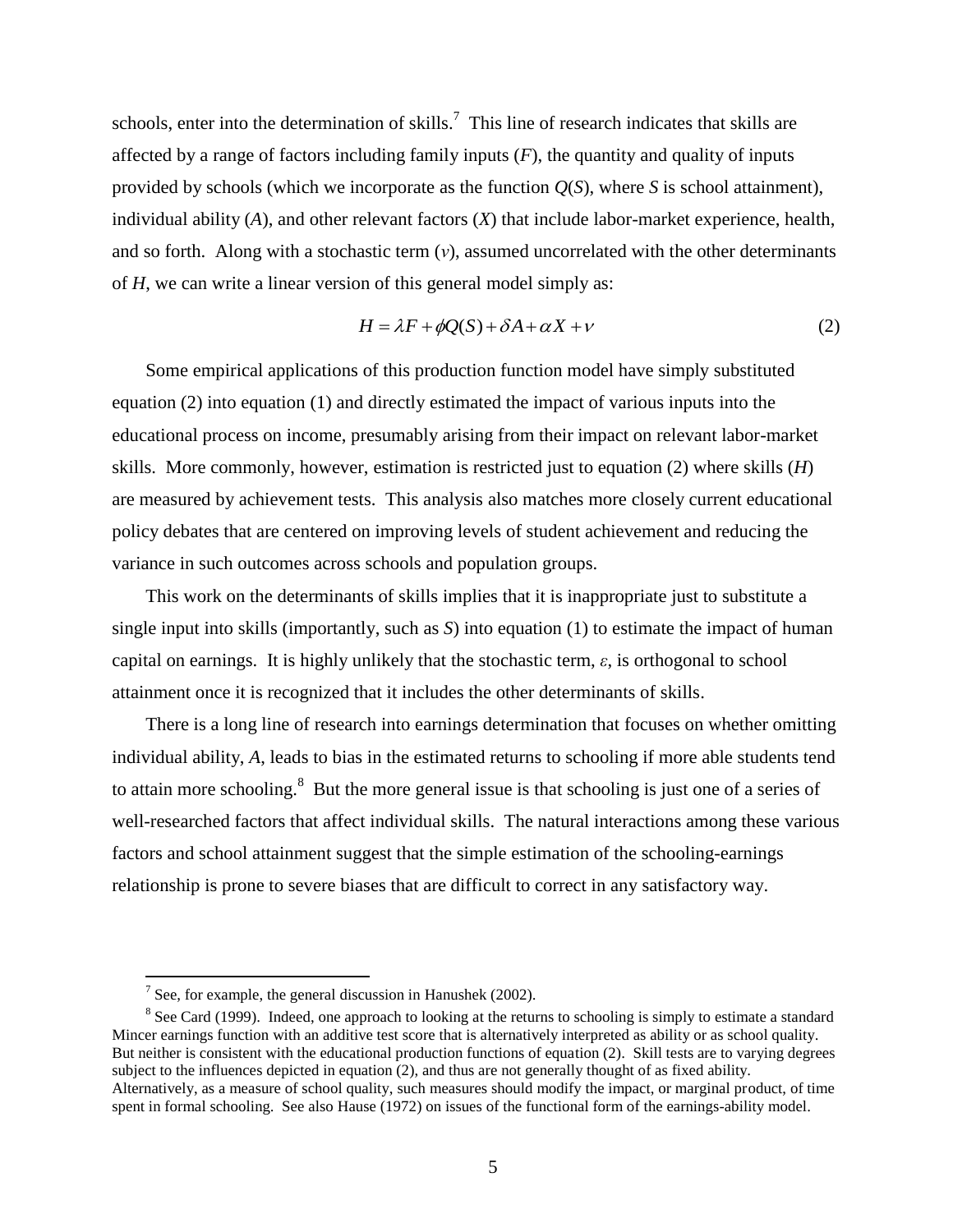schools, enter into the determination of skills.[7] This line of research indicates that skills are affected by a range of factors including family inputs ($F$), the quantity and quality of inputs provided by schools (which we incorporate as the function $Q(S)$, where $S$ is school attainment), individual ability ($A$), and other relevant factors ($X$) that include labor-market experience, health, and so forth. Along with a stochastic term ($\nu$), assumed uncorrelated with the other determinants of $H$, we can write a linear version of this general model simply as:

$$H = \lambda F + \phi Q(S) + \delta A + \alpha X + \nu \tag{2}$$

Some empirical applications of this production function model have simply substituted equation (2) into equation (1) and directly estimated the impact of various inputs into the educational process on income, presumably arising from their impact on relevant labor-market skills. More commonly, however, estimation is restricted just to equation (2) where skills ($H$) are measured by achievement tests. This analysis also matches more closely current educational policy debates that are centered on improving levels of student achievement and reducing the variance in such outcomes across schools and population groups.

This work on the determinants of skills implies that it is inappropriate just to substitute a single input into skills (importantly, such as $S$) into equation (1) to estimate the impact of human capital on earnings. It is highly unlikely that the stochastic term, $\varepsilon$, is orthogonal to school attainment once it is recognized that it includes the other determinants of skills.

There is a long line of research into earnings determination that focuses on whether omitting individual ability, $A$, leads to bias in the estimated returns to schooling if more able students tend to attain more schooling.[8] But the more general issue is that schooling is just one of a series of well-researched factors that affect individual skills. The natural interactions among these various factors and school attainment suggest that the simple estimation of the schooling-earnings relationship is prone to severe biases that are difficult to correct in any satisfactory way.

---

[7] See, for example, the general discussion in Hanushek (2002).

[8] See Card (1999). Indeed, one approach to looking at the returns to schooling is simply to estimate a standard Mincer earnings function with an additive test score that is alternatively interpreted as ability or as school quality. But neither is consistent with the educational production functions of equation (2). Skill tests are to varying degrees subject to the influences depicted in equation (2), and thus are not generally thought of as fixed ability. Alternatively, as a measure of school quality, such measures should modify the impact, or marginal product, of time spent in formal schooling. See also Hause (1972) on issues of the functional form of the earnings-ability model.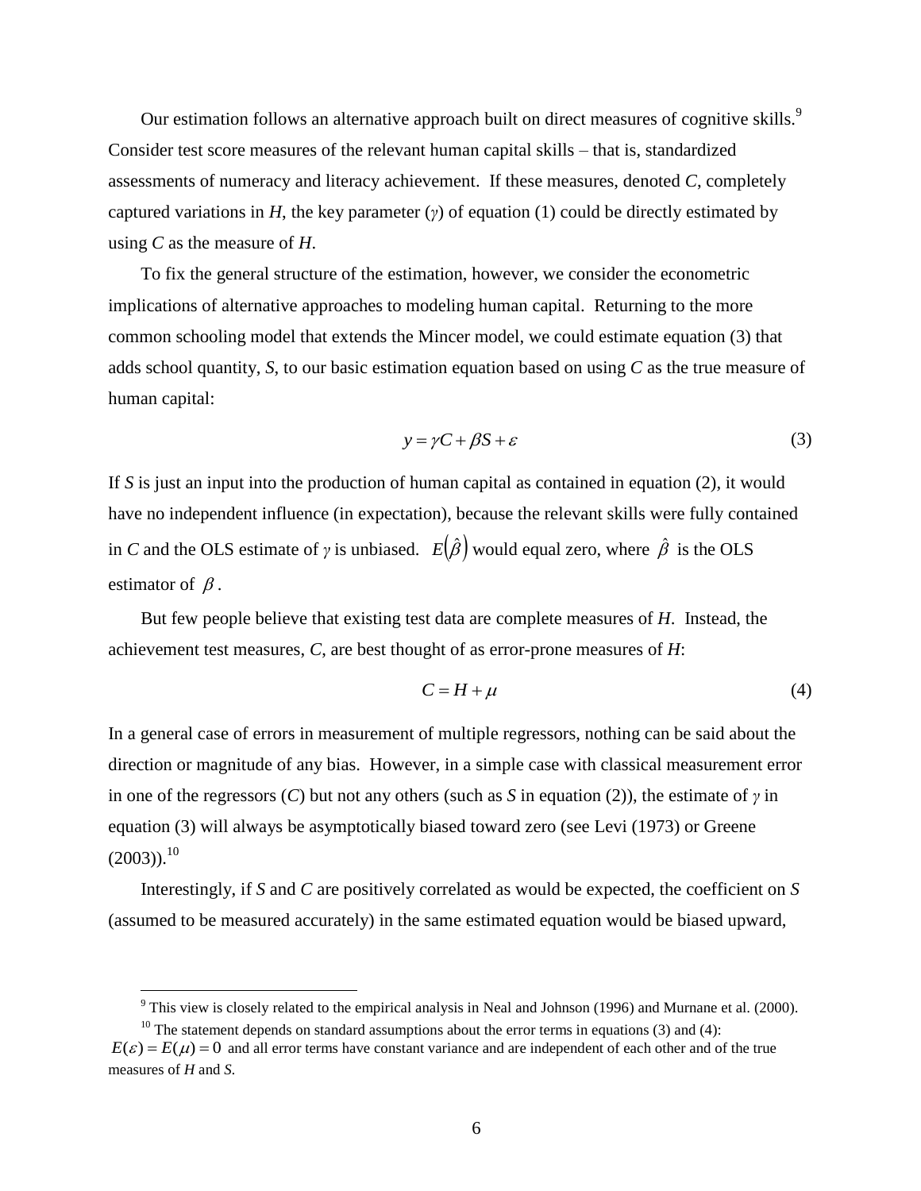Our estimation follows an alternative approach built on direct measures of cognitive skills.[9] Consider test score measures of the relevant human capital skills – that is, standardized assessments of numeracy and literacy achievement. If these measures, denoted *C*, completely captured variations in *H*, the key parameter ($\gamma$) of equation (1) could be directly estimated by using *C* as the measure of *H*.

To fix the general structure of the estimation, however, we consider the econometric implications of alternative approaches to modeling human capital. Returning to the more common schooling model that extends the Mincer model, we could estimate equation (3) that adds school quantity, *S*, to our basic estimation equation based on using *C* as the true measure of human capital:

$$y = \gamma C + \beta S + \varepsilon \tag{3}$$

If *S* is just an input into the production of human capital as contained in equation (2), it would have no independent influence (in expectation), because the relevant skills were fully contained in *C* and the OLS estimate of $\gamma$ is unbiased. $E(\hat{\beta})$ would equal zero, where $\hat{\beta}$ is the OLS estimator of $\beta$.

But few people believe that existing test data are complete measures of *H*. Instead, the achievement test measures, *C*, are best thought of as error-prone measures of *H*:

$$C = H + \mu \tag{4}$$

In a general case of errors in measurement of multiple regressors, nothing can be said about the direction or magnitude of any bias. However, in a simple case with classical measurement error in one of the regressors (*C*) but not any others (such as *S* in equation (2)), the estimate of $\gamma$ in equation (3) will always be asymptotically biased toward zero (see Levi (1973) or Greene (2003)).[10]

Interestingly, if *S* and *C* are positively correlated as would be expected, the coefficient on *S* (assumed to be measured accurately) in the same estimated equation would be biased upward,

---

[9] This view is closely related to the empirical analysis in Neal and Johnson (1996) and Murnane et al. (2000).

[10] The statement depends on standard assumptions about the error terms in equations (3) and (4): $E(\varepsilon) = E(\mu) = 0$ and all error terms have constant variance and are independent of each other and of the true measures of *H* and *S*.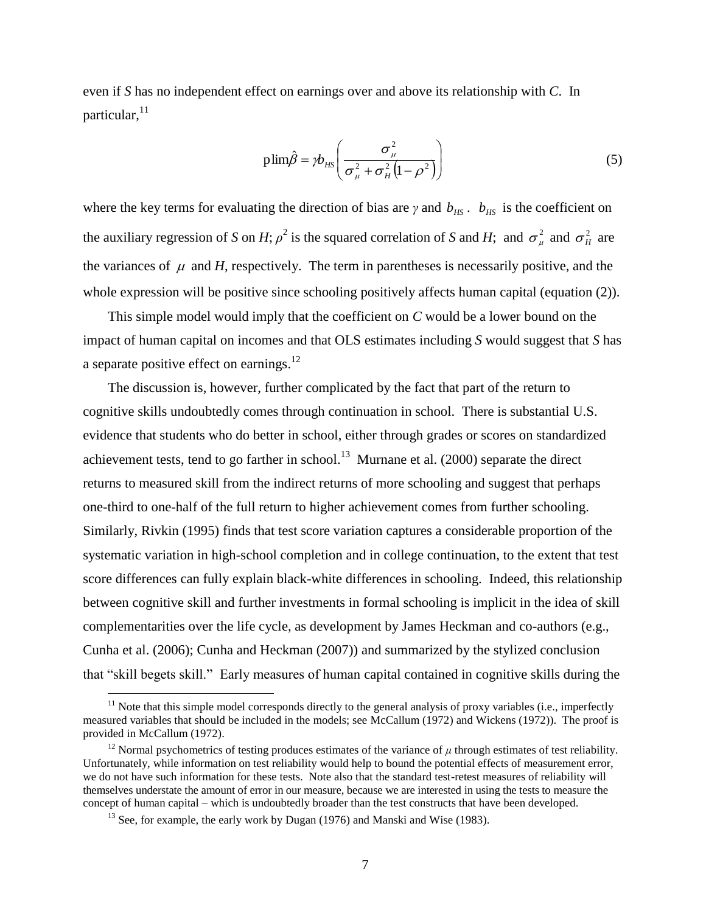even if *S* has no independent effect on earnings over and above its relationship with *C*. In particular,[11]

$$\text{plim}\hat{\beta} = \gamma b_{HS}\left(\frac{\sigma_{\mu}^{2}}{\sigma_{\mu}^{2} + \sigma_{H}^{2}\left(1-\rho^{2}\right)}\right) \tag{5}$$

where the key terms for evaluating the direction of bias are $\gamma$ and $b_{HS}$. $b_{HS}$ is the coefficient on the auxiliary regression of *S* on *H*; $\rho^2$ is the squared correlation of *S* and *H*; and $\sigma_{\mu}^{2}$ and $\sigma_{H}^{2}$ are the variances of $\mu$ and *H*, respectively. The term in parentheses is necessarily positive, and the whole expression will be positive since schooling positively affects human capital (equation (2)).

This simple model would imply that the coefficient on *C* would be a lower bound on the impact of human capital on incomes and that OLS estimates including *S* would suggest that *S* has a separate positive effect on earnings.[12]

The discussion is, however, further complicated by the fact that part of the return to cognitive skills undoubtedly comes through continuation in school. There is substantial U.S. evidence that students who do better in school, either through grades or scores on standardized achievement tests, tend to go farther in school.[13] Murnane et al. (2000) separate the direct returns to measured skill from the indirect returns of more schooling and suggest that perhaps one-third to one-half of the full return to higher achievement comes from further schooling. Similarly, Rivkin (1995) finds that test score variation captures a considerable proportion of the systematic variation in high-school completion and in college continuation, to the extent that test score differences can fully explain black-white differences in schooling. Indeed, this relationship between cognitive skill and further investments in formal schooling is implicit in the idea of skill complementarities over the life cycle, as development by James Heckman and co-authors (e.g., Cunha et al. (2006); Cunha and Heckman (2007)) and summarized by the stylized conclusion that "skill begets skill." Early measures of human capital contained in cognitive skills during the

---

[11] Note that this simple model corresponds directly to the general analysis of proxy variables (i.e., imperfectly measured variables that should be included in the models; see McCallum (1972) and Wickens (1972)). The proof is provided in McCallum (1972).

[12] Normal psychometrics of testing produces estimates of the variance of $\mu$ through estimates of test reliability. Unfortunately, while information on test reliability would help to bound the potential effects of measurement error, we do not have such information for these tests. Note also that the standard test-retest measures of reliability will themselves understate the amount of error in our measure, because we are interested in using the tests to measure the concept of human capital – which is undoubtedly broader than the test constructs that have been developed.

[13] See, for example, the early work by Dugan (1976) and Manski and Wise (1983).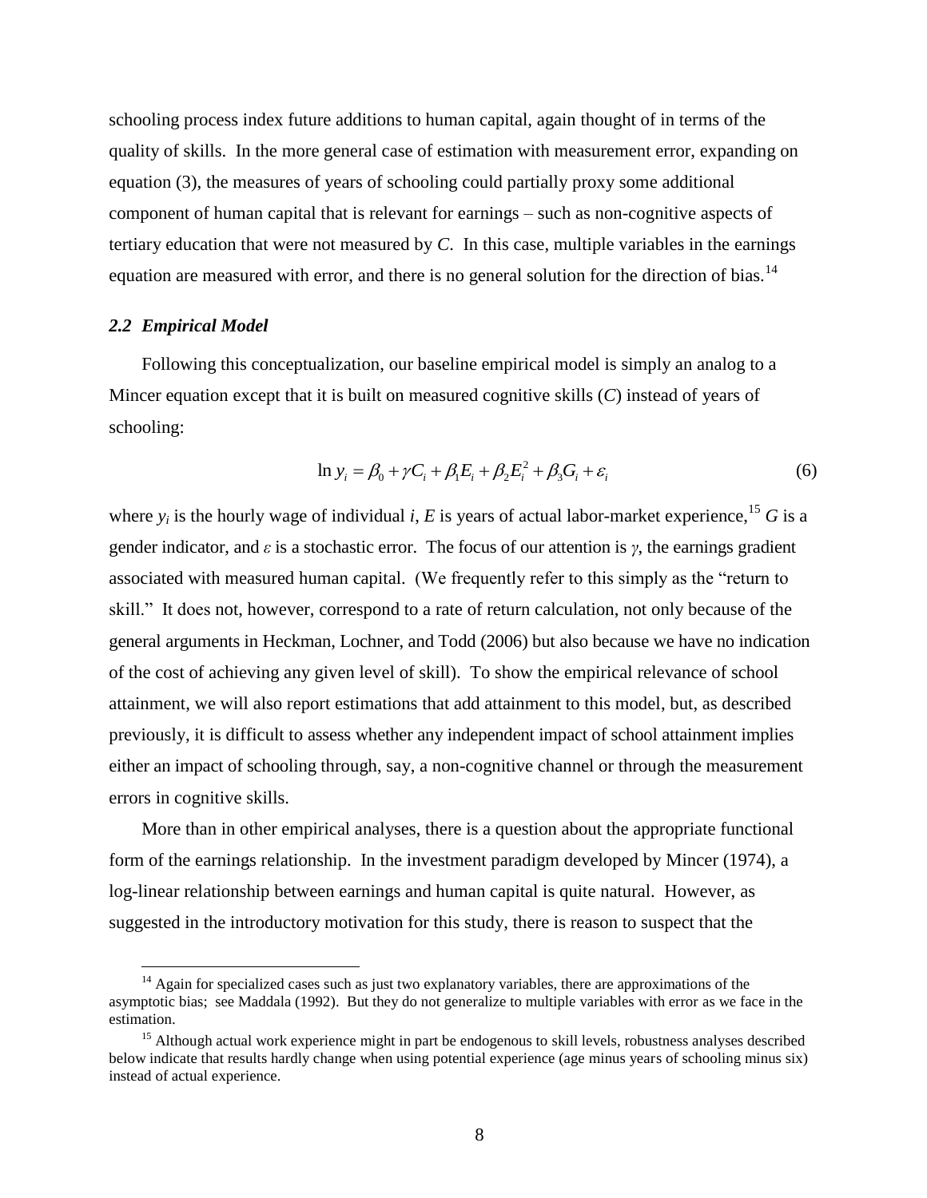schooling process index future additions to human capital, again thought of in terms of the quality of skills. In the more general case of estimation with measurement error, expanding on equation (3), the measures of years of schooling could partially proxy some additional component of human capital that is relevant for earnings – such as non-cognitive aspects of tertiary education that were not measured by *C*. In this case, multiple variables in the earnings equation are measured with error, and there is no general solution for the direction of bias.[14]

### *2.2 Empirical Model*

Following this conceptualization, our baseline empirical model is simply an analog to a Mincer equation except that it is built on measured cognitive skills (*C*) instead of years of schooling:

$$\ln y_i = \beta_0 + \gamma C_i + \beta_1 E_i + \beta_2 E_i^2 + \beta_3 G_i + \varepsilon_i \tag{6}$$

where $y_i$ is the hourly wage of individual *i*, *E* is years of actual labor-market experience,[15] *G* is a gender indicator, and $\varepsilon$ is a stochastic error. The focus of our attention is $\gamma$, the earnings gradient associated with measured human capital. (We frequently refer to this simply as the "return to skill." It does not, however, correspond to a rate of return calculation, not only because of the general arguments in Heckman, Lochner, and Todd (2006) but also because we have no indication of the cost of achieving any given level of skill). To show the empirical relevance of school attainment, we will also report estimations that add attainment to this model, but, as described previously, it is difficult to assess whether any independent impact of school attainment implies either an impact of schooling through, say, a non-cognitive channel or through the measurement errors in cognitive skills.

More than in other empirical analyses, there is a question about the appropriate functional form of the earnings relationship. In the investment paradigm developed by Mincer (1974), a log-linear relationship between earnings and human capital is quite natural. However, as suggested in the introductory motivation for this study, there is reason to suspect that the

---

[14] Again for specialized cases such as just two explanatory variables, there are approximations of the asymptotic bias; see Maddala (1992). But they do not generalize to multiple variables with error as we face in the estimation.

[15] Although actual work experience might in part be endogenous to skill levels, robustness analyses described below indicate that results hardly change when using potential experience (age minus years of schooling minus six) instead of actual experience.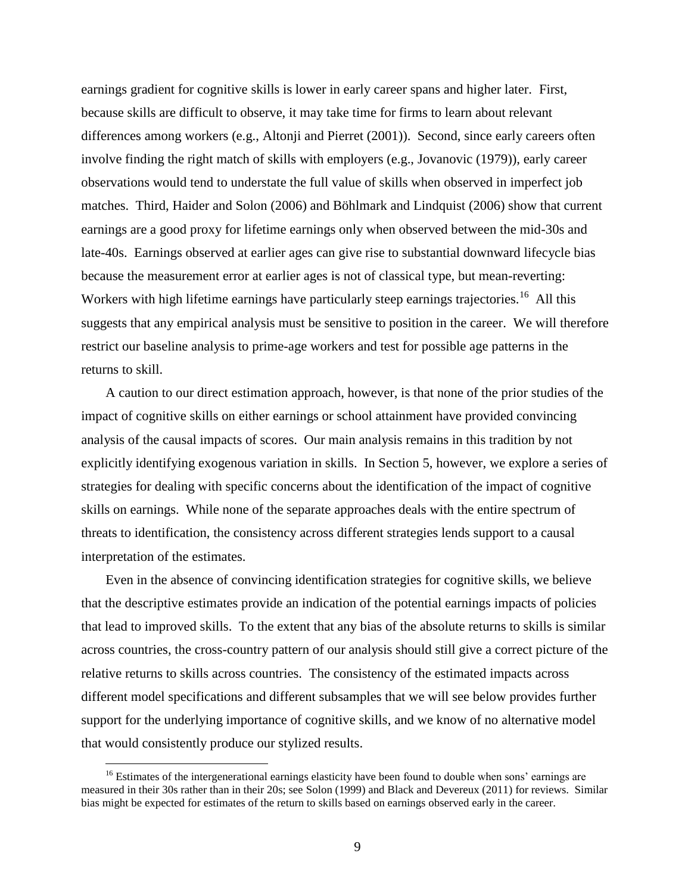earnings gradient for cognitive skills is lower in early career spans and higher later. First, because skills are difficult to observe, it may take time for firms to learn about relevant differences among workers (e.g., Altonji and Pierret (2001)). Second, since early careers often involve finding the right match of skills with employers (e.g., Jovanovic (1979)), early career observations would tend to understate the full value of skills when observed in imperfect job matches. Third, Haider and Solon (2006) and Böhlmark and Lindquist (2006) show that current earnings are a good proxy for lifetime earnings only when observed between the mid-30s and late-40s. Earnings observed at earlier ages can give rise to substantial downward lifecycle bias because the measurement error at earlier ages is not of classical type, but mean-reverting: Workers with high lifetime earnings have particularly steep earnings trajectories.[16] All this suggests that any empirical analysis must be sensitive to position in the career. We will therefore restrict our baseline analysis to prime-age workers and test for possible age patterns in the returns to skill.

A caution to our direct estimation approach, however, is that none of the prior studies of the impact of cognitive skills on either earnings or school attainment have provided convincing analysis of the causal impacts of scores. Our main analysis remains in this tradition by not explicitly identifying exogenous variation in skills. In Section 5, however, we explore a series of strategies for dealing with specific concerns about the identification of the impact of cognitive skills on earnings. While none of the separate approaches deals with the entire spectrum of threats to identification, the consistency across different strategies lends support to a causal interpretation of the estimates.

Even in the absence of convincing identification strategies for cognitive skills, we believe that the descriptive estimates provide an indication of the potential earnings impacts of policies that lead to improved skills. To the extent that any bias of the absolute returns to skills is similar across countries, the cross-country pattern of our analysis should still give a correct picture of the relative returns to skills across countries. The consistency of the estimated impacts across different model specifications and different subsamples that we will see below provides further support for the underlying importance of cognitive skills, and we know of no alternative model that would consistently produce our stylized results.

[16] Estimates of the intergenerational earnings elasticity have been found to double when sons' earnings are measured in their 30s rather than in their 20s; see Solon (1999) and Black and Devereux (2011) for reviews. Similar bias might be expected for estimates of the return to skills based on earnings observed early in the career.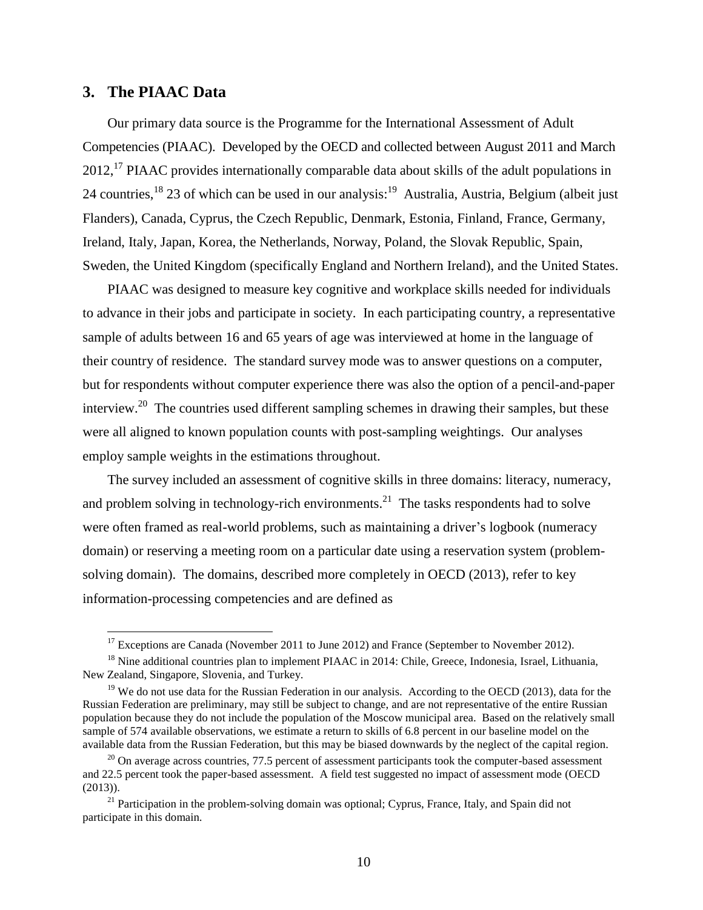## 3. The PIAAC Data

Our primary data source is the Programme for the International Assessment of Adult Competencies (PIAAC). Developed by the OECD and collected between August 2011 and March 2012,[17] PIAAC provides internationally comparable data about skills of the adult populations in 24 countries,[18] 23 of which can be used in our analysis:[19] Australia, Austria, Belgium (albeit just Flanders), Canada, Cyprus, the Czech Republic, Denmark, Estonia, Finland, France, Germany, Ireland, Italy, Japan, Korea, the Netherlands, Norway, Poland, the Slovak Republic, Spain, Sweden, the United Kingdom (specifically England and Northern Ireland), and the United States.

PIAAC was designed to measure key cognitive and workplace skills needed for individuals to advance in their jobs and participate in society. In each participating country, a representative sample of adults between 16 and 65 years of age was interviewed at home in the language of their country of residence. The standard survey mode was to answer questions on a computer, but for respondents without computer experience there was also the option of a pencil-and-paper interview.[20] The countries used different sampling schemes in drawing their samples, but these were all aligned to known population counts with post-sampling weightings. Our analyses employ sample weights in the estimations throughout.

The survey included an assessment of cognitive skills in three domains: literacy, numeracy, and problem solving in technology-rich environments.[21] The tasks respondents had to solve were often framed as real-world problems, such as maintaining a driver's logbook (numeracy domain) or reserving a meeting room on a particular date using a reservation system (problem-solving domain). The domains, described more completely in OECD (2013), refer to key information-processing competencies and are defined as

---

[17] Exceptions are Canada (November 2011 to June 2012) and France (September to November 2012).

[18] Nine additional countries plan to implement PIAAC in 2014: Chile, Greece, Indonesia, Israel, Lithuania, New Zealand, Singapore, Slovenia, and Turkey.

[19] We do not use data for the Russian Federation in our analysis. According to the OECD (2013), data for the Russian Federation are preliminary, may still be subject to change, and are not representative of the entire Russian population because they do not include the population of the Moscow municipal area. Based on the relatively small sample of 574 available observations, we estimate a return to skills of 6.8 percent in our baseline model on the available data from the Russian Federation, but this may be biased downwards by the neglect of the capital region.

[20] On average across countries, 77.5 percent of assessment participants took the computer-based assessment and 22.5 percent took the paper-based assessment. A field test suggested no impact of assessment mode (OECD (2013)).

[21] Participation in the problem-solving domain was optional; Cyprus, France, Italy, and Spain did not participate in this domain.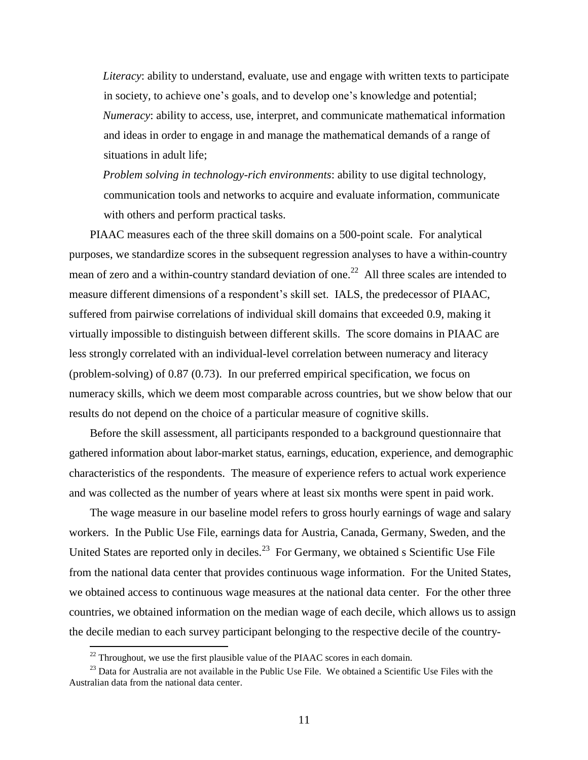*Literacy*: ability to understand, evaluate, use and engage with written texts to participate in society, to achieve one's goals, and to develop one's knowledge and potential;

*Numeracy*: ability to access, use, interpret, and communicate mathematical information and ideas in order to engage in and manage the mathematical demands of a range of situations in adult life;

*Problem solving in technology-rich environments*: ability to use digital technology, communication tools and networks to acquire and evaluate information, communicate with others and perform practical tasks.

PIAAC measures each of the three skill domains on a 500-point scale. For analytical purposes, we standardize scores in the subsequent regression analyses to have a within-country mean of zero and a within-country standard deviation of one.[22] All three scales are intended to measure different dimensions of a respondent's skill set. IALS, the predecessor of PIAAC, suffered from pairwise correlations of individual skill domains that exceeded 0.9, making it virtually impossible to distinguish between different skills. The score domains in PIAAC are less strongly correlated with an individual-level correlation between numeracy and literacy (problem-solving) of 0.87 (0.73). In our preferred empirical specification, we focus on numeracy skills, which we deem most comparable across countries, but we show below that our results do not depend on the choice of a particular measure of cognitive skills.

Before the skill assessment, all participants responded to a background questionnaire that gathered information about labor-market status, earnings, education, experience, and demographic characteristics of the respondents. The measure of experience refers to actual work experience and was collected as the number of years where at least six months were spent in paid work.

The wage measure in our baseline model refers to gross hourly earnings of wage and salary workers. In the Public Use File, earnings data for Austria, Canada, Germany, Sweden, and the United States are reported only in deciles.[23] For Germany, we obtained s Scientific Use File from the national data center that provides continuous wage information. For the United States, we obtained access to continuous wage measures at the national data center. For the other three countries, we obtained information on the median wage of each decile, which allows us to assign the decile median to each survey participant belonging to the respective decile of the country-

---

[22] Throughout, we use the first plausible value of the PIAAC scores in each domain.

[23] Data for Australia are not available in the Public Use File. We obtained a Scientific Use Files with the Australian data from the national data center.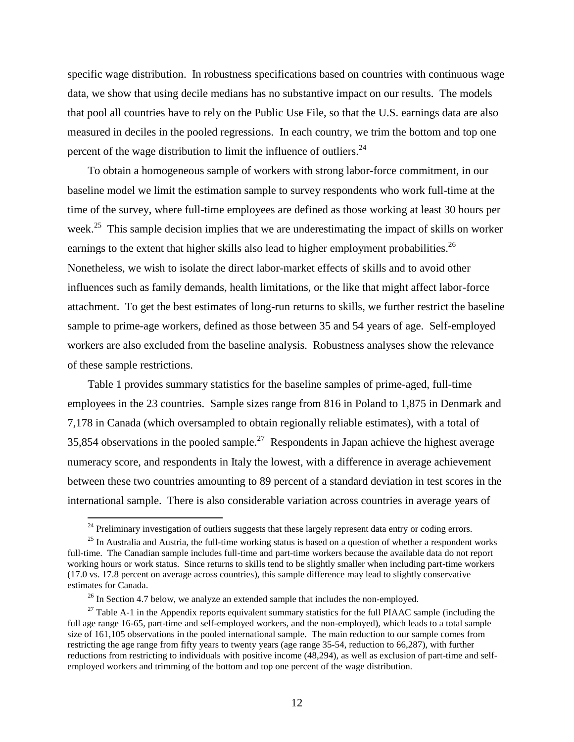specific wage distribution. In robustness specifications based on countries with continuous wage data, we show that using decile medians has no substantive impact on our results. The models that pool all countries have to rely on the Public Use File, so that the U.S. earnings data are also measured in deciles in the pooled regressions. In each country, we trim the bottom and top one percent of the wage distribution to limit the influence of outliers.[24]

To obtain a homogeneous sample of workers with strong labor-force commitment, in our baseline model we limit the estimation sample to survey respondents who work full-time at the time of the survey, where full-time employees are defined as those working at least 30 hours per week.[25] This sample decision implies that we are underestimating the impact of skills on worker earnings to the extent that higher skills also lead to higher employment probabilities.[26] Nonetheless, we wish to isolate the direct labor-market effects of skills and to avoid other influences such as family demands, health limitations, or the like that might affect labor-force attachment. To get the best estimates of long-run returns to skills, we further restrict the baseline sample to prime-age workers, defined as those between 35 and 54 years of age. Self-employed workers are also excluded from the baseline analysis. Robustness analyses show the relevance of these sample restrictions.

Table 1 provides summary statistics for the baseline samples of prime-aged, full-time employees in the 23 countries. Sample sizes range from 816 in Poland to 1,875 in Denmark and 7,178 in Canada (which oversampled to obtain regionally reliable estimates), with a total of 35,854 observations in the pooled sample.[27] Respondents in Japan achieve the highest average numeracy score, and respondents in Italy the lowest, with a difference in average achievement between these two countries amounting to 89 percent of a standard deviation in test scores in the international sample. There is also considerable variation across countries in average years of

---

[24] Preliminary investigation of outliers suggests that these largely represent data entry or coding errors.

[25] In Australia and Austria, the full-time working status is based on a question of whether a respondent works full-time. The Canadian sample includes full-time and part-time workers because the available data do not report working hours or work status. Since returns to skills tend to be slightly smaller when including part-time workers (17.0 vs. 17.8 percent on average across countries), this sample difference may lead to slightly conservative estimates for Canada.

[26] In Section 4.7 below, we analyze an extended sample that includes the non-employed.

[27] Table A-1 in the Appendix reports equivalent summary statistics for the full PIAAC sample (including the full age range 16-65, part-time and self-employed workers, and the non-employed), which leads to a total sample size of 161,105 observations in the pooled international sample. The main reduction to our sample comes from restricting the age range from fifty years to twenty years (age range 35-54, reduction to 66,287), with further reductions from restricting to individuals with positive income (48,294), as well as exclusion of part-time and self-employed workers and trimming of the bottom and top one percent of the wage distribution.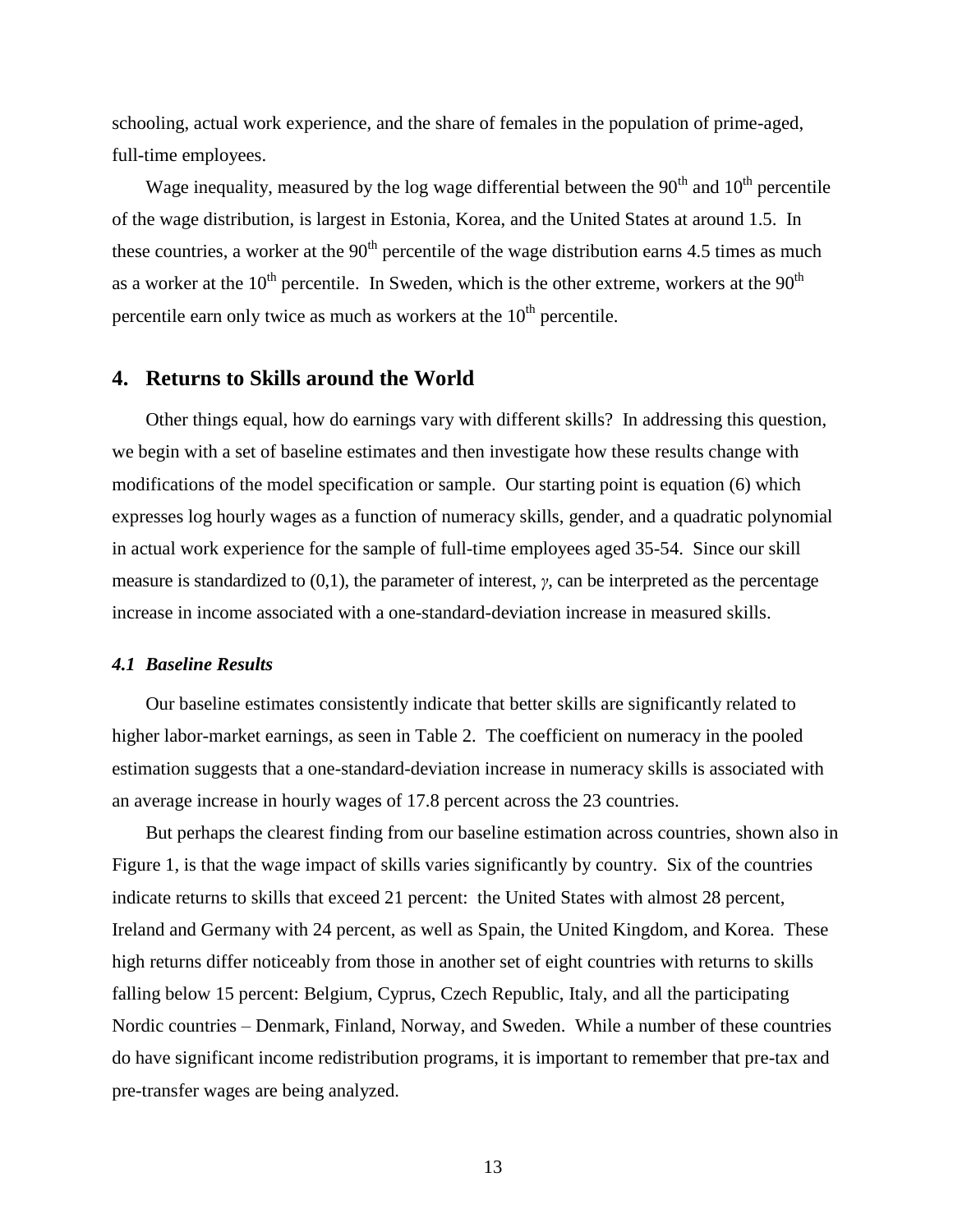schooling, actual work experience, and the share of females in the population of prime-aged, full-time employees.

Wage inequality, measured by the log wage differential between the $90^{th}$ and $10^{th}$ percentile of the wage distribution, is largest in Estonia, Korea, and the United States at around 1.5. In these countries, a worker at the $90^{th}$ percentile of the wage distribution earns 4.5 times as much as a worker at the $10^{th}$ percentile. In Sweden, which is the other extreme, workers at the $90^{th}$ percentile earn only twice as much as workers at the $10^{th}$ percentile.

## 4. Returns to Skills around the World

Other things equal, how do earnings vary with different skills? In addressing this question, we begin with a set of baseline estimates and then investigate how these results change with modifications of the model specification or sample. Our starting point is equation (6) which expresses log hourly wages as a function of numeracy skills, gender, and a quadratic polynomial in actual work experience for the sample of full-time employees aged 35-54. Since our skill measure is standardized to (0,1), the parameter of interest, $\gamma$, can be interpreted as the percentage increase in income associated with a one-standard-deviation increase in measured skills.

### *4.1 Baseline Results*

Our baseline estimates consistently indicate that better skills are significantly related to higher labor-market earnings, as seen in Table 2. The coefficient on numeracy in the pooled estimation suggests that a one-standard-deviation increase in numeracy skills is associated with an average increase in hourly wages of 17.8 percent across the 23 countries.

But perhaps the clearest finding from our baseline estimation across countries, shown also in Figure 1, is that the wage impact of skills varies significantly by country. Six of the countries indicate returns to skills that exceed 21 percent: the United States with almost 28 percent, Ireland and Germany with 24 percent, as well as Spain, the United Kingdom, and Korea. These high returns differ noticeably from those in another set of eight countries with returns to skills falling below 15 percent: Belgium, Cyprus, Czech Republic, Italy, and all the participating Nordic countries – Denmark, Finland, Norway, and Sweden. While a number of these countries do have significant income redistribution programs, it is important to remember that pre-tax and pre-transfer wages are being analyzed.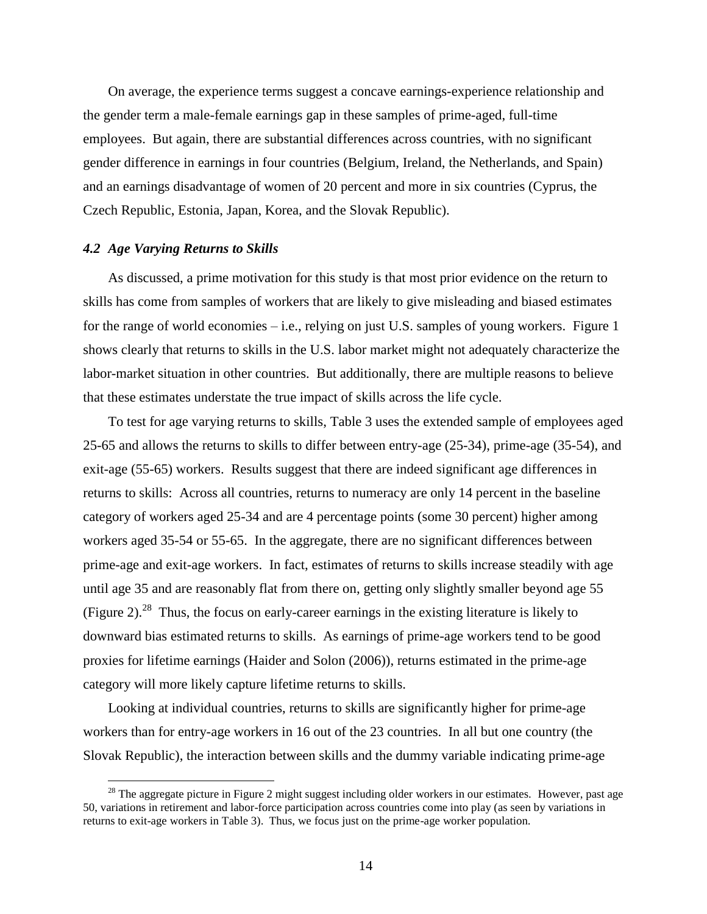On average, the experience terms suggest a concave earnings-experience relationship and the gender term a male-female earnings gap in these samples of prime-aged, full-time employees. But again, there are substantial differences across countries, with no significant gender difference in earnings in four countries (Belgium, Ireland, the Netherlands, and Spain) and an earnings disadvantage of women of 20 percent and more in six countries (Cyprus, the Czech Republic, Estonia, Japan, Korea, and the Slovak Republic).

### *4.2 Age Varying Returns to Skills*

As discussed, a prime motivation for this study is that most prior evidence on the return to skills has come from samples of workers that are likely to give misleading and biased estimates for the range of world economies – i.e., relying on just U.S. samples of young workers. Figure 1 shows clearly that returns to skills in the U.S. labor market might not adequately characterize the labor-market situation in other countries. But additionally, there are multiple reasons to believe that these estimates understate the true impact of skills across the life cycle.

To test for age varying returns to skills, Table 3 uses the extended sample of employees aged 25-65 and allows the returns to skills to differ between entry-age (25-34), prime-age (35-54), and exit-age (55-65) workers. Results suggest that there are indeed significant age differences in returns to skills: Across all countries, returns to numeracy are only 14 percent in the baseline category of workers aged 25-34 and are 4 percentage points (some 30 percent) higher among workers aged 35-54 or 55-65. In the aggregate, there are no significant differences between prime-age and exit-age workers. In fact, estimates of returns to skills increase steadily with age until age 35 and are reasonably flat from there on, getting only slightly smaller beyond age 55 (Figure 2).[28] Thus, the focus on early-career earnings in the existing literature is likely to downward bias estimated returns to skills. As earnings of prime-age workers tend to be good proxies for lifetime earnings (Haider and Solon (2006)), returns estimated in the prime-age category will more likely capture lifetime returns to skills.

Looking at individual countries, returns to skills are significantly higher for prime-age workers than for entry-age workers in 16 out of the 23 countries. In all but one country (the Slovak Republic), the interaction between skills and the dummy variable indicating prime-age

[28] The aggregate picture in Figure 2 might suggest including older workers in our estimates. However, past age 50, variations in retirement and labor-force participation across countries come into play (as seen by variations in returns to exit-age workers in Table 3). Thus, we focus just on the prime-age worker population.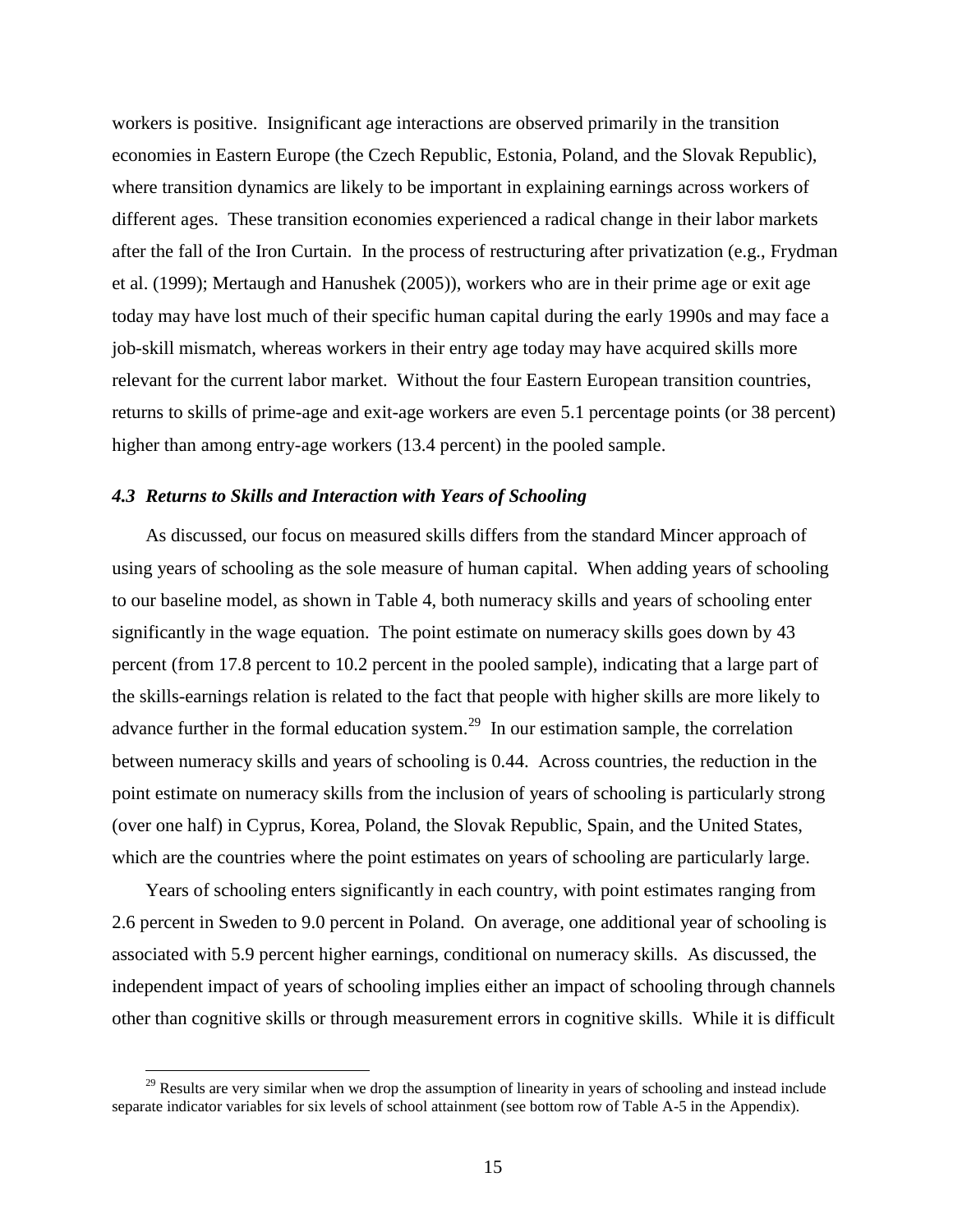workers is positive. Insignificant age interactions are observed primarily in the transition economies in Eastern Europe (the Czech Republic, Estonia, Poland, and the Slovak Republic), where transition dynamics are likely to be important in explaining earnings across workers of different ages. These transition economies experienced a radical change in their labor markets after the fall of the Iron Curtain. In the process of restructuring after privatization (e.g., Frydman et al. (1999); Mertaugh and Hanushek (2005)), workers who are in their prime age or exit age today may have lost much of their specific human capital during the early 1990s and may face a job-skill mismatch, whereas workers in their entry age today may have acquired skills more relevant for the current labor market. Without the four Eastern European transition countries, returns to skills of prime-age and exit-age workers are even 5.1 percentage points (or 38 percent) higher than among entry-age workers (13.4 percent) in the pooled sample.

### *4.3 Returns to Skills and Interaction with Years of Schooling*

As discussed, our focus on measured skills differs from the standard Mincer approach of using years of schooling as the sole measure of human capital. When adding years of schooling to our baseline model, as shown in Table 4, both numeracy skills and years of schooling enter significantly in the wage equation. The point estimate on numeracy skills goes down by 43 percent (from 17.8 percent to 10.2 percent in the pooled sample), indicating that a large part of the skills-earnings relation is related to the fact that people with higher skills are more likely to advance further in the formal education system.[29] In our estimation sample, the correlation between numeracy skills and years of schooling is 0.44. Across countries, the reduction in the point estimate on numeracy skills from the inclusion of years of schooling is particularly strong (over one half) in Cyprus, Korea, Poland, the Slovak Republic, Spain, and the United States, which are the countries where the point estimates on years of schooling are particularly large.

Years of schooling enters significantly in each country, with point estimates ranging from 2.6 percent in Sweden to 9.0 percent in Poland. On average, one additional year of schooling is associated with 5.9 percent higher earnings, conditional on numeracy skills. As discussed, the independent impact of years of schooling implies either an impact of schooling through channels other than cognitive skills or through measurement errors in cognitive skills. While it is difficult

[29] Results are very similar when we drop the assumption of linearity in years of schooling and instead include separate indicator variables for six levels of school attainment (see bottom row of Table A-5 in the Appendix).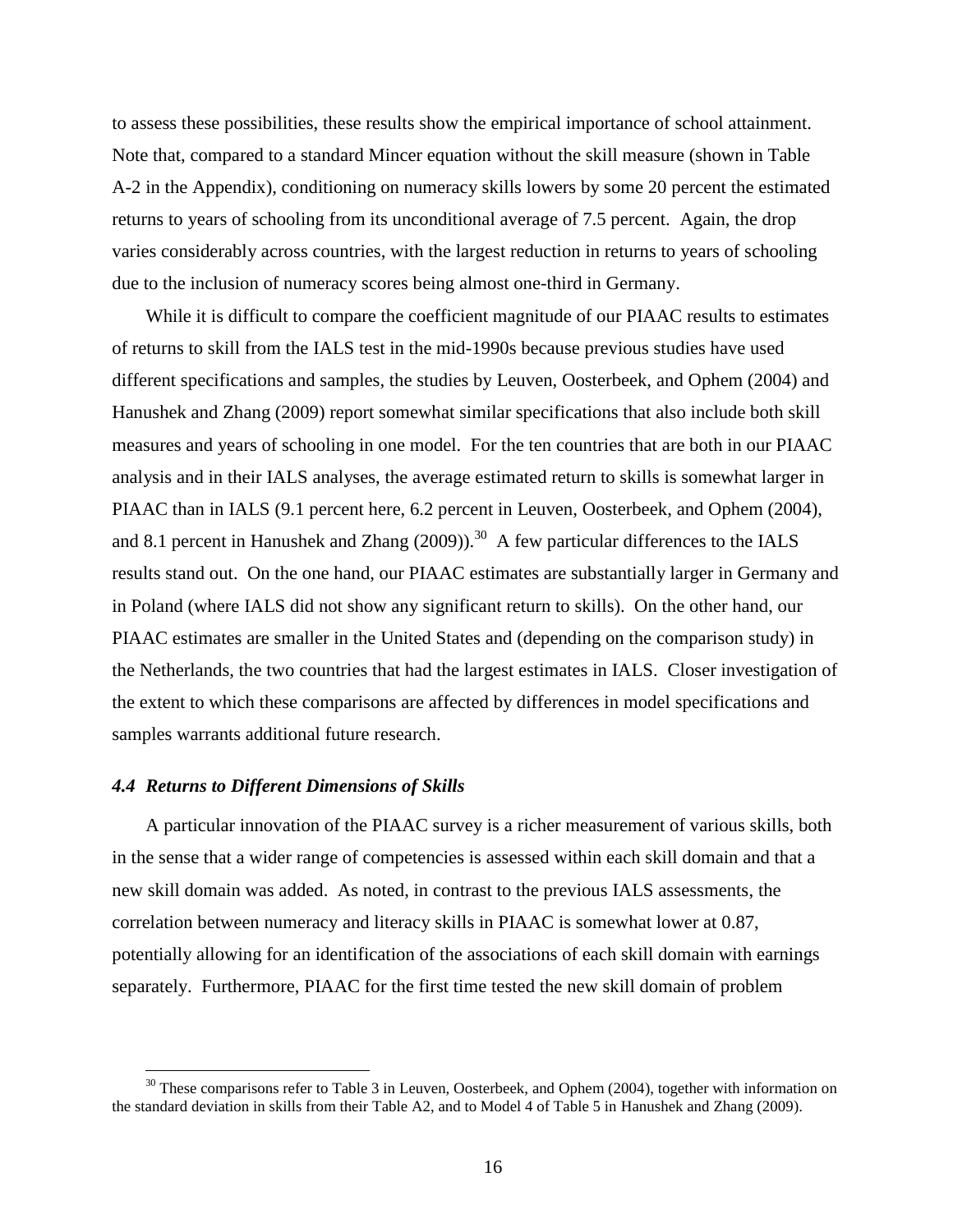to assess these possibilities, these results show the empirical importance of school attainment. Note that, compared to a standard Mincer equation without the skill measure (shown in Table A-2 in the Appendix), conditioning on numeracy skills lowers by some 20 percent the estimated returns to years of schooling from its unconditional average of 7.5 percent. Again, the drop varies considerably across countries, with the largest reduction in returns to years of schooling due to the inclusion of numeracy scores being almost one-third in Germany.

While it is difficult to compare the coefficient magnitude of our PIAAC results to estimates of returns to skill from the IALS test in the mid-1990s because previous studies have used different specifications and samples, the studies by Leuven, Oosterbeek, and Ophem (2004) and Hanushek and Zhang (2009) report somewhat similar specifications that also include both skill measures and years of schooling in one model. For the ten countries that are both in our PIAAC analysis and in their IALS analyses, the average estimated return to skills is somewhat larger in PIAAC than in IALS (9.1 percent here, 6.2 percent in Leuven, Oosterbeek, and Ophem (2004), and 8.1 percent in Hanushek and Zhang (2009)).[30] A few particular differences to the IALS results stand out. On the one hand, our PIAAC estimates are substantially larger in Germany and in Poland (where IALS did not show any significant return to skills). On the other hand, our PIAAC estimates are smaller in the United States and (depending on the comparison study) in the Netherlands, the two countries that had the largest estimates in IALS. Closer investigation of the extent to which these comparisons are affected by differences in model specifications and samples warrants additional future research.

### *4.4 Returns to Different Dimensions of Skills*

A particular innovation of the PIAAC survey is a richer measurement of various skills, both in the sense that a wider range of competencies is assessed within each skill domain and that a new skill domain was added. As noted, in contrast to the previous IALS assessments, the correlation between numeracy and literacy skills in PIAAC is somewhat lower at 0.87, potentially allowing for an identification of the associations of each skill domain with earnings separately. Furthermore, PIAAC for the first time tested the new skill domain of problem

[30] These comparisons refer to Table 3 in Leuven, Oosterbeek, and Ophem (2004), together with information on the standard deviation in skills from their Table A2, and to Model 4 of Table 5 in Hanushek and Zhang (2009).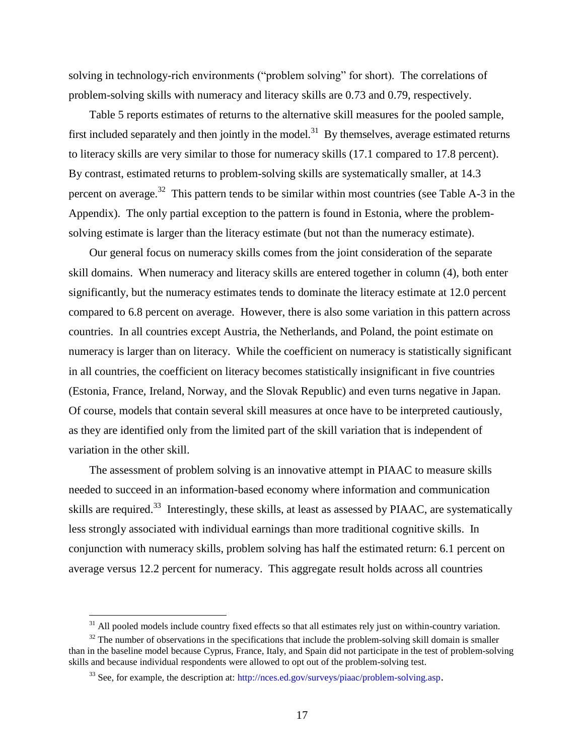solving in technology-rich environments ("problem solving" for short). The correlations of problem-solving skills with numeracy and literacy skills are 0.73 and 0.79, respectively.

Table 5 reports estimates of returns to the alternative skill measures for the pooled sample, first included separately and then jointly in the model.[31] By themselves, average estimated returns to literacy skills are very similar to those for numeracy skills (17.1 compared to 17.8 percent). By contrast, estimated returns to problem-solving skills are systematically smaller, at 14.3 percent on average.[32] This pattern tends to be similar within most countries (see Table A-3 in the Appendix). The only partial exception to the pattern is found in Estonia, where the problem-solving estimate is larger than the literacy estimate (but not than the numeracy estimate).

Our general focus on numeracy skills comes from the joint consideration of the separate skill domains. When numeracy and literacy skills are entered together in column (4), both enter significantly, but the numeracy estimates tends to dominate the literacy estimate at 12.0 percent compared to 6.8 percent on average. However, there is also some variation in this pattern across countries. In all countries except Austria, the Netherlands, and Poland, the point estimate on numeracy is larger than on literacy. While the coefficient on numeracy is statistically significant in all countries, the coefficient on literacy becomes statistically insignificant in five countries (Estonia, France, Ireland, Norway, and the Slovak Republic) and even turns negative in Japan. Of course, models that contain several skill measures at once have to be interpreted cautiously, as they are identified only from the limited part of the skill variation that is independent of variation in the other skill.

The assessment of problem solving is an innovative attempt in PIAAC to measure skills needed to succeed in an information-based economy where information and communication skills are required.[33] Interestingly, these skills, at least as assessed by PIAAC, are systematically less strongly associated with individual earnings than more traditional cognitive skills. In conjunction with numeracy skills, problem solving has half the estimated return: 6.1 percent on average versus 12.2 percent for numeracy. This aggregate result holds across all countries

---

[31] All pooled models include country fixed effects so that all estimates rely just on within-country variation.

[32] The number of observations in the specifications that include the problem-solving skill domain is smaller than in the baseline model because Cyprus, France, Italy, and Spain did not participate in the test of problem-solving skills and because individual respondents were allowed to opt out of the problem-solving test.

[33] See, for example, the description at: http://nces.ed.gov/surveys/piaac/problem-solving.asp.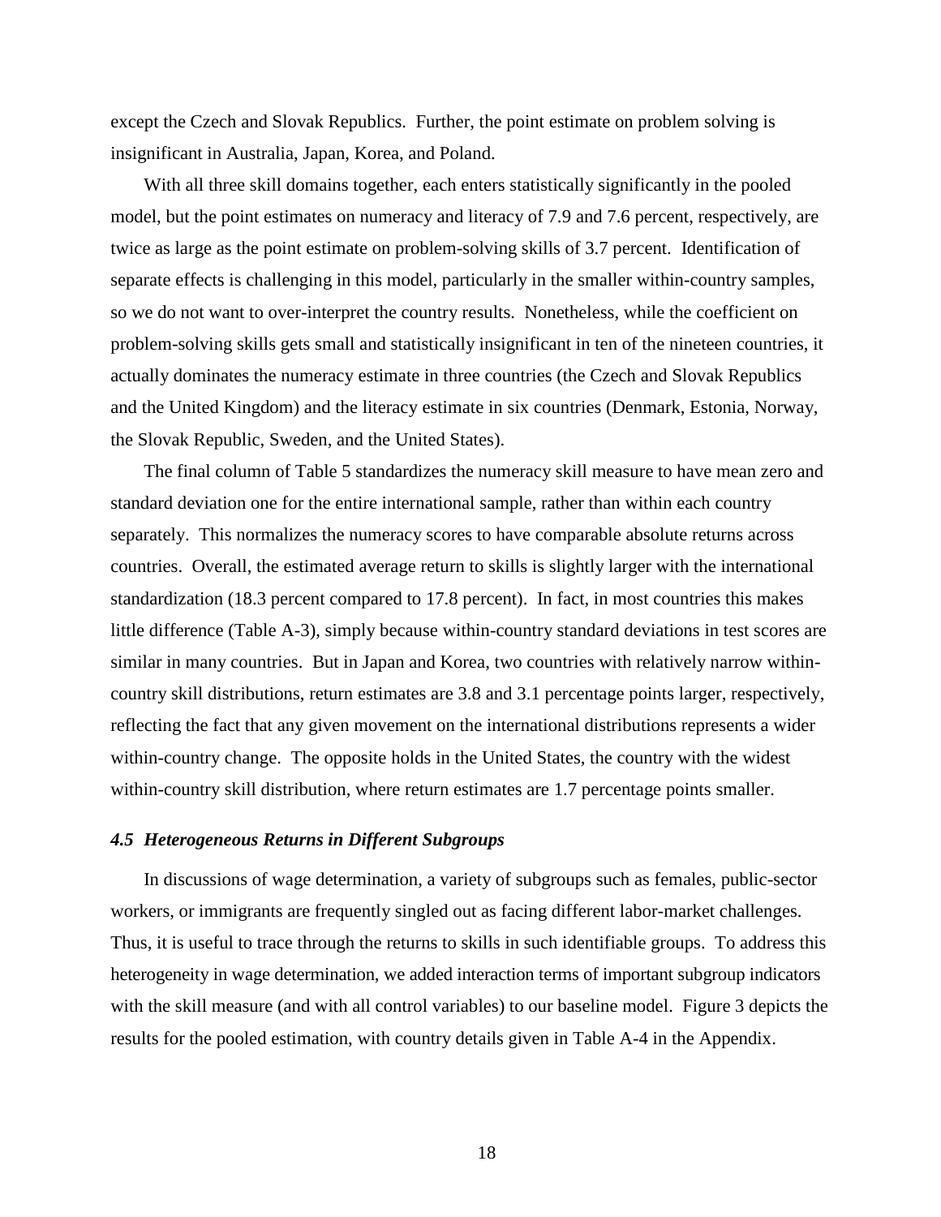except the Czech and Slovak Republics. Further, the point estimate on problem solving is insignificant in Australia, Japan, Korea, and Poland.

With all three skill domains together, each enters statistically significantly in the pooled model, but the point estimates on numeracy and literacy of 7.9 and 7.6 percent, respectively, are twice as large as the point estimate on problem-solving skills of 3.7 percent. Identification of separate effects is challenging in this model, particularly in the smaller within-country samples, so we do not want to over-interpret the country results. Nonetheless, while the coefficient on problem-solving skills gets small and statistically insignificant in ten of the nineteen countries, it actually dominates the numeracy estimate in three countries (the Czech and Slovak Republics and the United Kingdom) and the literacy estimate in six countries (Denmark, Estonia, Norway, the Slovak Republic, Sweden, and the United States).

The final column of Table 5 standardizes the numeracy skill measure to have mean zero and standard deviation one for the entire international sample, rather than within each country separately. This normalizes the numeracy scores to have comparable absolute returns across countries. Overall, the estimated average return to skills is slightly larger with the international standardization (18.3 percent compared to 17.8 percent). In fact, in most countries this makes little difference (Table A-3), simply because within-country standard deviations in test scores are similar in many countries. But in Japan and Korea, two countries with relatively narrow within-country skill distributions, return estimates are 3.8 and 3.1 percentage points larger, respectively, reflecting the fact that any given movement on the international distributions represents a wider within-country change. The opposite holds in the United States, the country with the widest within-country skill distribution, where return estimates are 1.7 percentage points smaller.

### *4.5 Heterogeneous Returns in Different Subgroups*

In discussions of wage determination, a variety of subgroups such as females, public-sector workers, or immigrants are frequently singled out as facing different labor-market challenges. Thus, it is useful to trace through the returns to skills in such identifiable groups. To address this heterogeneity in wage determination, we added interaction terms of important subgroup indicators with the skill measure (and with all control variables) to our baseline model. Figure 3 depicts the results for the pooled estimation, with country details given in Table A-4 in the Appendix.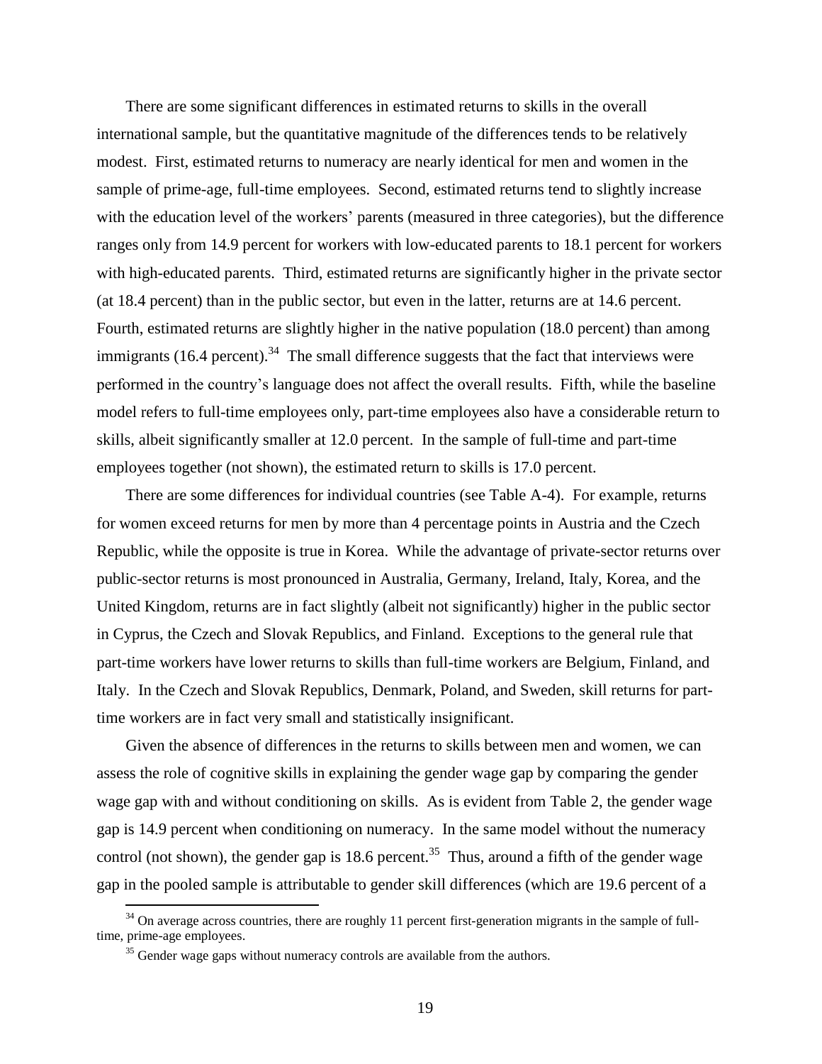There are some significant differences in estimated returns to skills in the overall international sample, but the quantitative magnitude of the differences tends to be relatively modest. First, estimated returns to numeracy are nearly identical for men and women in the sample of prime-age, full-time employees. Second, estimated returns tend to slightly increase with the education level of the workers' parents (measured in three categories), but the difference ranges only from 14.9 percent for workers with low-educated parents to 18.1 percent for workers with high-educated parents. Third, estimated returns are significantly higher in the private sector (at 18.4 percent) than in the public sector, but even in the latter, returns are at 14.6 percent. Fourth, estimated returns are slightly higher in the native population (18.0 percent) than among immigrants (16.4 percent).[34] The small difference suggests that the fact that interviews were performed in the country's language does not affect the overall results. Fifth, while the baseline model refers to full-time employees only, part-time employees also have a considerable return to skills, albeit significantly smaller at 12.0 percent. In the sample of full-time and part-time employees together (not shown), the estimated return to skills is 17.0 percent.

There are some differences for individual countries (see Table A-4). For example, returns for women exceed returns for men by more than 4 percentage points in Austria and the Czech Republic, while the opposite is true in Korea. While the advantage of private-sector returns over public-sector returns is most pronounced in Australia, Germany, Ireland, Italy, Korea, and the United Kingdom, returns are in fact slightly (albeit not significantly) higher in the public sector in Cyprus, the Czech and Slovak Republics, and Finland. Exceptions to the general rule that part-time workers have lower returns to skills than full-time workers are Belgium, Finland, and Italy. In the Czech and Slovak Republics, Denmark, Poland, and Sweden, skill returns for part-time workers are in fact very small and statistically insignificant.

Given the absence of differences in the returns to skills between men and women, we can assess the role of cognitive skills in explaining the gender wage gap by comparing the gender wage gap with and without conditioning on skills. As is evident from Table 2, the gender wage gap is 14.9 percent when conditioning on numeracy. In the same model without the numeracy control (not shown), the gender gap is 18.6 percent.[35] Thus, around a fifth of the gender wage gap in the pooled sample is attributable to gender skill differences (which are 19.6 percent of a

[34] On average across countries, there are roughly 11 percent first-generation migrants in the sample of full-time, prime-age employees.

[35] Gender wage gaps without numeracy controls are available from the authors.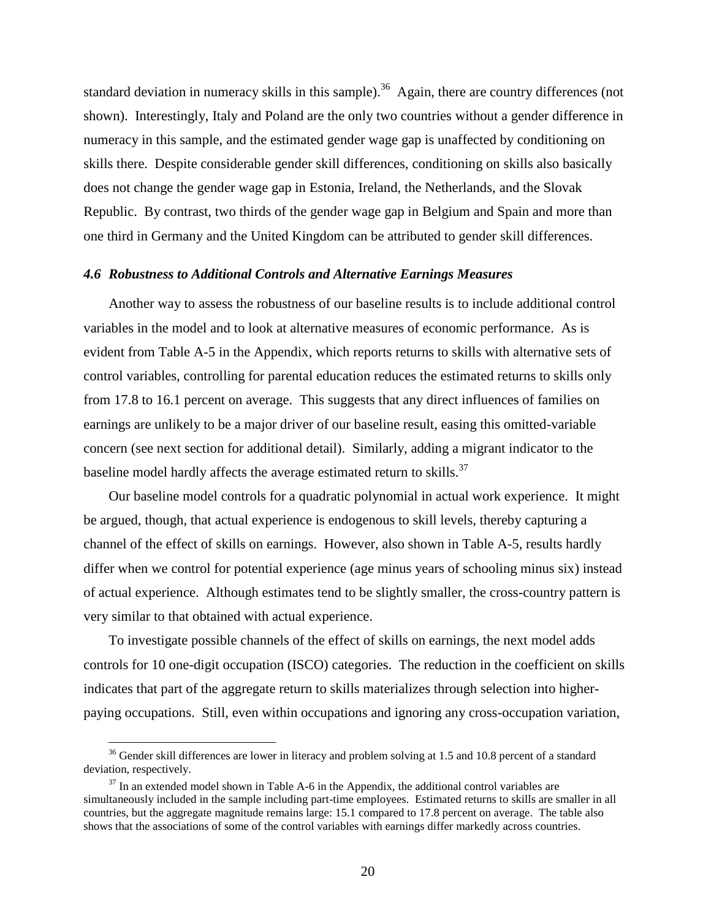standard deviation in numeracy skills in this sample).[36] Again, there are country differences (not shown). Interestingly, Italy and Poland are the only two countries without a gender difference in numeracy in this sample, and the estimated gender wage gap is unaffected by conditioning on skills there. Despite considerable gender skill differences, conditioning on skills also basically does not change the gender wage gap in Estonia, Ireland, the Netherlands, and the Slovak Republic. By contrast, two thirds of the gender wage gap in Belgium and Spain and more than one third in Germany and the United Kingdom can be attributed to gender skill differences.

### *4.6 Robustness to Additional Controls and Alternative Earnings Measures*

Another way to assess the robustness of our baseline results is to include additional control variables in the model and to look at alternative measures of economic performance. As is evident from Table A-5 in the Appendix, which reports returns to skills with alternative sets of control variables, controlling for parental education reduces the estimated returns to skills only from 17.8 to 16.1 percent on average. This suggests that any direct influences of families on earnings are unlikely to be a major driver of our baseline result, easing this omitted-variable concern (see next section for additional detail). Similarly, adding a migrant indicator to the baseline model hardly affects the average estimated return to skills.[37]

Our baseline model controls for a quadratic polynomial in actual work experience. It might be argued, though, that actual experience is endogenous to skill levels, thereby capturing a channel of the effect of skills on earnings. However, also shown in Table A-5, results hardly differ when we control for potential experience (age minus years of schooling minus six) instead of actual experience. Although estimates tend to be slightly smaller, the cross-country pattern is very similar to that obtained with actual experience.

To investigate possible channels of the effect of skills on earnings, the next model adds controls for 10 one-digit occupation (ISCO) categories. The reduction in the coefficient on skills indicates that part of the aggregate return to skills materializes through selection into higher-paying occupations. Still, even within occupations and ignoring any cross-occupation variation,

---

[36] Gender skill differences are lower in literacy and problem solving at 1.5 and 10.8 percent of a standard deviation, respectively.

[37] In an extended model shown in Table A-6 in the Appendix, the additional control variables are simultaneously included in the sample including part-time employees. Estimated returns to skills are smaller in all countries, but the aggregate magnitude remains large: 15.1 compared to 17.8 percent on average. The table also shows that the associations of some of the control variables with earnings differ markedly across countries.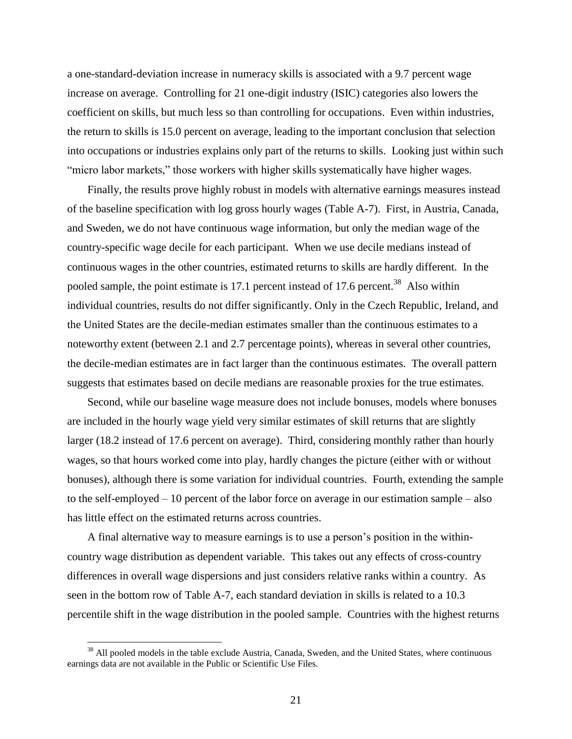a one-standard-deviation increase in numeracy skills is associated with a 9.7 percent wage increase on average. Controlling for 21 one-digit industry (ISIC) categories also lowers the coefficient on skills, but much less so than controlling for occupations. Even within industries, the return to skills is 15.0 percent on average, leading to the important conclusion that selection into occupations or industries explains only part of the returns to skills. Looking just within such "micro labor markets," those workers with higher skills systematically have higher wages.

Finally, the results prove highly robust in models with alternative earnings measures instead of the baseline specification with log gross hourly wages (Table A-7). First, in Austria, Canada, and Sweden, we do not have continuous wage information, but only the median wage of the country-specific wage decile for each participant. When we use decile medians instead of continuous wages in the other countries, estimated returns to skills are hardly different. In the pooled sample, the point estimate is 17.1 percent instead of 17.6 percent.[38] Also within individual countries, results do not differ significantly. Only in the Czech Republic, Ireland, and the United States are the decile-median estimates smaller than the continuous estimates to a noteworthy extent (between 2.1 and 2.7 percentage points), whereas in several other countries, the decile-median estimates are in fact larger than the continuous estimates. The overall pattern suggests that estimates based on decile medians are reasonable proxies for the true estimates.

Second, while our baseline wage measure does not include bonuses, models where bonuses are included in the hourly wage yield very similar estimates of skill returns that are slightly larger (18.2 instead of 17.6 percent on average). Third, considering monthly rather than hourly wages, so that hours worked come into play, hardly changes the picture (either with or without bonuses), although there is some variation for individual countries. Fourth, extending the sample to the self-employed – 10 percent of the labor force on average in our estimation sample – also has little effect on the estimated returns across countries.

A final alternative way to measure earnings is to use a person's position in the within-country wage distribution as dependent variable. This takes out any effects of cross-country differences in overall wage dispersions and just considers relative ranks within a country. As seen in the bottom row of Table A-7, each standard deviation in skills is related to a 10.3 percentile shift in the wage distribution in the pooled sample. Countries with the highest returns

[38] All pooled models in the table exclude Austria, Canada, Sweden, and the United States, where continuous earnings data are not available in the Public or Scientific Use Files.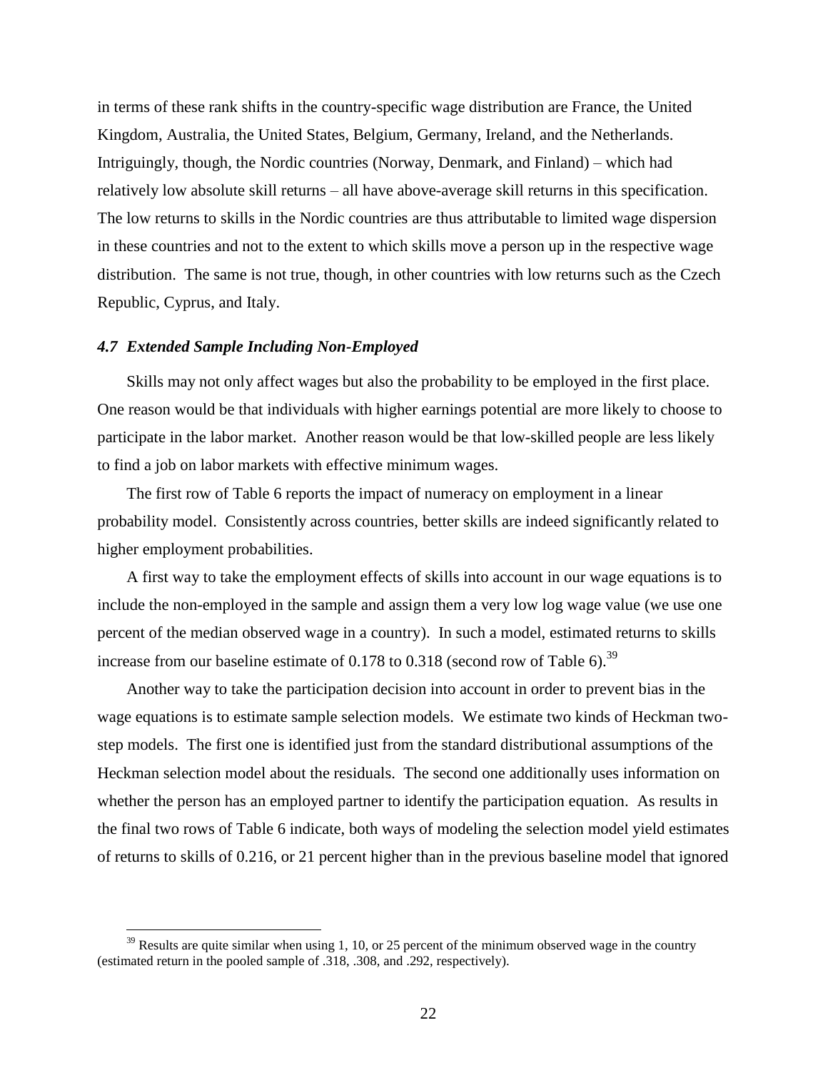in terms of these rank shifts in the country-specific wage distribution are France, the United Kingdom, Australia, the United States, Belgium, Germany, Ireland, and the Netherlands. Intriguingly, though, the Nordic countries (Norway, Denmark, and Finland) – which had relatively low absolute skill returns – all have above-average skill returns in this specification. The low returns to skills in the Nordic countries are thus attributable to limited wage dispersion in these countries and not to the extent to which skills move a person up in the respective wage distribution. The same is not true, though, in other countries with low returns such as the Czech Republic, Cyprus, and Italy.

### *4.7 Extended Sample Including Non-Employed*

Skills may not only affect wages but also the probability to be employed in the first place. One reason would be that individuals with higher earnings potential are more likely to choose to participate in the labor market. Another reason would be that low-skilled people are less likely to find a job on labor markets with effective minimum wages.

The first row of Table 6 reports the impact of numeracy on employment in a linear probability model. Consistently across countries, better skills are indeed significantly related to higher employment probabilities.

A first way to take the employment effects of skills into account in our wage equations is to include the non-employed in the sample and assign them a very low log wage value (we use one percent of the median observed wage in a country). In such a model, estimated returns to skills increase from our baseline estimate of 0.178 to 0.318 (second row of Table 6).[39]

Another way to take the participation decision into account in order to prevent bias in the wage equations is to estimate sample selection models. We estimate two kinds of Heckman two-step models. The first one is identified just from the standard distributional assumptions of the Heckman selection model about the residuals. The second one additionally uses information on whether the person has an employed partner to identify the participation equation. As results in the final two rows of Table 6 indicate, both ways of modeling the selection model yield estimates of returns to skills of 0.216, or 21 percent higher than in the previous baseline model that ignored

[39] Results are quite similar when using 1, 10, or 25 percent of the minimum observed wage in the country (estimated return in the pooled sample of .318, .308, and .292, respectively).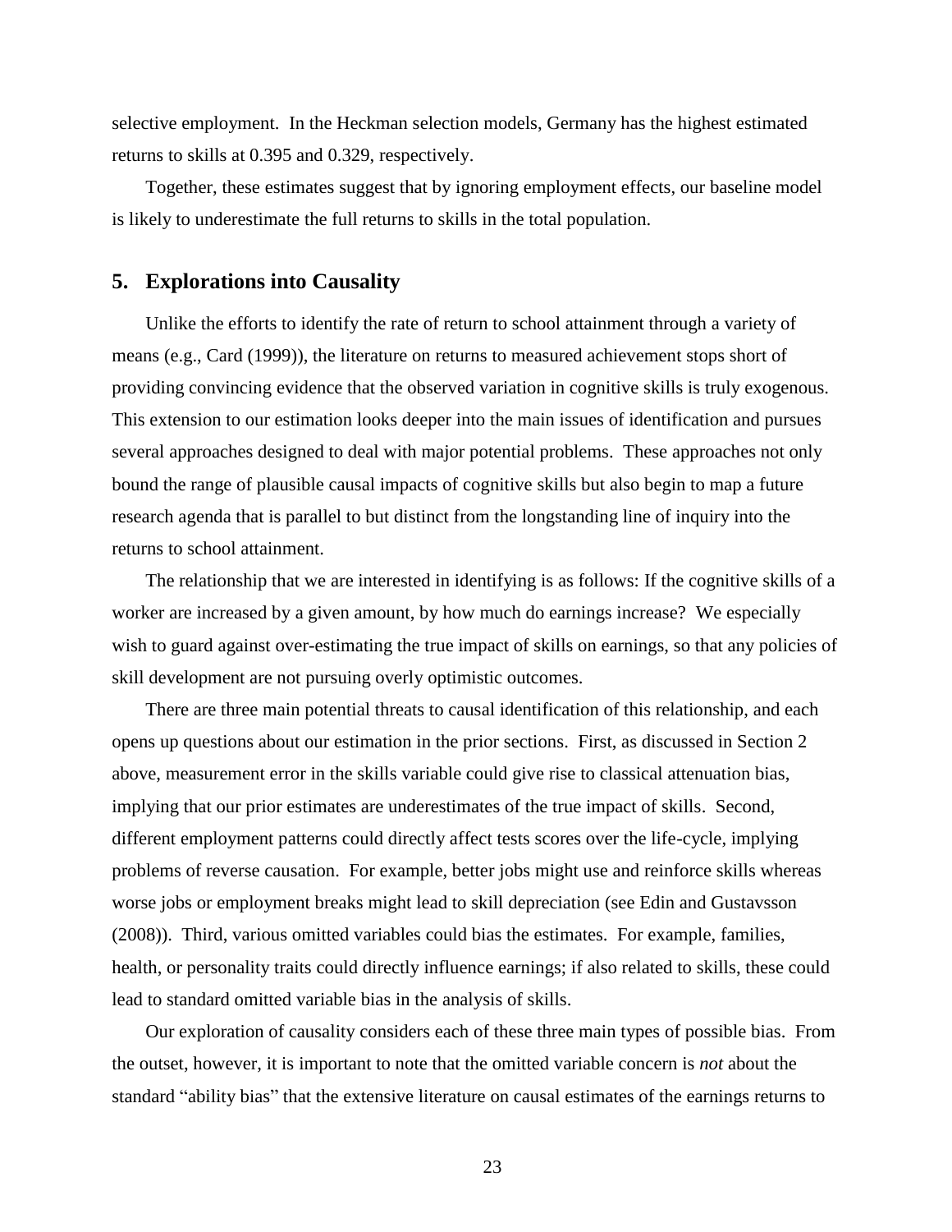selective employment. In the Heckman selection models, Germany has the highest estimated returns to skills at 0.395 and 0.329, respectively.

Together, these estimates suggest that by ignoring employment effects, our baseline model is likely to underestimate the full returns to skills in the total population.

## 5. Explorations into Causality

Unlike the efforts to identify the rate of return to school attainment through a variety of means (e.g., Card (1999)), the literature on returns to measured achievement stops short of providing convincing evidence that the observed variation in cognitive skills is truly exogenous. This extension to our estimation looks deeper into the main issues of identification and pursues several approaches designed to deal with major potential problems. These approaches not only bound the range of plausible causal impacts of cognitive skills but also begin to map a future research agenda that is parallel to but distinct from the longstanding line of inquiry into the returns to school attainment.

The relationship that we are interested in identifying is as follows: If the cognitive skills of a worker are increased by a given amount, by how much do earnings increase? We especially wish to guard against over-estimating the true impact of skills on earnings, so that any policies of skill development are not pursuing overly optimistic outcomes.

There are three main potential threats to causal identification of this relationship, and each opens up questions about our estimation in the prior sections. First, as discussed in Section 2 above, measurement error in the skills variable could give rise to classical attenuation bias, implying that our prior estimates are underestimates of the true impact of skills. Second, different employment patterns could directly affect tests scores over the life-cycle, implying problems of reverse causation. For example, better jobs might use and reinforce skills whereas worse jobs or employment breaks might lead to skill depreciation (see Edin and Gustavsson (2008)). Third, various omitted variables could bias the estimates. For example, families, health, or personality traits could directly influence earnings; if also related to skills, these could lead to standard omitted variable bias in the analysis of skills.

Our exploration of causality considers each of these three main types of possible bias. From the outset, however, it is important to note that the omitted variable concern is *not* about the standard "ability bias" that the extensive literature on causal estimates of the earnings returns to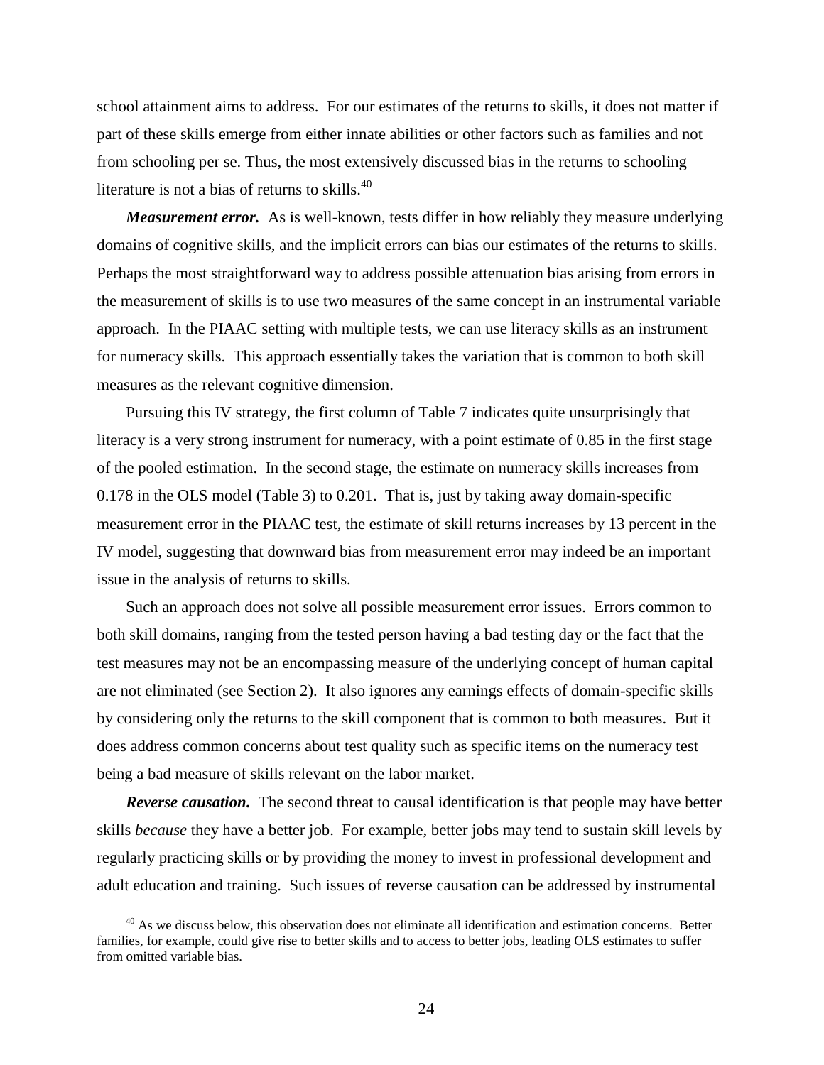school attainment aims to address. For our estimates of the returns to skills, it does not matter if part of these skills emerge from either innate abilities or other factors such as families and not from schooling per se. Thus, the most extensively discussed bias in the returns to schooling literature is not a bias of returns to skills.[40]

***Measurement error.*** As is well-known, tests differ in how reliably they measure underlying domains of cognitive skills, and the implicit errors can bias our estimates of the returns to skills. Perhaps the most straightforward way to address possible attenuation bias arising from errors in the measurement of skills is to use two measures of the same concept in an instrumental variable approach. In the PIAAC setting with multiple tests, we can use literacy skills as an instrument for numeracy skills. This approach essentially takes the variation that is common to both skill measures as the relevant cognitive dimension.

Pursuing this IV strategy, the first column of Table 7 indicates quite unsurprisingly that literacy is a very strong instrument for numeracy, with a point estimate of 0.85 in the first stage of the pooled estimation. In the second stage, the estimate on numeracy skills increases from 0.178 in the OLS model (Table 3) to 0.201. That is, just by taking away domain-specific measurement error in the PIAAC test, the estimate of skill returns increases by 13 percent in the IV model, suggesting that downward bias from measurement error may indeed be an important issue in the analysis of returns to skills.

Such an approach does not solve all possible measurement error issues. Errors common to both skill domains, ranging from the tested person having a bad testing day or the fact that the test measures may not be an encompassing measure of the underlying concept of human capital are not eliminated (see Section 2). It also ignores any earnings effects of domain-specific skills by considering only the returns to the skill component that is common to both measures. But it does address common concerns about test quality such as specific items on the numeracy test being a bad measure of skills relevant on the labor market.

***Reverse causation.*** The second threat to causal identification is that people may have better skills *because* they have a better job. For example, better jobs may tend to sustain skill levels by regularly practicing skills or by providing the money to invest in professional development and adult education and training. Such issues of reverse causation can be addressed by instrumental

[40] As we discuss below, this observation does not eliminate all identification and estimation concerns. Better families, for example, could give rise to better skills and to access to better jobs, leading OLS estimates to suffer from omitted variable bias.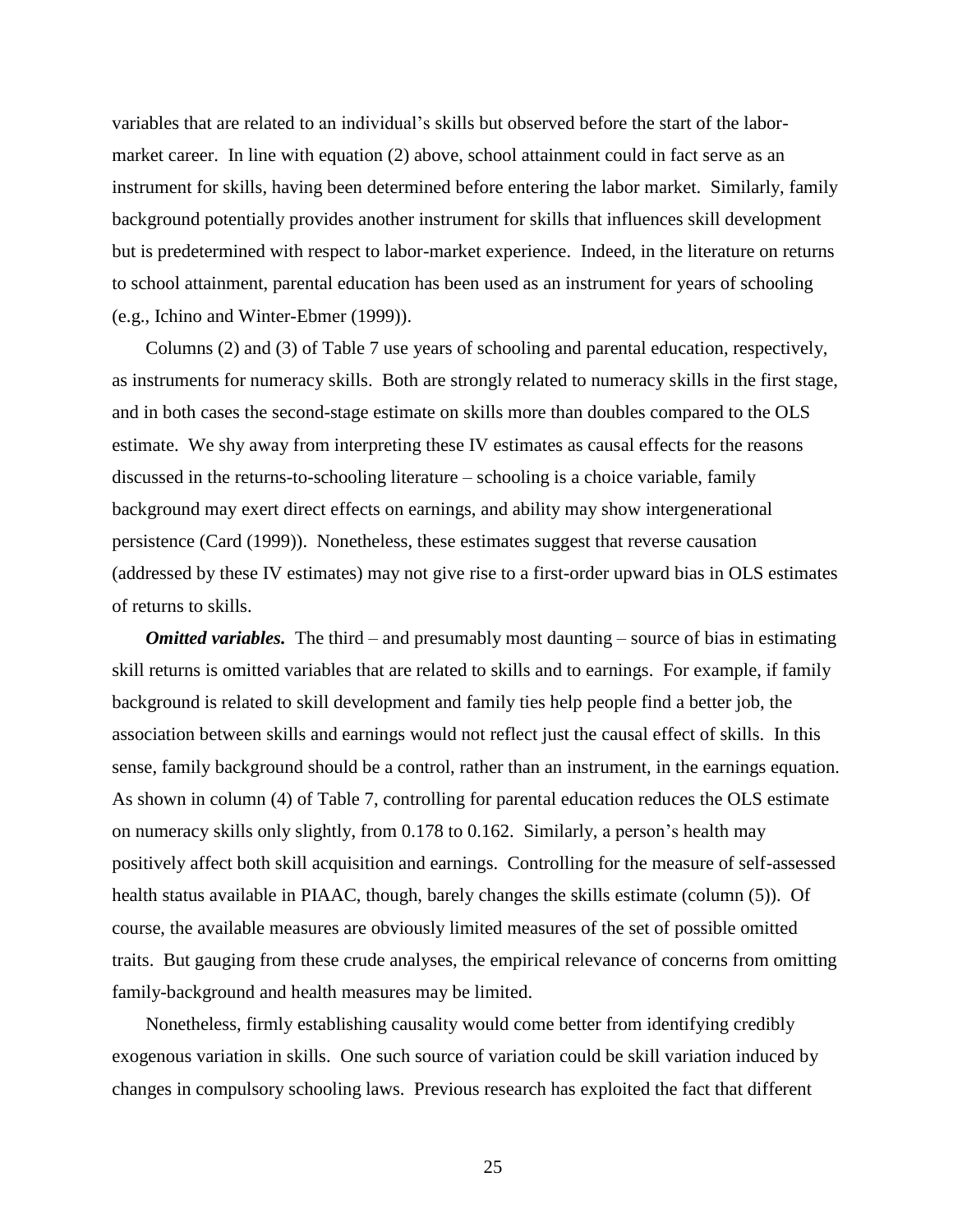variables that are related to an individual's skills but observed before the start of the labor-market career. In line with equation (2) above, school attainment could in fact serve as an instrument for skills, having been determined before entering the labor market. Similarly, family background potentially provides another instrument for skills that influences skill development but is predetermined with respect to labor-market experience. Indeed, in the literature on returns to school attainment, parental education has been used as an instrument for years of schooling (e.g., Ichino and Winter-Ebmer (1999)).

Columns (2) and (3) of Table 7 use years of schooling and parental education, respectively, as instruments for numeracy skills. Both are strongly related to numeracy skills in the first stage, and in both cases the second-stage estimate on skills more than doubles compared to the OLS estimate. We shy away from interpreting these IV estimates as causal effects for the reasons discussed in the returns-to-schooling literature – schooling is a choice variable, family background may exert direct effects on earnings, and ability may show intergenerational persistence (Card (1999)). Nonetheless, these estimates suggest that reverse causation (addressed by these IV estimates) may not give rise to a first-order upward bias in OLS estimates of returns to skills.

***Omitted variables.*** The third – and presumably most daunting – source of bias in estimating skill returns is omitted variables that are related to skills and to earnings. For example, if family background is related to skill development and family ties help people find a better job, the association between skills and earnings would not reflect just the causal effect of skills. In this sense, family background should be a control, rather than an instrument, in the earnings equation. As shown in column (4) of Table 7, controlling for parental education reduces the OLS estimate on numeracy skills only slightly, from 0.178 to 0.162. Similarly, a person's health may positively affect both skill acquisition and earnings. Controlling for the measure of self-assessed health status available in PIAAC, though, barely changes the skills estimate (column (5)). Of course, the available measures are obviously limited measures of the set of possible omitted traits. But gauging from these crude analyses, the empirical relevance of concerns from omitting family-background and health measures may be limited.

Nonetheless, firmly establishing causality would come better from identifying credibly exogenous variation in skills. One such source of variation could be skill variation induced by changes in compulsory schooling laws. Previous research has exploited the fact that different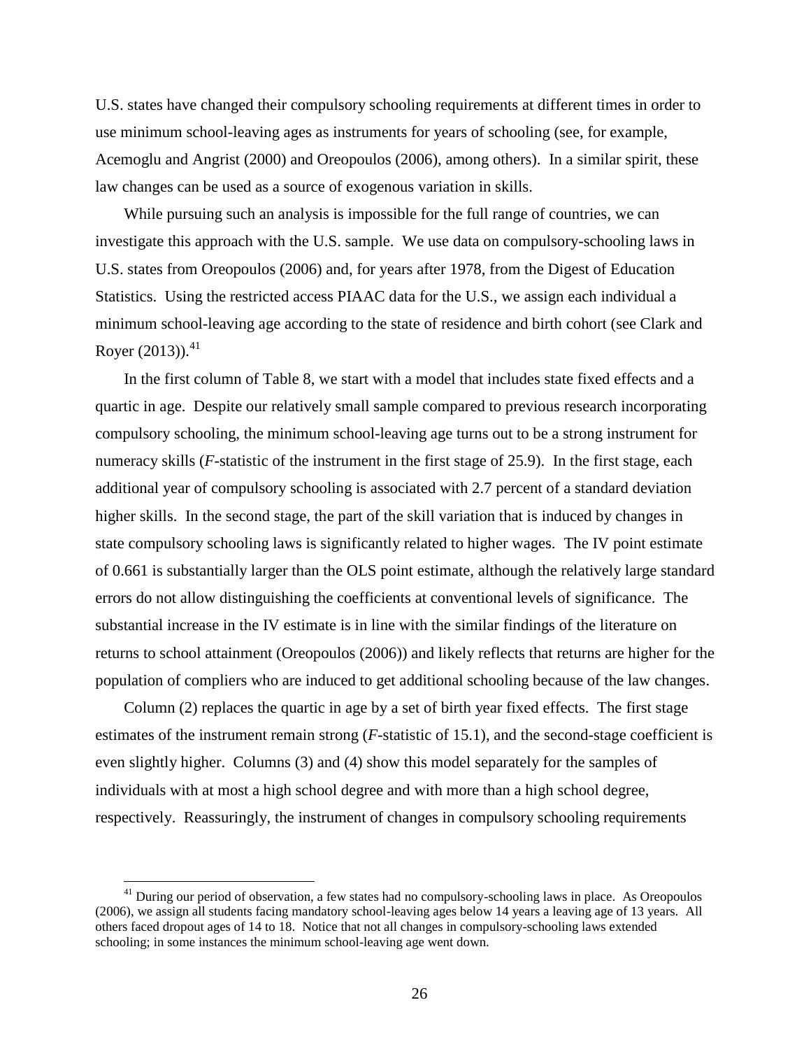U.S. states have changed their compulsory schooling requirements at different times in order to use minimum school-leaving ages as instruments for years of schooling (see, for example, Acemoglu and Angrist (2000) and Oreopoulos (2006), among others). In a similar spirit, these law changes can be used as a source of exogenous variation in skills.

While pursuing such an analysis is impossible for the full range of countries, we can investigate this approach with the U.S. sample. We use data on compulsory-schooling laws in U.S. states from Oreopoulos (2006) and, for years after 1978, from the Digest of Education Statistics. Using the restricted access PIAAC data for the U.S., we assign each individual a minimum school-leaving age according to the state of residence and birth cohort (see Clark and Royer (2013)).[41]

In the first column of Table 8, we start with a model that includes state fixed effects and a quartic in age. Despite our relatively small sample compared to previous research incorporating compulsory schooling, the minimum school-leaving age turns out to be a strong instrument for numeracy skills (*F*-statistic of the instrument in the first stage of 25.9). In the first stage, each additional year of compulsory schooling is associated with 2.7 percent of a standard deviation higher skills. In the second stage, the part of the skill variation that is induced by changes in state compulsory schooling laws is significantly related to higher wages. The IV point estimate of 0.661 is substantially larger than the OLS point estimate, although the relatively large standard errors do not allow distinguishing the coefficients at conventional levels of significance. The substantial increase in the IV estimate is in line with the similar findings of the literature on returns to school attainment (Oreopoulos (2006)) and likely reflects that returns are higher for the population of compliers who are induced to get additional schooling because of the law changes.

Column (2) replaces the quartic in age by a set of birth year fixed effects. The first stage estimates of the instrument remain strong (*F*-statistic of 15.1), and the second-stage coefficient is even slightly higher. Columns (3) and (4) show this model separately for the samples of individuals with at most a high school degree and with more than a high school degree, respectively. Reassuringly, the instrument of changes in compulsory schooling requirements

[41] During our period of observation, a few states had no compulsory-schooling laws in place. As Oreopoulos (2006), we assign all students facing mandatory school-leaving ages below 14 years a leaving age of 13 years. All others faced dropout ages of 14 to 18. Notice that not all changes in compulsory-schooling laws extended schooling; in some instances the minimum school-leaving age went down.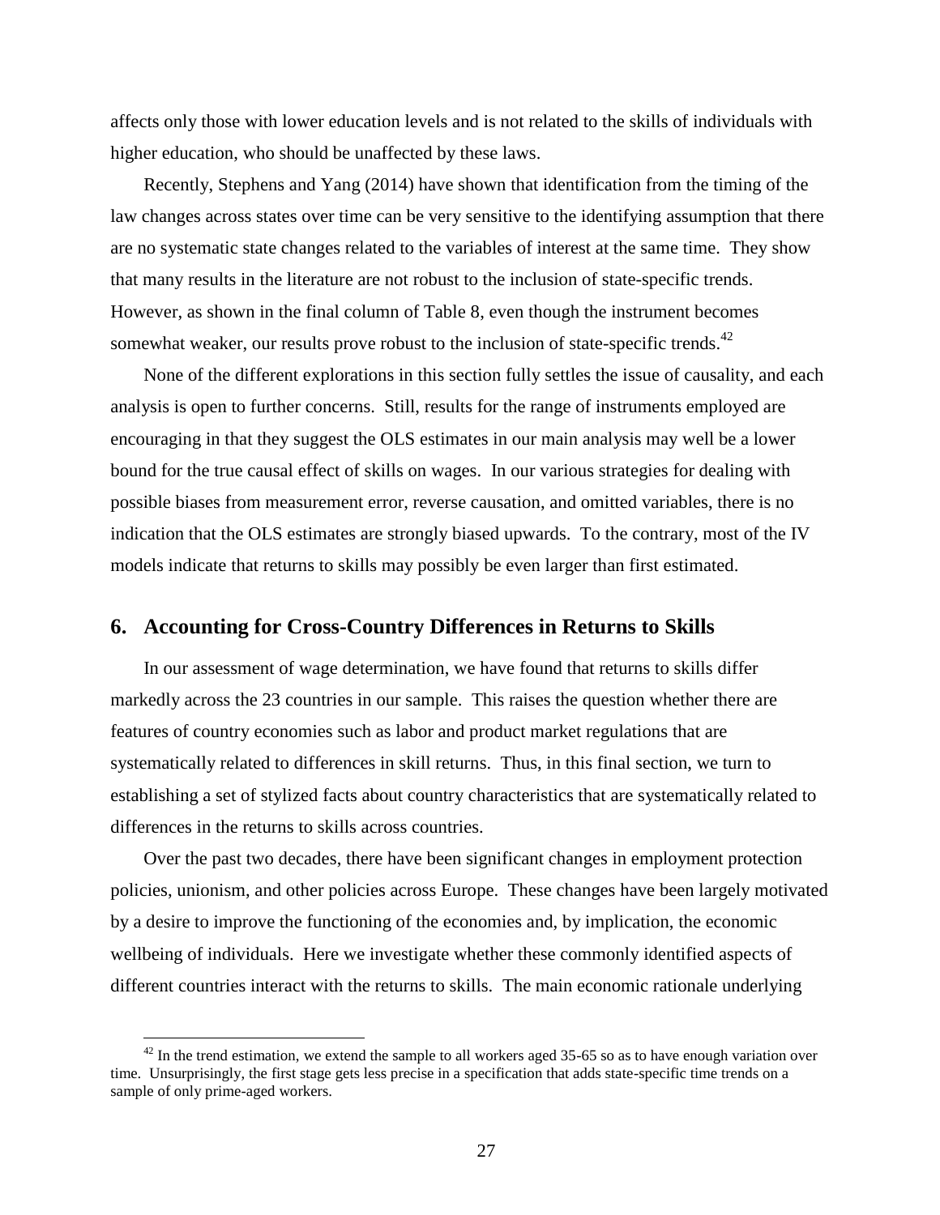affects only those with lower education levels and is not related to the skills of individuals with higher education, who should be unaffected by these laws.

Recently, Stephens and Yang (2014) have shown that identification from the timing of the law changes across states over time can be very sensitive to the identifying assumption that there are no systematic state changes related to the variables of interest at the same time. They show that many results in the literature are not robust to the inclusion of state-specific trends. However, as shown in the final column of Table 8, even though the instrument becomes somewhat weaker, our results prove robust to the inclusion of state-specific trends.[42]

None of the different explorations in this section fully settles the issue of causality, and each analysis is open to further concerns. Still, results for the range of instruments employed are encouraging in that they suggest the OLS estimates in our main analysis may well be a lower bound for the true causal effect of skills on wages. In our various strategies for dealing with possible biases from measurement error, reverse causation, and omitted variables, there is no indication that the OLS estimates are strongly biased upwards. To the contrary, most of the IV models indicate that returns to skills may possibly be even larger than first estimated.

## 6. Accounting for Cross-Country Differences in Returns to Skills

In our assessment of wage determination, we have found that returns to skills differ markedly across the 23 countries in our sample. This raises the question whether there are features of country economies such as labor and product market regulations that are systematically related to differences in skill returns. Thus, in this final section, we turn to establishing a set of stylized facts about country characteristics that are systematically related to differences in the returns to skills across countries.

Over the past two decades, there have been significant changes in employment protection policies, unionism, and other policies across Europe. These changes have been largely motivated by a desire to improve the functioning of the economies and, by implication, the economic wellbeing of individuals. Here we investigate whether these commonly identified aspects of different countries interact with the returns to skills. The main economic rationale underlying

[42] In the trend estimation, we extend the sample to all workers aged 35-65 so as to have enough variation over time. Unsurprisingly, the first stage gets less precise in a specification that adds state-specific time trends on a sample of only prime-aged workers.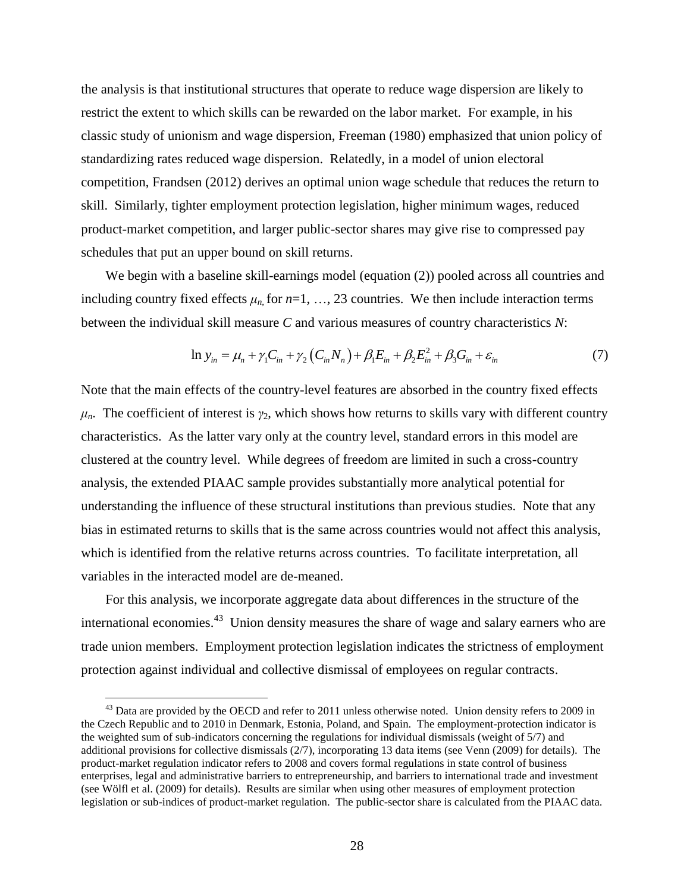the analysis is that institutional structures that operate to reduce wage dispersion are likely to restrict the extent to which skills can be rewarded on the labor market. For example, in his classic study of unionism and wage dispersion, Freeman (1980) emphasized that union policy of standardizing rates reduced wage dispersion. Relatedly, in a model of union electoral competition, Frandsen (2012) derives an optimal union wage schedule that reduces the return to skill. Similarly, tighter employment protection legislation, higher minimum wages, reduced product-market competition, and larger public-sector shares may give rise to compressed pay schedules that put an upper bound on skill returns.

We begin with a baseline skill-earnings model (equation (2)) pooled across all countries and including country fixed effects $\mu_n$, for $n$=1, …, 23 countries. We then include interaction terms between the individual skill measure $C$ and various measures of country characteristics $N$:

$$\ln y_{in} = \mu_n + \gamma_1 C_{in} + \gamma_2 \left( C_{in} N_n \right) + \beta_1 E_{in} + \beta_2 E_{in}^2 + \beta_3 G_{in} + \varepsilon_{in} \qquad (7)$$

Note that the main effects of the country-level features are absorbed in the country fixed effects $\mu_n$. The coefficient of interest is $\gamma_2$, which shows how returns to skills vary with different country characteristics. As the latter vary only at the country level, standard errors in this model are clustered at the country level. While degrees of freedom are limited in such a cross-country analysis, the extended PIAAC sample provides substantially more analytical potential for understanding the influence of these structural institutions than previous studies. Note that any bias in estimated returns to skills that is the same across countries would not affect this analysis, which is identified from the relative returns across countries. To facilitate interpretation, all variables in the interacted model are de-meaned.

For this analysis, we incorporate aggregate data about differences in the structure of the international economies.[43] Union density measures the share of wage and salary earners who are trade union members. Employment protection legislation indicates the strictness of employment protection against individual and collective dismissal of employees on regular contracts.

[43] Data are provided by the OECD and refer to 2011 unless otherwise noted. Union density refers to 2009 in the Czech Republic and to 2010 in Denmark, Estonia, Poland, and Spain. The employment-protection indicator is the weighted sum of sub-indicators concerning the regulations for individual dismissals (weight of 5/7) and additional provisions for collective dismissals (2/7), incorporating 13 data items (see Venn (2009) for details). The product-market regulation indicator refers to 2008 and covers formal regulations in state control of business enterprises, legal and administrative barriers to entrepreneurship, and barriers to international trade and investment (see Wölfl et al. (2009) for details). Results are similar when using other measures of employment protection legislation or sub-indices of product-market regulation. The public-sector share is calculated from the PIAAC data.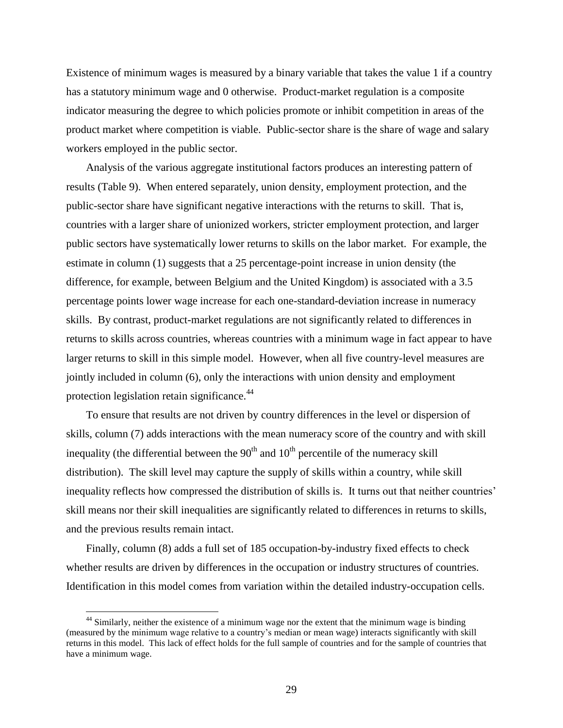Existence of minimum wages is measured by a binary variable that takes the value 1 if a country has a statutory minimum wage and 0 otherwise. Product-market regulation is a composite indicator measuring the degree to which policies promote or inhibit competition in areas of the product market where competition is viable. Public-sector share is the share of wage and salary workers employed in the public sector.

Analysis of the various aggregate institutional factors produces an interesting pattern of results (Table 9). When entered separately, union density, employment protection, and the public-sector share have significant negative interactions with the returns to skill. That is, countries with a larger share of unionized workers, stricter employment protection, and larger public sectors have systematically lower returns to skills on the labor market. For example, the estimate in column (1) suggests that a 25 percentage-point increase in union density (the difference, for example, between Belgium and the United Kingdom) is associated with a 3.5 percentage points lower wage increase for each one-standard-deviation increase in numeracy skills. By contrast, product-market regulations are not significantly related to differences in returns to skills across countries, whereas countries with a minimum wage in fact appear to have larger returns to skill in this simple model. However, when all five country-level measures are jointly included in column (6), only the interactions with union density and employment protection legislation retain significance.[44]

To ensure that results are not driven by country differences in the level or dispersion of skills, column (7) adds interactions with the mean numeracy score of the country and with skill inequality (the differential between the 90th and 10th percentile of the numeracy skill distribution). The skill level may capture the supply of skills within a country, while skill inequality reflects how compressed the distribution of skills is. It turns out that neither countries' skill means nor their skill inequalities are significantly related to differences in returns to skills, and the previous results remain intact.

Finally, column (8) adds a full set of 185 occupation-by-industry fixed effects to check whether results are driven by differences in the occupation or industry structures of countries. Identification in this model comes from variation within the detailed industry-occupation cells.

[44] Similarly, neither the existence of a minimum wage nor the extent that the minimum wage is binding (measured by the minimum wage relative to a country's median or mean wage) interacts significantly with skill returns in this model. This lack of effect holds for the full sample of countries and for the sample of countries that have a minimum wage.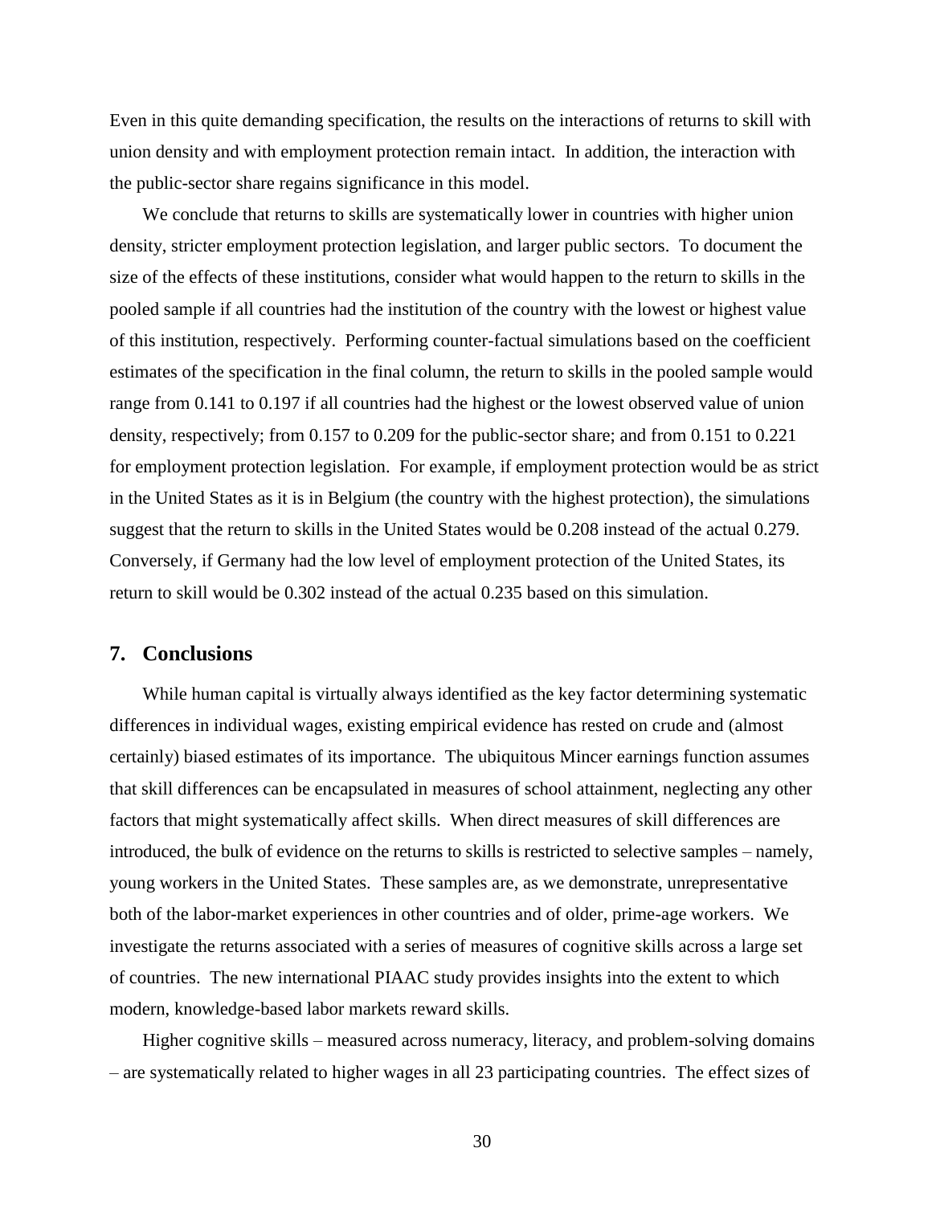Even in this quite demanding specification, the results on the interactions of returns to skill with union density and with employment protection remain intact. In addition, the interaction with the public-sector share regains significance in this model.

We conclude that returns to skills are systematically lower in countries with higher union density, stricter employment protection legislation, and larger public sectors. To document the size of the effects of these institutions, consider what would happen to the return to skills in the pooled sample if all countries had the institution of the country with the lowest or highest value of this institution, respectively. Performing counter-factual simulations based on the coefficient estimates of the specification in the final column, the return to skills in the pooled sample would range from 0.141 to 0.197 if all countries had the highest or the lowest observed value of union density, respectively; from 0.157 to 0.209 for the public-sector share; and from 0.151 to 0.221 for employment protection legislation. For example, if employment protection would be as strict in the United States as it is in Belgium (the country with the highest protection), the simulations suggest that the return to skills in the United States would be 0.208 instead of the actual 0.279. Conversely, if Germany had the low level of employment protection of the United States, its return to skill would be 0.302 instead of the actual 0.235 based on this simulation.

## 7. Conclusions

While human capital is virtually always identified as the key factor determining systematic differences in individual wages, existing empirical evidence has rested on crude and (almost certainly) biased estimates of its importance. The ubiquitous Mincer earnings function assumes that skill differences can be encapsulated in measures of school attainment, neglecting any other factors that might systematically affect skills. When direct measures of skill differences are introduced, the bulk of evidence on the returns to skills is restricted to selective samples – namely, young workers in the United States. These samples are, as we demonstrate, unrepresentative both of the labor-market experiences in other countries and of older, prime-age workers. We investigate the returns associated with a series of measures of cognitive skills across a large set of countries. The new international PIAAC study provides insights into the extent to which modern, knowledge-based labor markets reward skills.

Higher cognitive skills – measured across numeracy, literacy, and problem-solving domains – are systematically related to higher wages in all 23 participating countries. The effect sizes of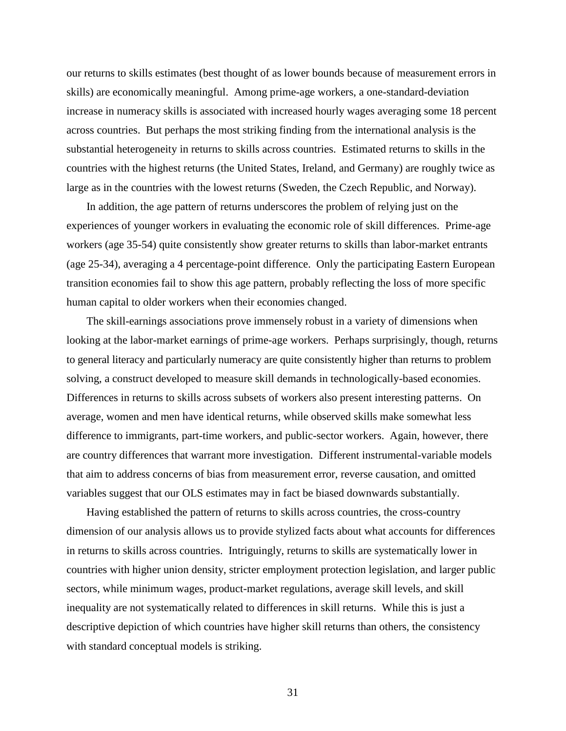our returns to skills estimates (best thought of as lower bounds because of measurement errors in skills) are economically meaningful. Among prime-age workers, a one-standard-deviation increase in numeracy skills is associated with increased hourly wages averaging some 18 percent across countries. But perhaps the most striking finding from the international analysis is the substantial heterogeneity in returns to skills across countries. Estimated returns to skills in the countries with the highest returns (the United States, Ireland, and Germany) are roughly twice as large as in the countries with the lowest returns (Sweden, the Czech Republic, and Norway).

In addition, the age pattern of returns underscores the problem of relying just on the experiences of younger workers in evaluating the economic role of skill differences. Prime-age workers (age 35-54) quite consistently show greater returns to skills than labor-market entrants (age 25-34), averaging a 4 percentage-point difference. Only the participating Eastern European transition economies fail to show this age pattern, probably reflecting the loss of more specific human capital to older workers when their economies changed.

The skill-earnings associations prove immensely robust in a variety of dimensions when looking at the labor-market earnings of prime-age workers. Perhaps surprisingly, though, returns to general literacy and particularly numeracy are quite consistently higher than returns to problem solving, a construct developed to measure skill demands in technologically-based economies. Differences in returns to skills across subsets of workers also present interesting patterns. On average, women and men have identical returns, while observed skills make somewhat less difference to immigrants, part-time workers, and public-sector workers. Again, however, there are country differences that warrant more investigation. Different instrumental-variable models that aim to address concerns of bias from measurement error, reverse causation, and omitted variables suggest that our OLS estimates may in fact be biased downwards substantially.

Having established the pattern of returns to skills across countries, the cross-country dimension of our analysis allows us to provide stylized facts about what accounts for differences in returns to skills across countries. Intriguingly, returns to skills are systematically lower in countries with higher union density, stricter employment protection legislation, and larger public sectors, while minimum wages, product-market regulations, average skill levels, and skill inequality are not systematically related to differences in skill returns. While this is just a descriptive depiction of which countries have higher skill returns than others, the consistency with standard conceptual models is striking.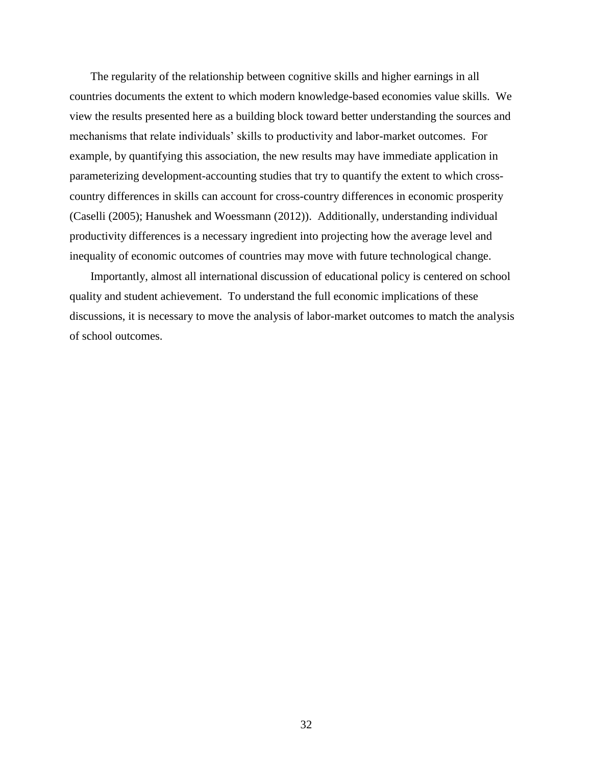The regularity of the relationship between cognitive skills and higher earnings in all countries documents the extent to which modern knowledge-based economies value skills. We view the results presented here as a building block toward better understanding the sources and mechanisms that relate individuals' skills to productivity and labor-market outcomes. For example, by quantifying this association, the new results may have immediate application in parameterizing development-accounting studies that try to quantify the extent to which cross-country differences in skills can account for cross-country differences in economic prosperity (Caselli (2005); Hanushek and Woessmann (2012)). Additionally, understanding individual productivity differences is a necessary ingredient into projecting how the average level and inequality of economic outcomes of countries may move with future technological change.

Importantly, almost all international discussion of educational policy is centered on school quality and student achievement. To understand the full economic implications of these discussions, it is necessary to move the analysis of labor-market outcomes to match the analysis of school outcomes.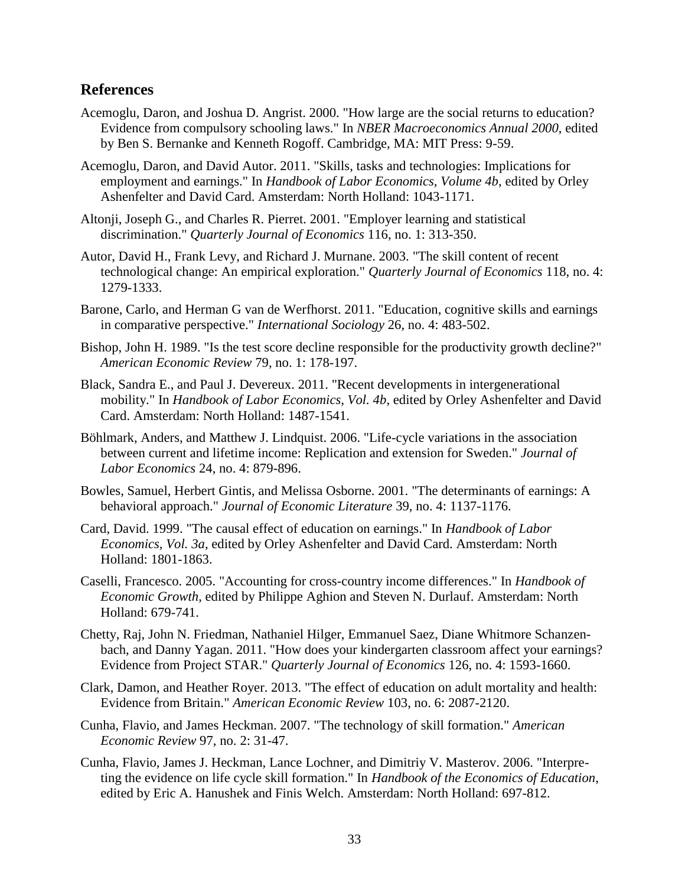## References

Acemoglu, Daron, and Joshua D. Angrist. 2000. "How large are the social returns to education? Evidence from compulsory schooling laws." In *NBER Macroeconomics Annual 2000*, edited by Ben S. Bernanke and Kenneth Rogoff. Cambridge, MA: MIT Press: 9-59.

Acemoglu, Daron, and David Autor. 2011. "Skills, tasks and technologies: Implications for employment and earnings." In *Handbook of Labor Economics, Volume 4b*, edited by Orley Ashenfelter and David Card. Amsterdam: North Holland: 1043-1171.

Altonji, Joseph G., and Charles R. Pierret. 2001. "Employer learning and statistical discrimination." *Quarterly Journal of Economics* 116, no. 1: 313-350.

Autor, David H., Frank Levy, and Richard J. Murnane. 2003. "The skill content of recent technological change: An empirical exploration." *Quarterly Journal of Economics* 118, no. 4: 1279-1333.

Barone, Carlo, and Herman G van de Werfhorst. 2011. "Education, cognitive skills and earnings in comparative perspective." *International Sociology* 26, no. 4: 483-502.

Bishop, John H. 1989. "Is the test score decline responsible for the productivity growth decline?" *American Economic Review* 79, no. 1: 178-197.

Black, Sandra E., and Paul J. Devereux. 2011. "Recent developments in intergenerational mobility." In *Handbook of Labor Economics, Vol. 4b*, edited by Orley Ashenfelter and David Card. Amsterdam: North Holland: 1487-1541.

Böhlmark, Anders, and Matthew J. Lindquist. 2006. "Life-cycle variations in the association between current and lifetime income: Replication and extension for Sweden." *Journal of Labor Economics* 24, no. 4: 879-896.

Bowles, Samuel, Herbert Gintis, and Melissa Osborne. 2001. "The determinants of earnings: A behavioral approach." *Journal of Economic Literature* 39, no. 4: 1137-1176.

Card, David. 1999. "The causal effect of education on earnings." In *Handbook of Labor Economics, Vol. 3a*, edited by Orley Ashenfelter and David Card. Amsterdam: North Holland: 1801-1863.

Caselli, Francesco. 2005. "Accounting for cross-country income differences." In *Handbook of Economic Growth*, edited by Philippe Aghion and Steven N. Durlauf. Amsterdam: North Holland: 679-741.

Chetty, Raj, John N. Friedman, Nathaniel Hilger, Emmanuel Saez, Diane Whitmore Schanzenbach, and Danny Yagan. 2011. "How does your kindergarten classroom affect your earnings? Evidence from Project STAR." *Quarterly Journal of Economics* 126, no. 4: 1593-1660.

Clark, Damon, and Heather Royer. 2013. "The effect of education on adult mortality and health: Evidence from Britain." *American Economic Review* 103, no. 6: 2087-2120.

Cunha, Flavio, and James Heckman. 2007. "The technology of skill formation." *American Economic Review* 97, no. 2: 31-47.

Cunha, Flavio, James J. Heckman, Lance Lochner, and Dimitriy V. Masterov. 2006. "Interpreting the evidence on life cycle skill formation." In *Handbook of the Economics of Education*, edited by Eric A. Hanushek and Finis Welch. Amsterdam: North Holland: 697-812.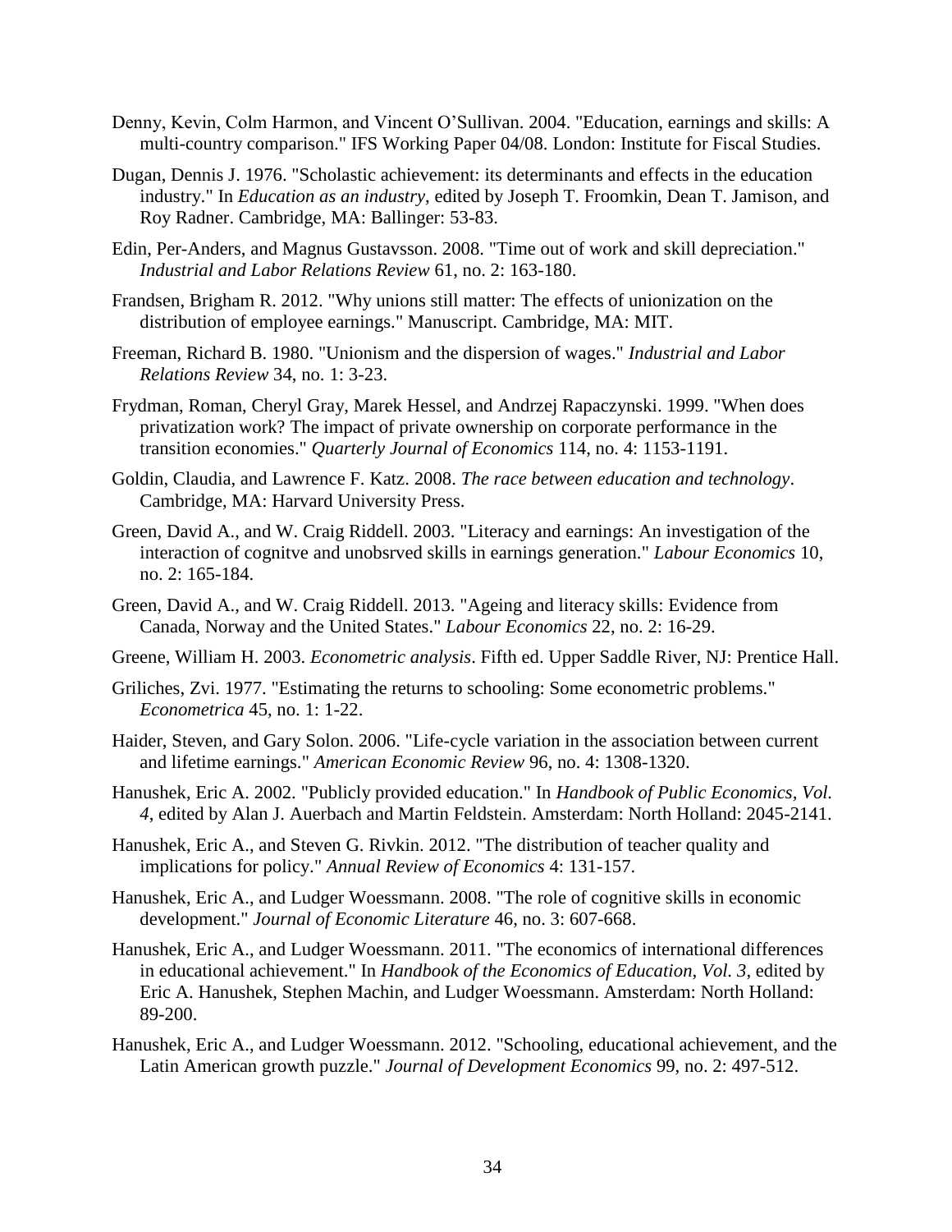Denny, Kevin, Colm Harmon, and Vincent O'Sullivan. 2004. "Education, earnings and skills: A multi-country comparison." IFS Working Paper 04/08. London: Institute for Fiscal Studies.

Dugan, Dennis J. 1976. "Scholastic achievement: its determinants and effects in the education industry." In *Education as an industry*, edited by Joseph T. Froomkin, Dean T. Jamison, and Roy Radner. Cambridge, MA: Ballinger: 53-83.

Edin, Per-Anders, and Magnus Gustavsson. 2008. "Time out of work and skill depreciation." *Industrial and Labor Relations Review* 61, no. 2: 163-180.

Frandsen, Brigham R. 2012. "Why unions still matter: The effects of unionization on the distribution of employee earnings." Manuscript. Cambridge, MA: MIT.

Freeman, Richard B. 1980. "Unionism and the dispersion of wages." *Industrial and Labor Relations Review* 34, no. 1: 3-23.

Frydman, Roman, Cheryl Gray, Marek Hessel, and Andrzej Rapaczynski. 1999. "When does privatization work? The impact of private ownership on corporate performance in the transition economies." *Quarterly Journal of Economics* 114, no. 4: 1153-1191.

Goldin, Claudia, and Lawrence F. Katz. 2008. *The race between education and technology*. Cambridge, MA: Harvard University Press.

Green, David A., and W. Craig Riddell. 2003. "Literacy and earnings: An investigation of the interaction of cognitve and unobsrved skills in earnings generation." *Labour Economics* 10, no. 2: 165-184.

Green, David A., and W. Craig Riddell. 2013. "Ageing and literacy skills: Evidence from Canada, Norway and the United States." *Labour Economics* 22, no. 2: 16-29.

Greene, William H. 2003. *Econometric analysis*. Fifth ed. Upper Saddle River, NJ: Prentice Hall.

Griliches, Zvi. 1977. "Estimating the returns to schooling: Some econometric problems." *Econometrica* 45, no. 1: 1-22.

Haider, Steven, and Gary Solon. 2006. "Life-cycle variation in the association between current and lifetime earnings." *American Economic Review* 96, no. 4: 1308-1320.

Hanushek, Eric A. 2002. "Publicly provided education." In *Handbook of Public Economics, Vol. 4*, edited by Alan J. Auerbach and Martin Feldstein. Amsterdam: North Holland: 2045-2141.

Hanushek, Eric A., and Steven G. Rivkin. 2012. "The distribution of teacher quality and implications for policy." *Annual Review of Economics* 4: 131-157.

Hanushek, Eric A., and Ludger Woessmann. 2008. "The role of cognitive skills in economic development." *Journal of Economic Literature* 46, no. 3: 607-668.

Hanushek, Eric A., and Ludger Woessmann. 2011. "The economics of international differences in educational achievement." In *Handbook of the Economics of Education, Vol. 3*, edited by Eric A. Hanushek, Stephen Machin, and Ludger Woessmann. Amsterdam: North Holland: 89-200.

Hanushek, Eric A., and Ludger Woessmann. 2012. "Schooling, educational achievement, and the Latin American growth puzzle." *Journal of Development Economics* 99, no. 2: 497-512.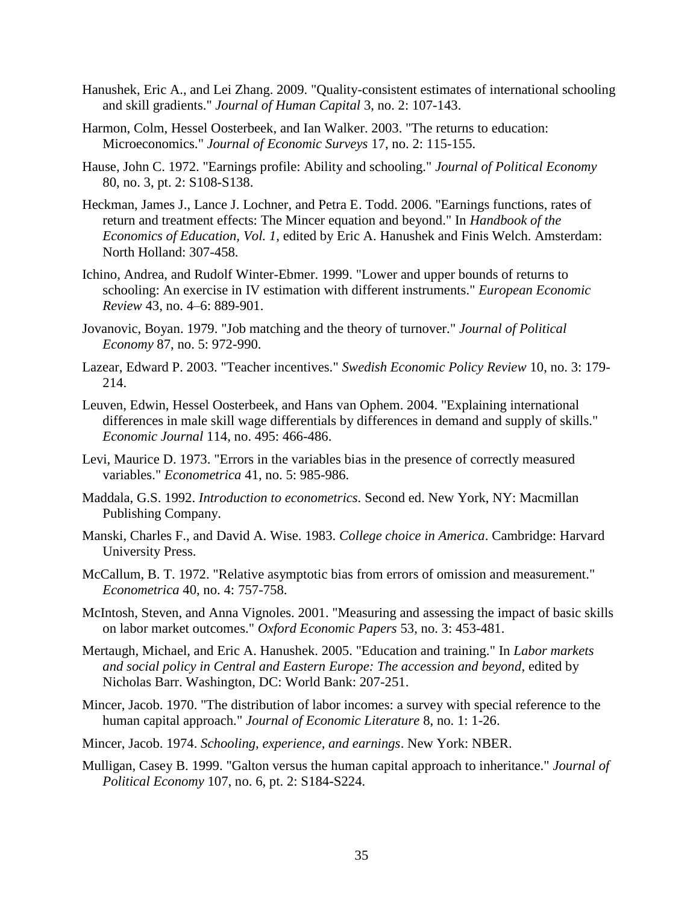Hanushek, Eric A., and Lei Zhang. 2009. "Quality-consistent estimates of international schooling and skill gradients." *Journal of Human Capital* 3, no. 2: 107-143.

Harmon, Colm, Hessel Oosterbeek, and Ian Walker. 2003. "The returns to education: Microeconomics." *Journal of Economic Surveys* 17, no. 2: 115-155.

Hause, John C. 1972. "Earnings profile: Ability and schooling." *Journal of Political Economy* 80, no. 3, pt. 2: S108-S138.

Heckman, James J., Lance J. Lochner, and Petra E. Todd. 2006. "Earnings functions, rates of return and treatment effects: The Mincer equation and beyond." In *Handbook of the Economics of Education, Vol. 1*, edited by Eric A. Hanushek and Finis Welch. Amsterdam: North Holland: 307-458.

Ichino, Andrea, and Rudolf Winter-Ebmer. 1999. "Lower and upper bounds of returns to schooling: An exercise in IV estimation with different instruments." *European Economic Review* 43, no. 4–6: 889-901.

Jovanovic, Boyan. 1979. "Job matching and the theory of turnover." *Journal of Political Economy* 87, no. 5: 972-990.

Lazear, Edward P. 2003. "Teacher incentives." *Swedish Economic Policy Review* 10, no. 3: 179-214.

Leuven, Edwin, Hessel Oosterbeek, and Hans van Ophem. 2004. "Explaining international differences in male skill wage differentials by differences in demand and supply of skills." *Economic Journal* 114, no. 495: 466-486.

Levi, Maurice D. 1973. "Errors in the variables bias in the presence of correctly measured variables." *Econometrica* 41, no. 5: 985-986.

Maddala, G.S. 1992. *Introduction to econometrics.* Second ed. New York, NY: Macmillan Publishing Company.

Manski, Charles F., and David A. Wise. 1983. *College choice in America*. Cambridge: Harvard University Press.

McCallum, B. T. 1972. "Relative asymptotic bias from errors of omission and measurement." *Econometrica* 40, no. 4: 757-758.

McIntosh, Steven, and Anna Vignoles. 2001. "Measuring and assessing the impact of basic skills on labor market outcomes." *Oxford Economic Papers* 53, no. 3: 453-481.

Mertaugh, Michael, and Eric A. Hanushek. 2005. "Education and training." In *Labor markets and social policy in Central and Eastern Europe: The accession and beyond*, edited by Nicholas Barr. Washington, DC: World Bank: 207-251.

Mincer, Jacob. 1970. "The distribution of labor incomes: a survey with special reference to the human capital approach." *Journal of Economic Literature* 8, no. 1: 1-26.

Mincer, Jacob. 1974. *Schooling, experience, and earnings*. New York: NBER.

Mulligan, Casey B. 1999. "Galton versus the human capital approach to inheritance." *Journal of Political Economy* 107, no. 6, pt. 2: S184-S224.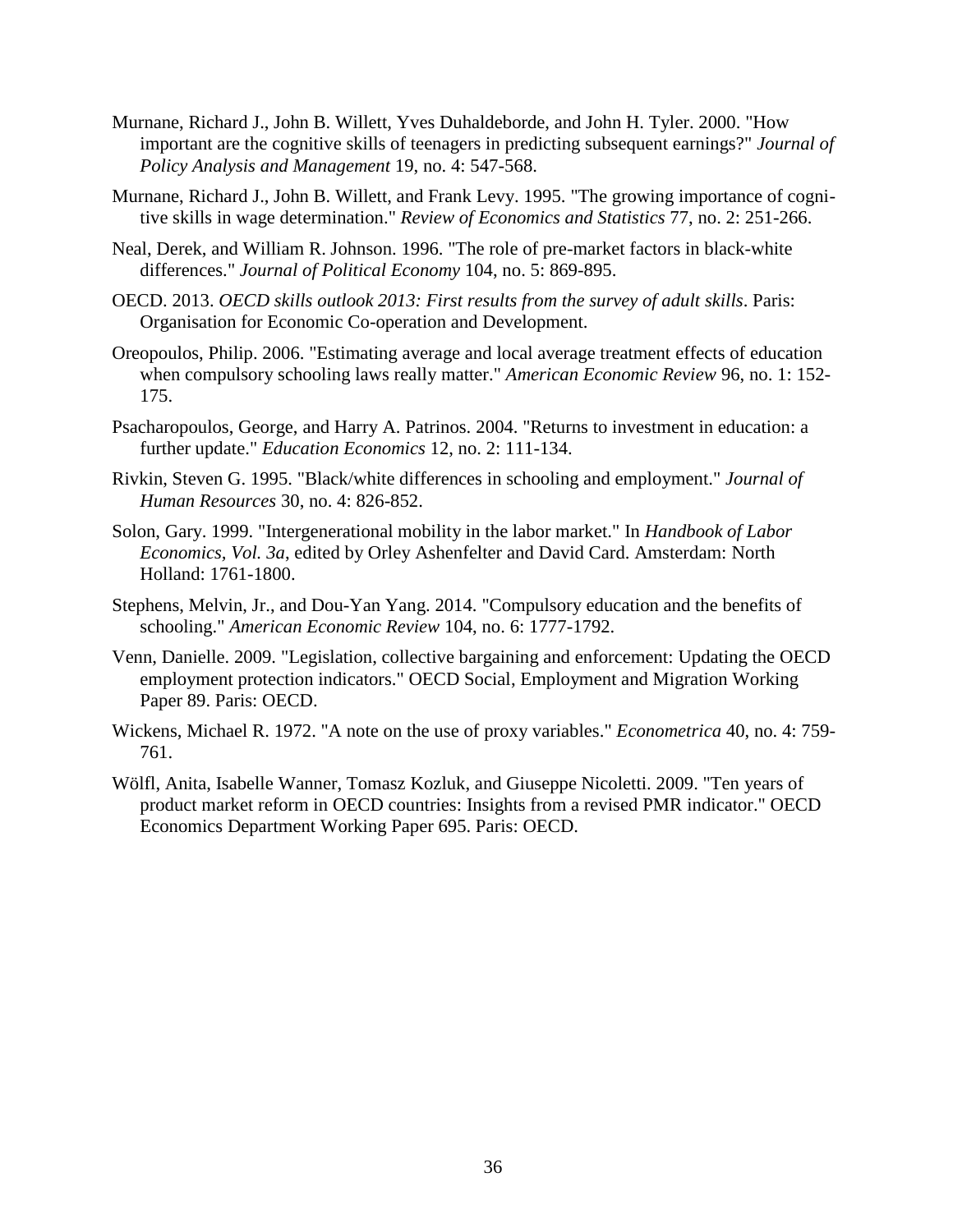Murnane, Richard J., John B. Willett, Yves Duhaldeborde, and John H. Tyler. 2000. "How important are the cognitive skills of teenagers in predicting subsequent earnings?" *Journal of Policy Analysis and Management* 19, no. 4: 547-568.

Murnane, Richard J., John B. Willett, and Frank Levy. 1995. "The growing importance of cognitive skills in wage determination." *Review of Economics and Statistics* 77, no. 2: 251-266.

Neal, Derek, and William R. Johnson. 1996. "The role of pre-market factors in black-white differences." *Journal of Political Economy* 104, no. 5: 869-895.

OECD. 2013. *OECD skills outlook 2013: First results from the survey of adult skills*. Paris: Organisation for Economic Co-operation and Development.

Oreopoulos, Philip. 2006. "Estimating average and local average treatment effects of education when compulsory schooling laws really matter." *American Economic Review* 96, no. 1: 152-175.

Psacharopoulos, George, and Harry A. Patrinos. 2004. "Returns to investment in education: a further update." *Education Economics* 12, no. 2: 111-134.

Rivkin, Steven G. 1995. "Black/white differences in schooling and employment." *Journal of Human Resources* 30, no. 4: 826-852.

Solon, Gary. 1999. "Intergenerational mobility in the labor market." In *Handbook of Labor Economics, Vol. 3a*, edited by Orley Ashenfelter and David Card. Amsterdam: North Holland: 1761-1800.

Stephens, Melvin, Jr., and Dou-Yan Yang. 2014. "Compulsory education and the benefits of schooling." *American Economic Review* 104, no. 6: 1777-1792.

Venn, Danielle. 2009. "Legislation, collective bargaining and enforcement: Updating the OECD employment protection indicators." OECD Social, Employment and Migration Working Paper 89. Paris: OECD.

Wickens, Michael R. 1972. "A note on the use of proxy variables." *Econometrica* 40, no. 4: 759-761.

Wölfl, Anita, Isabelle Wanner, Tomasz Kozluk, and Giuseppe Nicoletti. 2009. "Ten years of product market reform in OECD countries: Insights from a revised PMR indicator." OECD Economics Department Working Paper 695. Paris: OECD.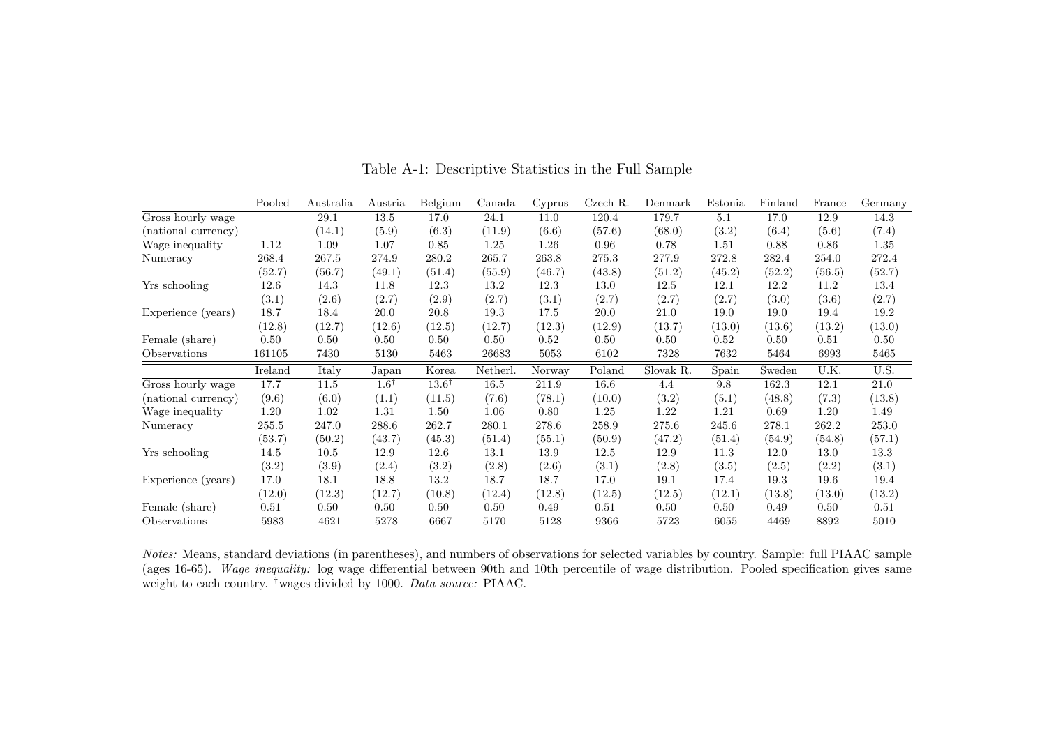Table A-1: Descriptive Statistics in the Full Sample

| | Pooled | Australia | Austria | Belgium | Canada | Cyprus | Czech R. | Denmark | Estonia | Finland | France | Germany |
|---|---|---|---|---|---|---|---|---|---|---|---|---|
| Gross hourly wage | | 29.1 | 13.5 | 17.0 | 24.1 | 11.0 | 120.4 | 179.7 | 5.1 | 17.0 | 12.9 | 14.3 |
| (national currency) | | (14.1) | (5.9) | (6.3) | (11.9) | (6.6) | (57.6) | (68.0) | (3.2) | (6.4) | (5.6) | (7.4) |
| Wage inequality | 1.12 | 1.09 | 1.07 | 0.85 | 1.25 | 1.26 | 0.96 | 0.78 | 1.51 | 0.88 | 0.86 | 1.35 |
| Numeracy | 268.4 | 267.5 | 274.9 | 280.2 | 265.7 | 263.8 | 275.3 | 277.9 | 272.8 | 282.4 | 254.0 | 272.4 |
| | (52.7) | (56.7) | (49.1) | (51.4) | (55.9) | (46.7) | (43.8) | (51.2) | (45.2) | (52.2) | (56.5) | (52.7) |
| Yrs schooling | 12.6 | 14.3 | 11.8 | 12.3 | 13.2 | 12.3 | 13.0 | 12.5 | 12.1 | 12.2 | 11.2 | 13.4 |
| | (3.1) | (2.6) | (2.7) | (2.9) | (2.7) | (3.1) | (2.7) | (2.7) | (2.7) | (3.0) | (3.6) | (2.7) |
| Experience (years) | 18.7 | 18.4 | 20.0 | 20.8 | 19.3 | 17.5 | 20.0 | 21.0 | 19.0 | 19.0 | 19.4 | 19.2 |
| | (12.8) | (12.7) | (12.6) | (12.5) | (12.7) | (12.3) | (12.9) | (13.7) | (13.0) | (13.6) | (13.2) | (13.0) |
| Female (share) | 0.50 | 0.50 | 0.50 | 0.50 | 0.50 | 0.52 | 0.50 | 0.50 | 0.52 | 0.50 | 0.51 | 0.50 |
| Observations | 161105 | 7430 | 5130 | 5463 | 26683 | 5053 | 6102 | 7328 | 7632 | 5464 | 6993 | 5465 |
| | Ireland | Italy | Japan | Korea | Netherl. | Norway | Poland | Slovak R. | Spain | Sweden | U.K. | U.S. |
| Gross hourly wage | 17.7 | 11.5 | 1.6† | 13.6† | 16.5 | 211.9 | 16.6 | 4.4 | 9.8 | 162.3 | 12.1 | 21.0 |
| (national currency) | (9.6) | (6.0) | (1.1) | (11.5) | (7.6) | (78.1) | (10.0) | (3.2) | (5.1) | (48.8) | (7.3) | (13.8) |
| Wage inequality | 1.20 | 1.02 | 1.31 | 1.50 | 1.06 | 0.80 | 1.25 | 1.22 | 1.21 | 0.69 | 1.20 | 1.49 |
| Numeracy | 255.5 | 247.0 | 288.6 | 262.7 | 280.1 | 278.6 | 258.9 | 275.6 | 245.6 | 278.1 | 262.2 | 253.0 |
| | (53.7) | (50.2) | (43.7) | (45.3) | (51.4) | (55.1) | (50.9) | (47.2) | (51.4) | (54.9) | (54.8) | (57.1) |
| Yrs schooling | 14.5 | 10.5 | 12.9 | 12.6 | 13.1 | 13.9 | 12.5 | 12.9 | 11.3 | 12.0 | 13.0 | 13.3 |
| | (3.2) | (3.9) | (2.4) | (3.2) | (2.8) | (2.6) | (3.1) | (2.8) | (3.5) | (2.5) | (2.2) | (3.1) |
| Experience (years) | 17.0 | 18.1 | 18.8 | 13.2 | 18.7 | 18.7 | 17.0 | 19.1 | 17.4 | 19.3 | 19.6 | 19.4 |
| | (12.0) | (12.3) | (12.7) | (10.8) | (12.4) | (12.8) | (12.5) | (12.5) | (12.1) | (13.8) | (13.0) | (13.2) |
| Female (share) | 0.51 | 0.50 | 0.50 | 0.50 | 0.50 | 0.49 | 0.51 | 0.50 | 0.50 | 0.49 | 0.50 | 0.51 |
| Observations | 5983 | 4621 | 5278 | 6667 | 5170 | 5128 | 9366 | 5723 | 6055 | 4469 | 8892 | 5010 |

*Notes:* Means, standard deviations (in parentheses), and numbers of observations for selected variables by country. Sample: full PIAAC sample (ages 16-65). *Wage inequality:* log wage differential between 90th and 10th percentile of wage distribution. Pooled specification gives same weight to each country. †wages divided by 1000. *Data source:* PIAAC.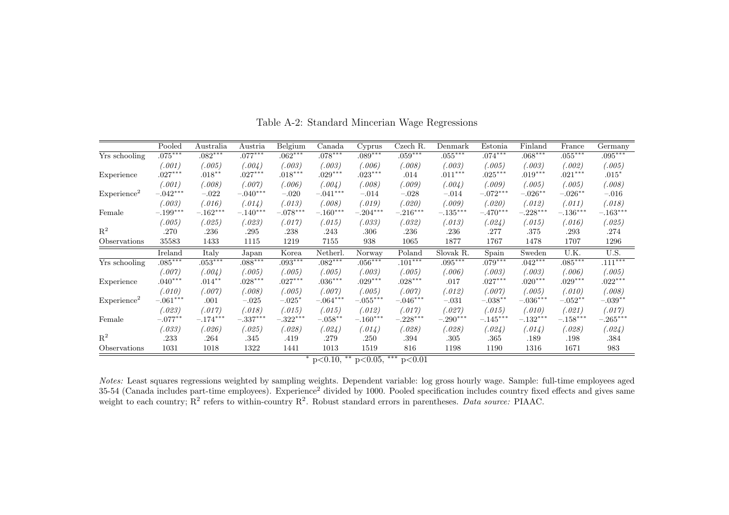Table A-2: Standard Mincerian Wage Regressions

| | Pooled | Australia | Austria | Belgium | Canada | Cyprus | Czech R. | Denmark | Estonia | Finland | France | Germany |
|---|---|---|---|---|---|---|---|---|---|---|---|---|
| Yrs schooling | .075*** | .082*** | .077*** | .062*** | .078*** | .089*** | .059*** | .055*** | .074*** | .068*** | .055*** | .095*** |
| | *(.001)* | *(.005)* | *(.004)* | *(.003)* | *(.003)* | *(.006)* | *(.008)* | *(.003)* | *(.005)* | *(.003)* | *(.002)* | *(.005)* |
| Experience | .027*** | .018** | .027*** | .018*** | .029*** | .023*** | .014 | .011*** | .025*** | .019*** | .021*** | .015* |
| | *(.001)* | *(.008)* | *(.007)* | *(.006)* | *(.004)* | *(.008)* | *(.009)* | *(.004)* | *(.009)* | *(.005)* | *(.005)* | *(.008)* |
| Experience$^2$ | −.042*** | −.022 | −.040*** | −.020 | −.041*** | −.014 | −.028 | −.014 | −.072*** | −.026** | −.026** | −.016 |
| | *(.003)* | *(.016)* | *(.014)* | *(.013)* | *(.008)* | *(.019)* | *(.020)* | *(.009)* | *(.020)* | *(.012)* | *(.011)* | *(.018)* |
| Female | −.199*** | −.162*** | −.140*** | −.078*** | −.160*** | −.204*** | −.216*** | −.135*** | −.470*** | −.228*** | −.136*** | −.163*** |
| | *(.005)* | *(.025)* | *(.023)* | *(.017)* | *(.015)* | *(.033)* | *(.032)* | *(.013)* | *(.024)* | *(.015)* | *(.016)* | *(.025)* |
| $R^2$ | .270 | .236 | .295 | .238 | .243 | .306 | .236 | .236 | .277 | .375 | .293 | .274 |
| Observations | 35583 | 1433 | 1115 | 1219 | 7155 | 938 | 1065 | 1877 | 1767 | 1478 | 1707 | 1296 |
| | **Ireland** | **Italy** | **Japan** | **Korea** | **Netherl.** | **Norway** | **Poland** | **Slovak R.** | **Spain** | **Sweden** | **U.K.** | **U.S.** |
| Yrs schooling | .085*** | .053*** | .088*** | .093*** | .082*** | .056*** | .101*** | .095*** | .079*** | .042*** | .085*** | .111*** |
| | *(.007)* | *(.004)* | *(.005)* | *(.005)* | *(.005)* | *(.003)* | *(.005)* | *(.006)* | *(.003)* | *(.003)* | *(.006)* | *(.005)* |
| Experience | .040*** | .014** | .028*** | .027*** | .036*** | .029*** | .028*** | .017 | .027*** | .020*** | .029*** | .022*** |
| | *(.010)* | *(.007)* | *(.008)* | *(.005)* | *(.007)* | *(.005)* | *(.007)* | *(.012)* | *(.007)* | *(.005)* | *(.010)* | *(.008)* |
| Experience$^2$ | −.061*** | .001 | −.025 | −.025* | −.064*** | −.055*** | −.046*** | −.031 | −.038** | −.036*** | −.052** | −.039** |
| | *(.023)* | *(.017)* | *(.018)* | *(.015)* | *(.015)* | *(.012)* | *(.017)* | *(.027)* | *(.015)* | *(.010)* | *(.021)* | *(.017)* |
| Female | −.077** | −.174*** | −.337*** | −.322*** | −.058** | −.160*** | −.228*** | −.290*** | −.145*** | −.132*** | −.158*** | −.265*** |
| | *(.033)* | *(.026)* | *(.025)* | *(.028)* | *(.024)* | *(.014)* | *(.028)* | *(.028)* | *(.024)* | *(.014)* | *(.028)* | *(.024)* |
| $R^2$ | .233 | .264 | .345 | .419 | .279 | .250 | .394 | .305 | .365 | .189 | .198 | .384 |
| Observations | 1031 | 1018 | 1322 | 1441 | 1013 | 1519 | 816 | 1198 | 1190 | 1316 | 1671 | 983 |

\* $p<0.10$, \*\* $p<0.05$, \*\*\* $p<0.01$

*Notes:* Least squares regressions weighted by sampling weights. Dependent variable: log gross hourly wage. Sample: full-time employees aged 35-54 (Canada includes part-time employees). Experience$^2$ divided by 1000. Pooled specification includes country fixed effects and gives same weight to each country; $R^2$ refers to within-country $R^2$. Robust standard errors in parentheses. *Data source:* PIAAC.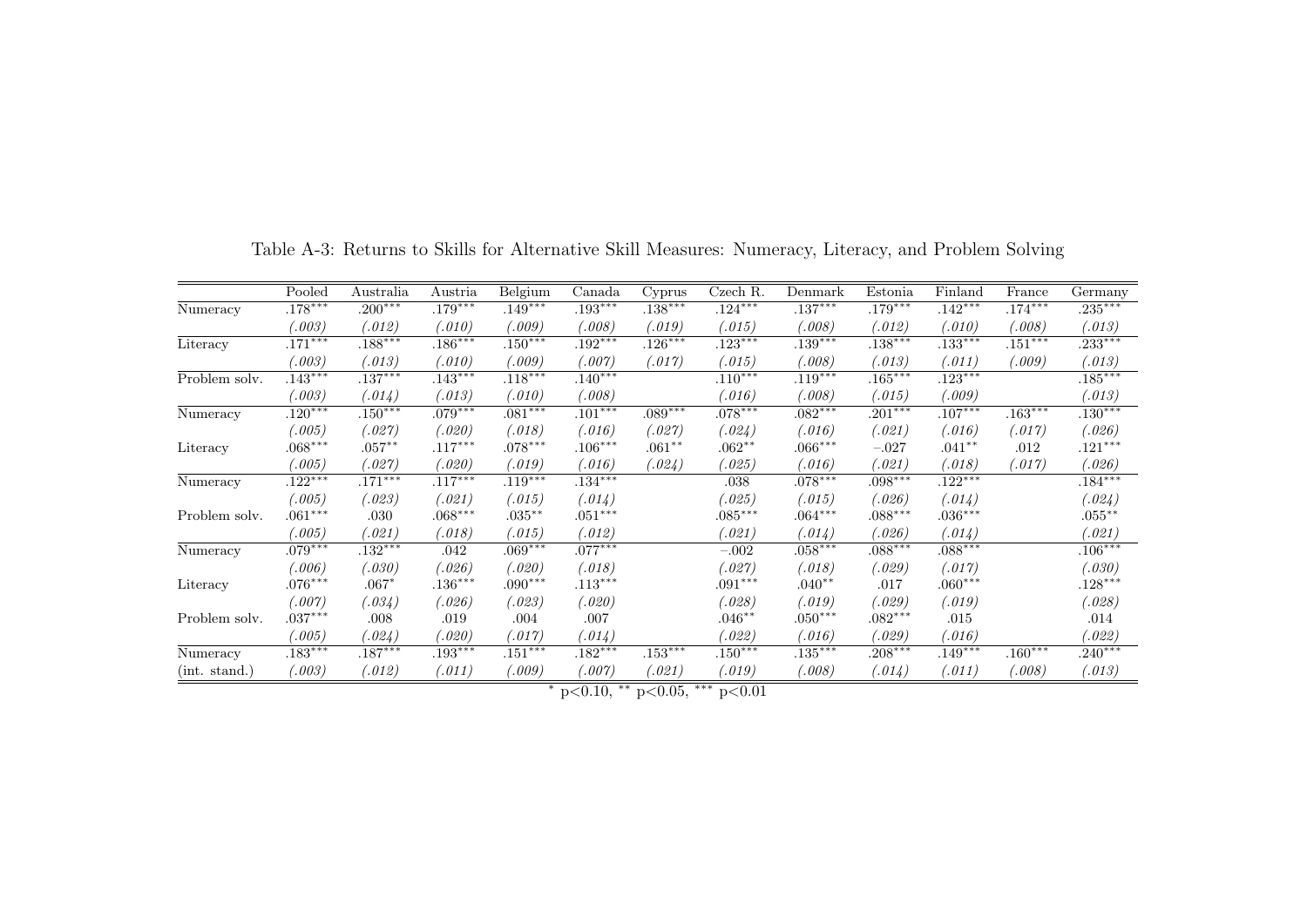Table A-3: Returns to Skills for Alternative Skill Measures: Numeracy, Literacy, and Problem Solving

| | Pooled | Australia | Austria | Belgium | Canada | Cyprus | Czech R. | Denmark | Estonia | Finland | France | Germany |
|---|---|---|---|---|---|---|---|---|---|---|---|---|
| Numeracy | .178*** | .200*** | .179*** | .149*** | .193*** | .138*** | .124*** | .137*** | .179*** | .142*** | .174*** | .235*** |
| | *(.003)* | *(.012)* | *(.010)* | *(.009)* | *(.008)* | *(.019)* | *(.015)* | *(.008)* | *(.012)* | *(.010)* | *(.008)* | *(.013)* |
| Literacy | .171*** | .188*** | .186*** | .150*** | .192*** | .126*** | .123*** | .139*** | .138*** | .133*** | .151*** | .233*** |
| | *(.003)* | *(.013)* | *(.010)* | *(.009)* | *(.007)* | *(.017)* | *(.015)* | *(.008)* | *(.013)* | *(.011)* | *(.009)* | *(.013)* |
| Problem solv. | .143*** | .137*** | .143*** | .118*** | .140*** | | .110*** | .119*** | .165*** | .123*** | | .185*** |
| | *(.003)* | *(.014)* | *(.013)* | *(.010)* | *(.008)* | | *(.016)* | *(.008)* | *(.015)* | *(.009)* | | *(.013)* |
| Numeracy | .120*** | .150*** | .079*** | .081*** | .101*** | .089*** | .078*** | .082*** | .201*** | .107*** | .163*** | .130*** |
| | *(.005)* | *(.027)* | *(.020)* | *(.018)* | *(.016)* | *(.027)* | *(.024)* | *(.016)* | *(.021)* | *(.016)* | *(.017)* | *(.026)* |
| Literacy | .068*** | .057** | .117*** | .078*** | .106*** | .061** | .062** | .066*** | −.027 | .041** | .012 | .121*** |
| | *(.005)* | *(.027)* | *(.020)* | *(.019)* | *(.016)* | *(.024)* | *(.025)* | *(.016)* | *(.021)* | *(.018)* | *(.017)* | *(.026)* |
| Numeracy | .122*** | .171*** | .117*** | .119*** | .134*** | | .038 | .078*** | .098*** | .122*** | | .184*** |
| | *(.005)* | *(.023)* | *(.021)* | *(.015)* | *(.014)* | | *(.025)* | *(.015)* | *(.026)* | *(.014)* | | *(.024)* |
| Problem solv. | .061*** | .030 | .068*** | .035** | .051*** | | .085*** | .064*** | .088*** | .036*** | | .055** |
| | *(.005)* | *(.021)* | *(.018)* | *(.015)* | *(.012)* | | *(.021)* | *(.014)* | *(.026)* | *(.014)* | | *(.021)* |
| Numeracy | .079*** | .132*** | .042 | .069*** | .077*** | | −.002 | .058*** | .088*** | .088*** | | .106*** |
| | *(.006)* | *(.030)* | *(.026)* | *(.020)* | *(.018)* | | *(.027)* | *(.018)* | *(.029)* | *(.017)* | | *(.030)* |
| Literacy | .076*** | .067* | .136*** | .090*** | .113*** | | .091*** | .040** | .017 | .060*** | | .128*** |
| | *(.007)* | *(.034)* | *(.026)* | *(.023)* | *(.020)* | | *(.028)* | *(.019)* | *(.029)* | *(.019)* | | *(.028)* |
| Problem solv. | .037*** | .008 | .019 | .004 | .007 | | .046** | .050*** | .082*** | .015 | | .014 |
| | *(.005)* | *(.024)* | *(.020)* | *(.017)* | *(.014)* | | *(.022)* | *(.016)* | *(.029)* | *(.016)* | | *(.022)* |
| Numeracy | .183*** | .187*** | .193*** | .151*** | .182*** | .153*** | .150*** | .135*** | .208*** | .149*** | .160*** | .240*** |
| (int. stand.) | *(.003)* | *(.012)* | *(.011)* | *(.009)* | *(.007)* | *(.021)* | *(.019)* | *(.008)* | *(.014)* | *(.011)* | *(.008)* | *(.013)* |

* p<0.10, ** p<0.05, *** p<0.01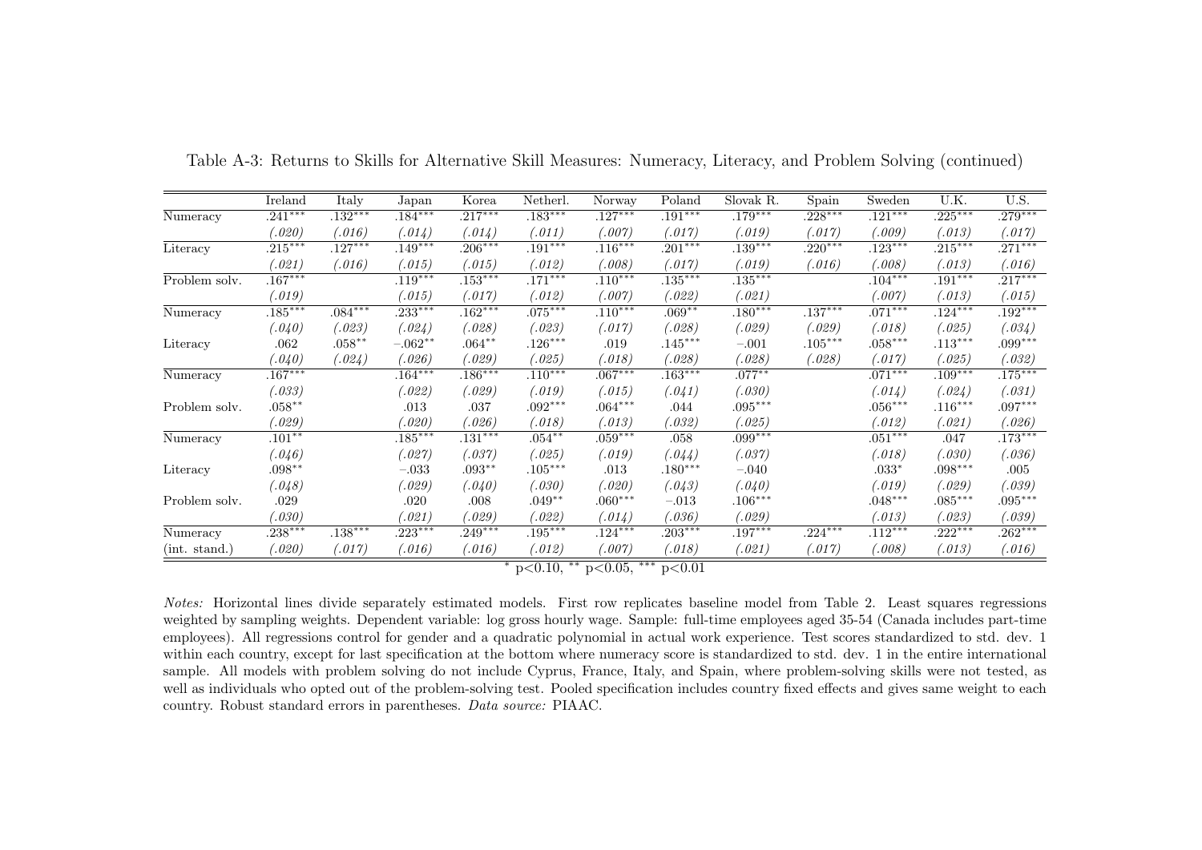Table A-3: Returns to Skills for Alternative Skill Measures: Numeracy, Literacy, and Problem Solving (continued)

| | Ireland | Italy | Japan | Korea | Netherl. | Norway | Poland | Slovak R. | Spain | Sweden | U.K. | U.S. |
|---|---|---|---|---|---|---|---|---|---|---|---|---|
| Numeracy | .241*** | .132*** | .184*** | .217*** | .183*** | .127*** | .191*** | .179*** | .228*** | .121*** | .225*** | .279*** |
| | *(.020)* | *(.016)* | *(.014)* | *(.014)* | *(.011)* | *(.007)* | *(.017)* | *(.019)* | *(.017)* | *(.009)* | *(.013)* | *(.017)* |
| Literacy | .215*** | .127*** | .149*** | .206*** | .191*** | .116*** | .201*** | .139*** | .220*** | .123*** | .215*** | .271*** |
| | *(.021)* | *(.016)* | *(.015)* | *(.015)* | *(.012)* | *(.008)* | *(.017)* | *(.019)* | *(.016)* | *(.008)* | *(.013)* | *(.016)* |
| Problem solv. | .167*** | | .119*** | .153*** | .171*** | .110*** | .135*** | .135*** | | .104*** | .191*** | .217*** |
| | *(.019)* | | *(.015)* | *(.017)* | *(.012)* | *(.007)* | *(.022)* | *(.021)* | | *(.007)* | *(.013)* | *(.015)* |
| Numeracy | .185*** | .084*** | .233*** | .162*** | .075*** | .110*** | .069** | .180*** | .137*** | .071*** | .124*** | .192*** |
| | *(.040)* | *(.023)* | *(.024)* | *(.028)* | *(.023)* | *(.017)* | *(.028)* | *(.029)* | *(.029)* | *(.018)* | *(.025)* | *(.034)* |
| Literacy | .062 | .058** | −.062** | .064** | .126*** | .019 | .145*** | −.001 | .105*** | .058*** | .113*** | .099*** |
| | *(.040)* | *(.024)* | *(.026)* | *(.029)* | *(.025)* | *(.018)* | *(.028)* | *(.028)* | *(.028)* | *(.017)* | *(.025)* | *(.032)* |
| Numeracy | .167*** | | .164*** | .186*** | .110*** | .067*** | .163*** | .077** | | .071*** | .109*** | .175*** |
| | *(.033)* | | *(.022)* | *(.029)* | *(.019)* | *(.015)* | *(.041)* | *(.030)* | | *(.014)* | *(.024)* | *(.031)* |
| Problem solv. | .058** | | .013 | .037 | .092*** | .064*** | .044 | .095*** | | .056*** | .116*** | .097*** |
| | *(.029)* | | *(.020)* | *(.026)* | *(.018)* | *(.013)* | *(.032)* | *(.025)* | | *(.012)* | *(.021)* | *(.026)* |
| Numeracy | .101** | | .185*** | .131*** | .054** | .059*** | .058 | .099*** | | .051*** | .047 | .173*** |
| | *(.046)* | | *(.027)* | *(.037)* | *(.025)* | *(.019)* | *(.044)* | *(.037)* | | *(.018)* | *(.030)* | *(.036)* |
| Literacy | .098** | | −.033 | .093** | .105*** | .013 | .180*** | −.040 | | .033* | .098*** | .005 |
| | *(.048)* | | *(.029)* | *(.040)* | *(.030)* | *(.020)* | *(.043)* | *(.040)* | | *(.019)* | *(.029)* | *(.039)* |
| Problem solv. | .029 | | .020 | .008 | .049** | .060*** | −.013 | .106*** | | .048*** | .085*** | .095*** |
| | *(.030)* | | *(.021)* | *(.029)* | *(.022)* | *(.014)* | *(.036)* | *(.029)* | | *(.013)* | *(.023)* | *(.039)* |
| Numeracy | .238*** | .138*** | .223*** | .249*** | .195*** | .124*** | .203*** | .197*** | .224*** | .112*** | .222*** | .262*** |
| (int. stand.) | *(.020)* | *(.017)* | *(.016)* | *(.016)* | *(.012)* | *(.007)* | *(.018)* | *(.021)* | *(.017)* | *(.008)* | *(.013)* | *(.016)* |

* $p<0.10$, ** $p<0.05$, *** $p<0.01$

*Notes:* Horizontal lines divide separately estimated models. First row replicates baseline model from Table 2. Least squares regressions weighted by sampling weights. Dependent variable: log gross hourly wage. Sample: full-time employees aged 35-54 (Canada includes part-time employees). All regressions control for gender and a quadratic polynomial in actual work experience. Test scores standardized to std. dev. 1 within each country, except for last specification at the bottom where numeracy score is standardized to std. dev. 1 in the entire international sample. All models with problem solving do not include Cyprus, France, Italy, and Spain, where problem-solving skills were not tested, as well as individuals who opted out of the problem-solving test. Pooled specification includes country fixed effects and gives same weight to each country. Robust standard errors in parentheses. *Data source:* PIAAC.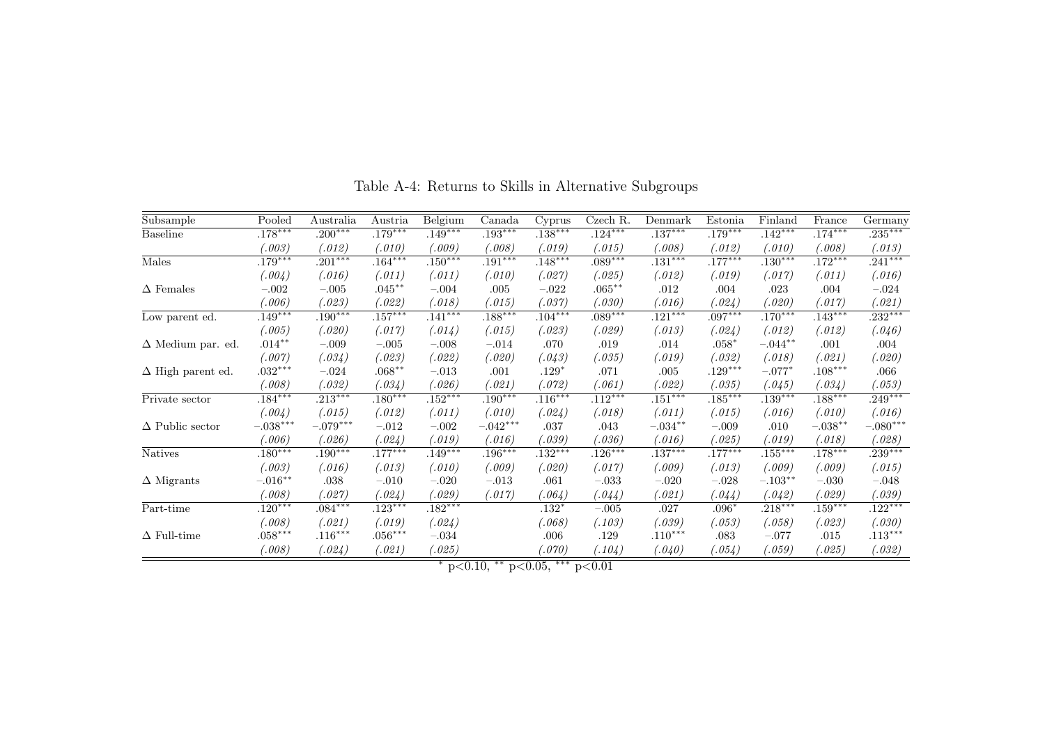Table A-4: Returns to Skills in Alternative Subgroups

| Subsample | Pooled | Australia | Austria | Belgium | Canada | Cyprus | Czech R. | Denmark | Estonia | Finland | France | Germany |
|---|---|---|---|---|---|---|---|---|---|---|---|---|
| Baseline | .178*** | .200*** | .179*** | .149*** | .193*** | .138*** | .124*** | .137*** | .179*** | .142*** | .174*** | .235*** |
| | *(.003)* | *(.012)* | *(.010)* | *(.009)* | *(.008)* | *(.019)* | *(.015)* | *(.008)* | *(.012)* | *(.010)* | *(.008)* | *(.013)* |
| Males | .179*** | .201*** | .164*** | .150*** | .191*** | .148*** | .089*** | .131*** | .177*** | .130*** | .172*** | .241*** |
| | *(.004)* | *(.016)* | *(.011)* | *(.011)* | *(.010)* | *(.027)* | *(.025)* | *(.012)* | *(.019)* | *(.017)* | *(.011)* | *(.016)* |
| Δ Females | −.002 | −.005 | .045** | −.004 | .005 | −.022 | .065** | .012 | .004 | .023 | .004 | −.024 |
| | *(.006)* | *(.023)* | *(.022)* | *(.018)* | *(.015)* | *(.037)* | *(.030)* | *(.016)* | *(.024)* | *(.020)* | *(.017)* | *(.021)* |
| Low parent ed. | .149*** | .190*** | .157*** | .141*** | .188*** | .104*** | .089*** | .121*** | .097*** | .170*** | .143*** | .232*** |
| | *(.005)* | *(.020)* | *(.017)* | *(.014)* | *(.015)* | *(.023)* | *(.029)* | *(.013)* | *(.024)* | *(.012)* | *(.012)* | *(.046)* |
| Δ Medium par. ed. | .014** | −.009 | −.005 | −.008 | −.014 | .070 | .019 | .014 | .058* | −.044** | .001 | .004 |
| | *(.007)* | *(.034)* | *(.023)* | *(.022)* | *(.020)* | *(.043)* | *(.035)* | *(.019)* | *(.032)* | *(.018)* | *(.021)* | *(.020)* |
| Δ High parent ed. | .032*** | −.024 | .068** | −.013 | .001 | .129* | .071 | .005 | .129*** | −.077* | .108*** | .066 |
| | *(.008)* | *(.032)* | *(.034)* | *(.026)* | *(.021)* | *(.072)* | *(.061)* | *(.022)* | *(.035)* | *(.045)* | *(.034)* | *(.053)* |
| Private sector | .184*** | .213*** | .180*** | .152*** | .190*** | .116*** | .112*** | .151*** | .185*** | .139*** | .188*** | .249*** |
| | *(.004)* | *(.015)* | *(.012)* | *(.011)* | *(.010)* | *(.024)* | *(.018)* | *(.011)* | *(.015)* | *(.016)* | *(.010)* | *(.016)* |
| Δ Public sector | −.038*** | −.079*** | −.012 | −.002 | −.042*** | .037 | .043 | −.034** | −.009 | .010 | −.038** | −.080*** |
| | *(.006)* | *(.026)* | *(.024)* | *(.019)* | *(.016)* | *(.039)* | *(.036)* | *(.016)* | *(.025)* | *(.019)* | *(.018)* | *(.028)* |
| Natives | .180*** | .190*** | .177*** | .149*** | .196*** | .132*** | .126*** | .137*** | .177*** | .155*** | .178*** | .239*** |
| | *(.003)* | *(.016)* | *(.013)* | *(.010)* | *(.009)* | *(.020)* | *(.017)* | *(.009)* | *(.013)* | *(.009)* | *(.009)* | *(.015)* |
| Δ Migrants | −.016** | .038 | −.010 | −.020 | −.013 | .061 | −.033 | −.020 | −.028 | −.103** | −.030 | −.048 |
| | *(.008)* | *(.027)* | *(.024)* | *(.029)* | *(.017)* | *(.064)* | *(.044)* | *(.021)* | *(.044)* | *(.042)* | *(.029)* | *(.039)* |
| Part-time | .120*** | .084*** | .123*** | .182*** | | .132* | −.005 | .027 | .096* | .218*** | .159*** | .122*** |
| | *(.008)* | *(.021)* | *(.019)* | *(.024)* | | *(.068)* | *(.103)* | *(.039)* | *(.053)* | *(.058)* | *(.023)* | *(.030)* |
| Δ Full-time | .058*** | .116*** | .056*** | −.034 | | .006 | .129 | .110*** | .083 | −.077 | .015 | .113*** |
| | *(.008)* | *(.024)* | *(.021)* | *(.025)* | | *(.070)* | *(.104)* | *(.040)* | *(.054)* | *(.059)* | *(.025)* | *(.032)* |

* p<0.10, ** p<0.05, *** p<0.01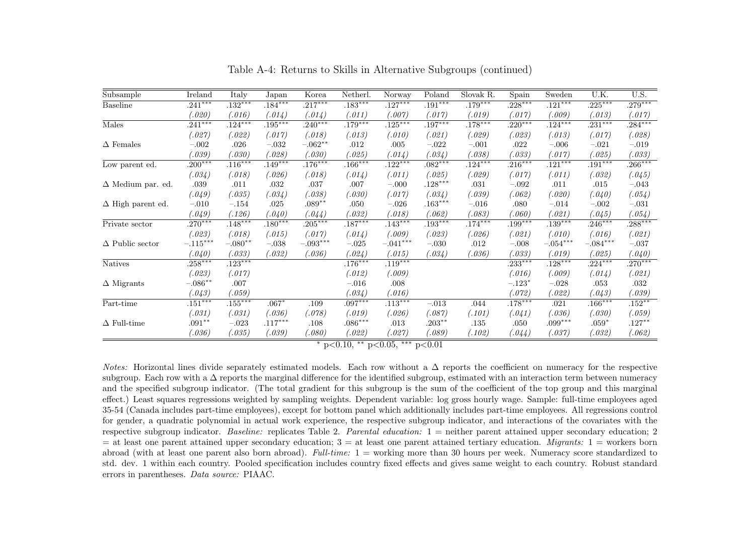Table A-4: Returns to Skills in Alternative Subgroups (continued)

| Subsample | Ireland | Italy | Japan | Korea | Netherl. | Norway | Poland | Slovak R. | Spain | Sweden | U.K. | U.S. |
|---|---|---|---|---|---|---|---|---|---|---|---|---|
| Baseline | .241*** | .132*** | .184*** | .217*** | .183*** | .127*** | .191*** | .179*** | .228*** | .121*** | .225*** | .279*** |
| | (.020) | (.016) | (.014) | (.014) | (.011) | (.007) | (.017) | (.019) | (.017) | (.009) | (.013) | (.017) |
| Males | .241*** | .124*** | .195*** | .240*** | .179*** | .125*** | .197*** | .178*** | .220*** | .124*** | .231*** | .284*** |
| | (.027) | (.022) | (.017) | (.018) | (.013) | (.010) | (.021) | (.029) | (.023) | (.013) | (.017) | (.028) |
| Δ Females | −.002 | .026 | −.032 | −.062** | .012 | .005 | −.022 | −.001 | .022 | −.006 | −.021 | −.019 |
| | (.039) | (.030) | (.028) | (.030) | (.025) | (.014) | (.034) | (.038) | (.033) | (.017) | (.025) | (.033) |
| Low parent ed. | .200*** | .116*** | .149*** | .176*** | .166*** | .122*** | .082*** | .124*** | .216*** | .121*** | .191*** | .266*** |
| | (.034) | (.018) | (.026) | (.018) | (.014) | (.011) | (.025) | (.029) | (.017) | (.011) | (.032) | (.045) |
| Δ Medium par. ed. | .039 | .011 | .032 | .037 | .007 | −.000 | .128*** | .031 | −.092 | .011 | .015 | −.043 |
| | (.049) | (.035) | (.034) | (.038) | (.030) | (.017) | (.034) | (.039) | (.062) | (.020) | (.040) | (.054) |
| Δ High parent ed. | −.010 | −.154 | .025 | .089** | .050 | −.026 | .163*** | −.016 | .080 | −.014 | −.002 | −.031 |
| | (.049) | (.126) | (.040) | (.044) | (.032) | (.018) | (.062) | (.083) | (.060) | (.021) | (.045) | (.054) |
| Private sector | .270*** | .148*** | .180*** | .205*** | .187*** | .143*** | .193*** | .174*** | .199*** | .139*** | .246*** | .288*** |
| | (.023) | (.018) | (.015) | (.017) | (.014) | (.009) | (.023) | (.026) | (.021) | (.010) | (.016) | (.021) |
| Δ Public sector | −.115*** | −.080** | −.038 | −.093*** | −.025 | −.041*** | −.030 | .012 | −.008 | −.054*** | −.084*** | −.037 |
| | (.040) | (.033) | (.032) | (.036) | (.024) | (.015) | (.034) | (.036) | (.033) | (.019) | (.025) | (.040) |
| Natives | .258*** | .123*** | | | .176*** | .119*** | | | .233*** | .128*** | .224*** | .270*** |
| | (.023) | (.017) | | | (.012) | (.009) | | | (.016) | (.009) | (.014) | (.021) |
| Δ Migrants | −.086** | .007 | | | −.016 | .008 | | | −.123* | −.028 | .053 | .032 |
| | (.043) | (.059) | | | (.034) | (.016) | | | (.072) | (.022) | (.043) | (.039) |
| Part-time | .151*** | .155*** | .067* | .109 | .097*** | .113*** | −.013 | .044 | .178*** | .021 | .166*** | .152** |
| | (.031) | (.031) | (.036) | (.078) | (.019) | (.026) | (.087) | (.101) | (.041) | (.036) | (.030) | (.059) |
| Δ Full-time | .091** | −.023 | .117*** | .108 | .086*** | .013 | .203** | .135 | .050 | .099*** | .059* | .127** |
| | (.036) | (.035) | (.039) | (.080) | (.022) | (.027) | (.089) | (.102) | (.044) | (.037) | (.032) | (.062) |

\* p<0.10, ** p<0.05, *** p<0.01

*Notes:* Horizontal lines divide separately estimated models. Each row without a Δ reports the coefficient on numeracy for the respective subgroup. Each row with a Δ reports the marginal difference for the identified subgroup, estimated with an interaction term between numeracy and the specified subgroup indicator. (The total gradient for this subgroup is the sum of the coefficient of the top group and this marginal effect.) Least squares regressions weighted by sampling weights. Dependent variable: log gross hourly wage. Sample: full-time employees aged 35-54 (Canada includes part-time employees), except for bottom panel which additionally includes part-time employees. All regressions control for gender, a quadratic polynomial in actual work experience, the respective subgroup indicator, and interactions of the covariates with the respective subgroup indicator. *Baseline:* replicates Table 2. *Parental education:* 1 = neither parent attained upper secondary education; 2 = at least one parent attained upper secondary education; 3 = at least one parent attained tertiary education. *Migrants:* 1 = workers born abroad (with at least one parent also born abroad). *Full-time:* 1 = working more than 30 hours per week. Numeracy score standardized to std. dev. 1 within each country. Pooled specification includes country fixed effects and gives same weight to each country. Robust standard errors in parentheses. *Data source:* PIAAC.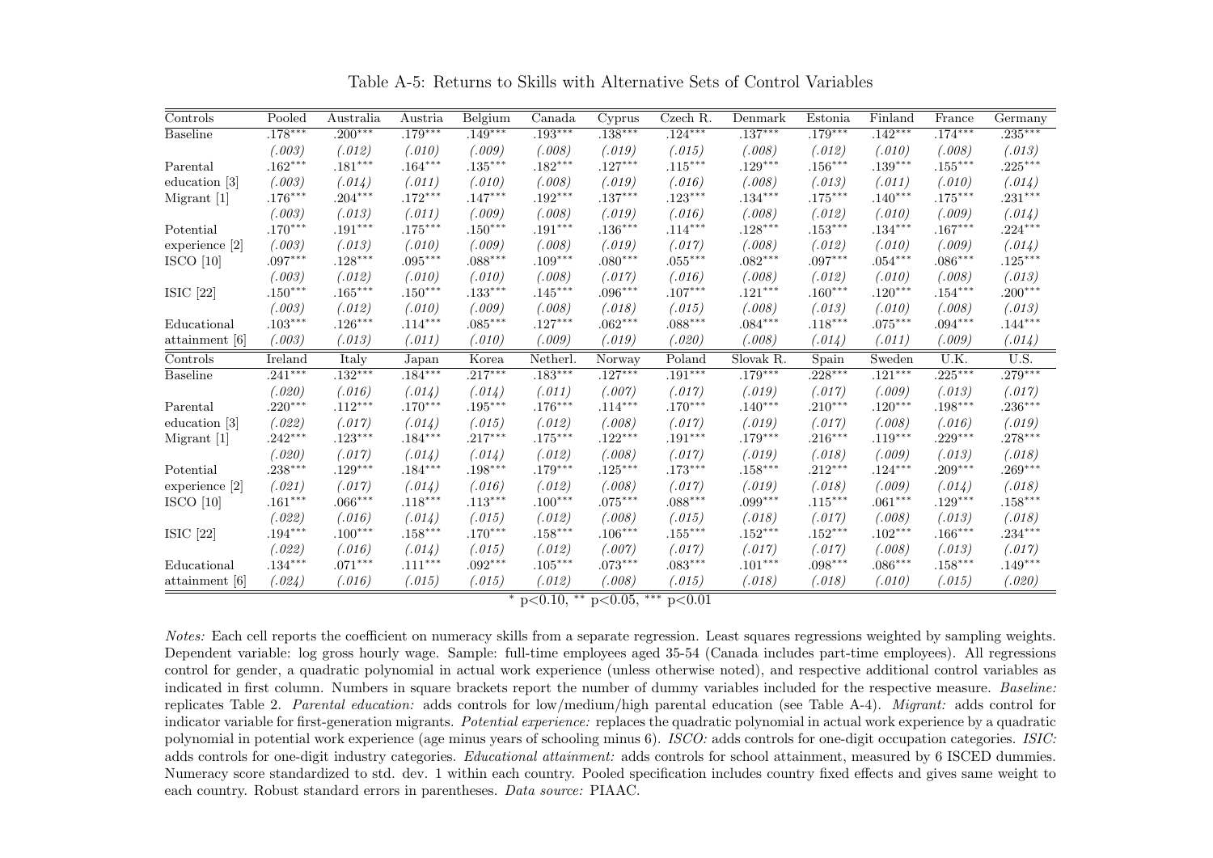Table A-5: Returns to Skills with Alternative Sets of Control Variables

| Controls | Pooled | Australia | Austria | Belgium | Canada | Cyprus | Czech R. | Denmark | Estonia | Finland | France | Germany |
|---|---|---|---|---|---|---|---|---|---|---|---|---|
| Baseline | .178*** | .200*** | .179*** | .149*** | .193*** | .138*** | .124*** | .137*** | .179*** | .142*** | .174*** | .235*** |
| | *(.003)* | *(.012)* | *(.010)* | *(.009)* | *(.008)* | *(.019)* | *(.015)* | *(.008)* | *(.012)* | *(.010)* | *(.008)* | *(.013)* |
| Parental education [3] | .162*** | .181*** | .164*** | .135*** | .182*** | .127*** | .115*** | .129*** | .156*** | .139*** | .155*** | .225*** |
| | *(.003)* | *(.014)* | *(.011)* | *(.010)* | *(.008)* | *(.019)* | *(.016)* | *(.008)* | *(.013)* | *(.011)* | *(.010)* | *(.014)* |
| Migrant [1] | .176*** | .204*** | .172*** | .147*** | .192*** | .137*** | .123*** | .134*** | .175*** | .140*** | .175*** | .231*** |
| | *(.003)* | *(.013)* | *(.011)* | *(.009)* | *(.008)* | *(.019)* | *(.016)* | *(.008)* | *(.012)* | *(.010)* | *(.009)* | *(.014)* |
| Potential experience [2] | .170*** | .191*** | .175*** | .150*** | .191*** | .136*** | .114*** | .128*** | .153*** | .134*** | .167*** | .224*** |
| | *(.003)* | *(.013)* | *(.010)* | *(.009)* | *(.008)* | *(.019)* | *(.017)* | *(.008)* | *(.012)* | *(.010)* | *(.009)* | *(.014)* |
| ISCO [10] | .097*** | .128*** | .095*** | .088*** | .109*** | .080*** | .055*** | .082*** | .097*** | .054*** | .086*** | .125*** |
| | *(.003)* | *(.012)* | *(.010)* | *(.010)* | *(.008)* | *(.017)* | *(.016)* | *(.008)* | *(.012)* | *(.010)* | *(.008)* | *(.013)* |
| ISIC [22] | .150*** | .165*** | .150*** | .133*** | .145*** | .096*** | .107*** | .121*** | .160*** | .120*** | .154*** | .200*** |
| | *(.003)* | *(.012)* | *(.010)* | *(.009)* | *(.008)* | *(.018)* | *(.015)* | *(.008)* | *(.013)* | *(.010)* | *(.008)* | *(.013)* |
| Educational attainment [6] | .103*** | .126*** | .114*** | .085*** | .127*** | .062*** | .088*** | .084*** | .118*** | .075*** | .094*** | .144*** |
| | *(.003)* | *(.013)* | *(.011)* | *(.010)* | *(.009)* | *(.019)* | *(.020)* | *(.008)* | *(.014)* | *(.011)* | *(.009)* | *(.014)* |
| **Controls** | **Ireland** | **Italy** | **Japan** | **Korea** | **Netherl.** | **Norway** | **Poland** | **Slovak R.** | **Spain** | **Sweden** | **U.K.** | **U.S.** |
| Baseline | .241*** | .132*** | .184*** | .217*** | .183*** | .127*** | .191*** | .179*** | .228*** | .121*** | .225*** | .279*** |
| | *(.020)* | *(.016)* | *(.014)* | *(.014)* | *(.011)* | *(.007)* | *(.017)* | *(.019)* | *(.017)* | *(.009)* | *(.013)* | *(.017)* |
| Parental education [3] | .220*** | .112*** | .170*** | .195*** | .176*** | .114*** | .170*** | .140*** | .210*** | .120*** | .198*** | .236*** |
| | *(.022)* | *(.017)* | *(.014)* | *(.015)* | *(.012)* | *(.008)* | *(.017)* | *(.019)* | *(.017)* | *(.008)* | *(.016)* | *(.019)* |
| Migrant [1] | .242*** | .123*** | .184*** | .217*** | .175*** | .122*** | .191*** | .179*** | .216*** | .119*** | .229*** | .278*** |
| | *(.020)* | *(.017)* | *(.014)* | *(.014)* | *(.012)* | *(.008)* | *(.017)* | *(.019)* | *(.018)* | *(.009)* | *(.013)* | *(.018)* |
| Potential experience [2] | .238*** | .129*** | .184*** | .198*** | .179*** | .125*** | .173*** | .158*** | .212*** | .124*** | .209*** | .269*** |
| | *(.021)* | *(.017)* | *(.014)* | *(.016)* | *(.012)* | *(.008)* | *(.017)* | *(.019)* | *(.018)* | *(.009)* | *(.014)* | *(.018)* |
| ISCO [10] | .161*** | .066*** | .118*** | .113*** | .100*** | .075*** | .088*** | .099*** | .115*** | .061*** | .129*** | .158*** |
| | *(.022)* | *(.016)* | *(.014)* | *(.015)* | *(.012)* | *(.008)* | *(.015)* | *(.018)* | *(.017)* | *(.008)* | *(.013)* | *(.018)* |
| ISIC [22] | .194*** | .100*** | .158*** | .170*** | .158*** | .106*** | .155*** | .152*** | .152*** | .102*** | .166*** | .234*** |
| | *(.022)* | *(.016)* | *(.014)* | *(.015)* | *(.012)* | *(.007)* | *(.017)* | *(.017)* | *(.017)* | *(.008)* | *(.013)* | *(.017)* |
| Educational attainment [6] | .134*** | .071*** | .111*** | .092*** | .105*** | .073*** | .083*** | .101*** | .098*** | .086*** | .158*** | .149*** |
| | *(.024)* | *(.016)* | *(.015)* | *(.015)* | *(.012)* | *(.008)* | *(.015)* | *(.018)* | *(.018)* | *(.010)* | *(.015)* | *(.020)* |

\* p<0.10, ** p<0.05, *** p<0.01

*Notes:* Each cell reports the coefficient on numeracy skills from a separate regression. Least squares regressions weighted by sampling weights. Dependent variable: log gross hourly wage. Sample: full-time employees aged 35-54 (Canada includes part-time employees). All regressions control for gender, a quadratic polynomial in actual work experience (unless otherwise noted), and respective additional control variables as indicated in first column. Numbers in square brackets report the number of dummy variables included for the respective measure. *Baseline:* replicates Table 2. *Parental education:* adds controls for low/medium/high parental education (see Table A-4). *Migrant:* adds control for indicator variable for first-generation migrants. *Potential experience:* replaces the quadratic polynomial in actual work experience by a quadratic polynomial in potential work experience (age minus years of schooling minus 6). *ISCO:* adds controls for one-digit occupation categories. *ISIC:* adds controls for one-digit industry categories. *Educational attainment:* adds controls for school attainment, measured by 6 ISCED dummies. Numeracy score standardized to std. dev. 1 within each country. Pooled specification includes country fixed effects and gives same weight to each country. Robust standard errors in parentheses. *Data source:* PIAAC.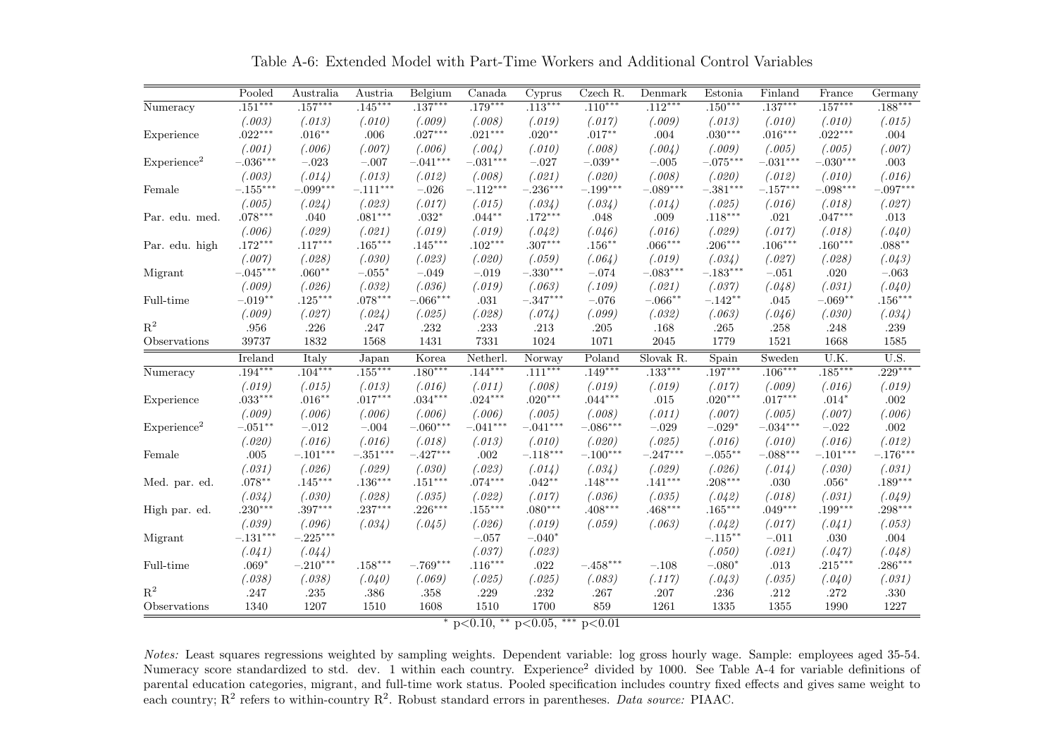Table A-6: Extended Model with Part-Time Workers and Additional Control Variables

| | Pooled | Australia | Austria | Belgium | Canada | Cyprus | Czech R. | Denmark | Estonia | Finland | France | Germany |
|---|---|---|---|---|---|---|---|---|---|---|---|---|
| Numeracy | .151*** | .157*** | .145*** | .137*** | .179*** | .113*** | .110*** | .112*** | .150*** | .137*** | .157*** | .188*** |
| | *(.003)* | *(.013)* | *(.010)* | *(.009)* | *(.008)* | *(.019)* | *(.017)* | *(.009)* | *(.013)* | *(.010)* | *(.010)* | *(.015)* |
| Experience | .022*** | .016** | .006 | .027*** | .021*** | .020** | .017** | .004 | .030*** | .016*** | .022*** | .004 |
| | *(.001)* | *(.006)* | *(.007)* | *(.006)* | *(.004)* | *(.010)* | *(.008)* | *(.004)* | *(.009)* | *(.005)* | *(.005)* | *(.007)* |
| Experience$^2$ | −.036*** | −.023 | −.007 | −.041*** | −.031*** | −.027 | −.039** | −.005 | −.075*** | −.031*** | −.030*** | .003 |
| | *(.003)* | *(.014)* | *(.013)* | *(.012)* | *(.008)* | *(.021)* | *(.020)* | *(.008)* | *(.020)* | *(.012)* | *(.010)* | *(.016)* |
| Female | −.155*** | −.099*** | −.111*** | −.026 | −.112*** | −.236*** | −.199*** | −.089*** | −.381*** | −.157*** | −.098*** | −.097*** |
| | *(.005)* | *(.024)* | *(.023)* | *(.017)* | *(.015)* | *(.034)* | *(.034)* | *(.014)* | *(.025)* | *(.016)* | *(.018)* | *(.027)* |
| Par. edu. med. | .078*** | .040 | .081*** | .032* | .044** | .172*** | .048 | .009 | .118*** | .021 | .047*** | .013 |
| | *(.006)* | *(.029)* | *(.021)* | *(.019)* | *(.019)* | *(.042)* | *(.046)* | *(.016)* | *(.029)* | *(.017)* | *(.018)* | *(.040)* |
| Par. edu. high | .172*** | .117*** | .165*** | .145*** | .102*** | .307*** | .156** | .066*** | .206*** | .106*** | .160*** | .088** |
| | *(.007)* | *(.028)* | *(.030)* | *(.023)* | *(.020)* | *(.059)* | *(.064)* | *(.019)* | *(.034)* | *(.027)* | *(.028)* | *(.043)* |
| Migrant | −.045*** | .060** | −.055* | −.049 | −.019 | −.330*** | −.074 | −.083*** | −.183*** | −.051 | .020 | −.063 |
| | *(.009)* | *(.026)* | *(.032)* | *(.036)* | *(.019)* | *(.063)* | *(.109)* | *(.021)* | *(.037)* | *(.048)* | *(.031)* | *(.040)* |
| Full-time | −.019** | .125*** | .078*** | −.066*** | .031 | −.347*** | −.076 | −.066** | −.142** | .045 | −.069** | .156*** |
| | *(.009)* | *(.027)* | *(.024)* | *(.025)* | *(.028)* | *(.074)* | *(.099)* | *(.032)* | *(.063)* | *(.046)* | *(.030)* | *(.034)* |
| $R^2$ | .956 | .226 | .247 | .232 | .233 | .213 | .205 | .168 | .265 | .258 | .248 | .239 |
| Observations | 39737 | 1832 | 1568 | 1431 | 7331 | 1024 | 1071 | 2045 | 1779 | 1521 | 1668 | 1585 |
| | **Ireland** | **Italy** | **Japan** | **Korea** | **Netherl.** | **Norway** | **Poland** | **Slovak R.** | **Spain** | **Sweden** | **U.K.** | **U.S.** |
| Numeracy | .194*** | .104*** | .155*** | .180*** | .144*** | .111*** | .149*** | .133*** | .197*** | .106*** | .185*** | .229*** |
| | *(.019)* | *(.015)* | *(.013)* | *(.016)* | *(.011)* | *(.008)* | *(.019)* | *(.019)* | *(.017)* | *(.009)* | *(.016)* | *(.019)* |
| Experience | .033*** | .016** | .017*** | .034*** | .024*** | .020*** | .044*** | .015 | .020*** | .017*** | .014* | .002 |
| | *(.009)* | *(.006)* | *(.006)* | *(.006)* | *(.006)* | *(.005)* | *(.008)* | *(.011)* | *(.007)* | *(.005)* | *(.007)* | *(.006)* |
| Experience$^2$ | −.051** | −.012 | −.004 | −.060*** | −.041*** | −.041*** | −.086*** | −.029 | −.029* | −.034*** | −.022 | .002 |
| | *(.020)* | *(.016)* | *(.016)* | *(.018)* | *(.013)* | *(.010)* | *(.020)* | *(.025)* | *(.016)* | *(.010)* | *(.016)* | *(.012)* |
| Female | .005 | −.101*** | −.351*** | −.427*** | .002 | −.118*** | −.100*** | −.247*** | −.055** | −.088*** | −.101*** | −.176*** |
| | *(.031)* | *(.026)* | *(.029)* | *(.030)* | *(.023)* | *(.014)* | *(.034)* | *(.029)* | *(.026)* | *(.014)* | *(.030)* | *(.031)* |
| Med. par. ed. | .078** | .145*** | .136*** | .151*** | .074*** | .042** | .148*** | .141*** | .208*** | .030 | .056* | .189*** |
| | *(.034)* | *(.030)* | *(.028)* | *(.035)* | *(.022)* | *(.017)* | *(.036)* | *(.035)* | *(.042)* | *(.018)* | *(.031)* | *(.049)* |
| High par. ed. | .230*** | .397*** | .237*** | .226*** | .155*** | .080*** | .408*** | .468*** | .165*** | .049*** | .199*** | .298*** |
| | *(.039)* | *(.096)* | *(.034)* | *(.045)* | *(.026)* | *(.019)* | *(.059)* | *(.063)* | *(.042)* | *(.017)* | *(.041)* | *(.053)* |
| Migrant | −.131*** | −.225*** | | | −.057 | −.040* | | | −.115** | −.011 | .030 | .004 |
| | *(.041)* | *(.044)* | | | *(.037)* | *(.023)* | | | *(.050)* | *(.021)* | *(.047)* | *(.048)* |
| Full-time | .069* | −.210*** | .158*** | −.769*** | .116*** | .022 | −.458*** | −.108 | −.080* | .013 | .215*** | .286*** |
| | *(.038)* | *(.038)* | *(.040)* | *(.069)* | *(.025)* | *(.025)* | *(.083)* | *(.117)* | *(.043)* | *(.035)* | *(.040)* | *(.031)* |
| $R^2$ | .247 | .235 | .386 | .358 | .229 | .232 | .267 | .207 | .236 | .212 | .272 | .330 |
| Observations | 1340 | 1207 | 1510 | 1608 | 1510 | 1700 | 859 | 1261 | 1335 | 1355 | 1990 | 1227 |

\* p<0.10, \*\* p<0.05, \*\*\* p<0.01

*Notes:* Least squares regressions weighted by sampling weights. Dependent variable: log gross hourly wage. Sample: employees aged 35-54. Numeracy score standardized to std. dev. 1 within each country. Experience$^2$ divided by 1000. See Table A-4 for variable definitions of parental education categories, migrant, and full-time work status. Pooled specification includes country fixed effects and gives same weight to each country; $R^2$ refers to within-country $R^2$. Robust standard errors in parentheses. *Data source:* PIAAC.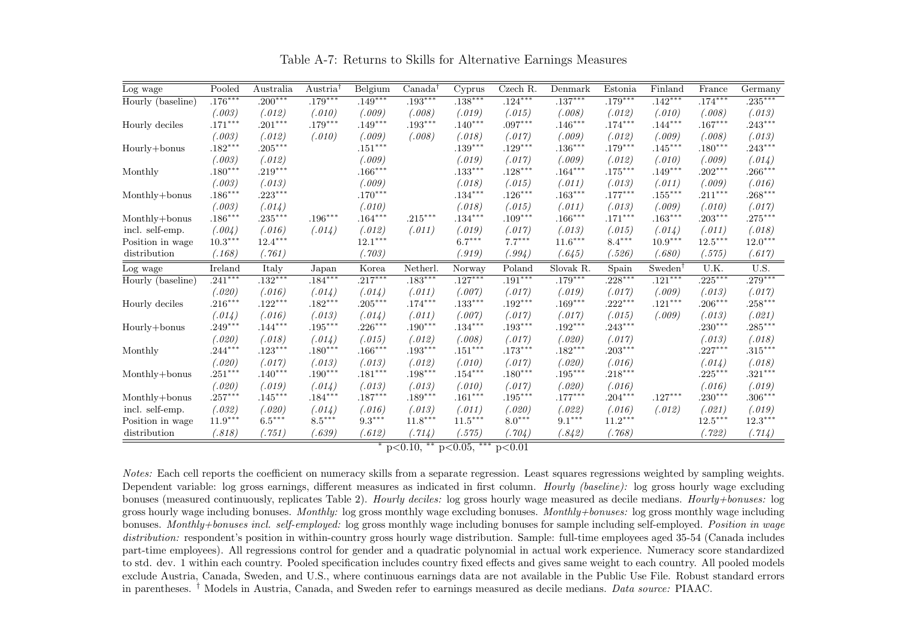Table A-7: Returns to Skills for Alternative Earnings Measures

| Log wage | Pooled | Australia | Austria[†] | Belgium | Canada[†] | Cyprus | Czech R. | Denmark | Estonia | Finland | France | Germany |
|---|---|---|---|---|---|---|---|---|---|---|---|---|
| Hourly (baseline) | .176*** | .200*** | .179*** | .149*** | .193*** | .138*** | .124*** | .137*** | .179*** | .142*** | .174*** | .235*** |
| | *(.003)* | *(.012)* | *(.010)* | *(.009)* | *(.008)* | *(.019)* | *(.015)* | *(.008)* | *(.012)* | *(.010)* | *(.008)* | *(.013)* |
| Hourly deciles | .171*** | .201*** | .179*** | .149*** | .193*** | .140*** | .097*** | .146*** | .174*** | .144*** | .167*** | .243*** |
| | *(.003)* | *(.012)* | *(.010)* | *(.009)* | *(.008)* | *(.018)* | *(.017)* | *(.009)* | *(.012)* | *(.009)* | *(.008)* | *(.013)* |
| Hourly+bonus | .182*** | .205*** | | .151*** | | .139*** | .129*** | .136*** | .179*** | .145*** | .180*** | .243*** |
| | *(.003)* | *(.012)* | | *(.009)* | | *(.019)* | *(.017)* | *(.009)* | *(.012)* | *(.010)* | *(.009)* | *(.014)* |
| Monthly | .180*** | .219*** | | .166*** | | .133*** | .128*** | .164*** | .175*** | .149*** | .202*** | .266*** |
| | *(.003)* | *(.013)* | | *(.009)* | | *(.018)* | *(.015)* | *(.011)* | *(.013)* | *(.011)* | *(.009)* | *(.016)* |
| Monthly+bonus | .186*** | .223*** | | .170*** | | .134*** | .126*** | .163*** | .177*** | .155*** | .211*** | .268*** |
| | *(.003)* | *(.014)* | | *(.010)* | | *(.018)* | *(.015)* | *(.011)* | *(.013)* | *(.009)* | *(.010)* | *(.017)* |
| Monthly+bonus | .186*** | .235*** | .196*** | .164*** | .215*** | .134*** | .109*** | .166*** | .171*** | .163*** | .203*** | .275*** |
| incl. self-emp. | *(.004)* | *(.016)* | *(.014)* | *(.012)* | *(.011)* | *(.019)* | *(.017)* | *(.013)* | *(.015)* | *(.014)* | *(.011)* | *(.018)* |
| Position in wage | 10.3*** | 12.4*** | | 12.1*** | | 6.7*** | 7.7*** | 11.6*** | 8.4*** | 10.9*** | 12.5*** | 12.0*** |
| distribution | *(.168)* | *(.761)* | | *(.703)* | | *(.919)* | *(.994)* | *(.645)* | *(.526)* | *(.680)* | *(.575)* | *(.617)* |
| **Log wage** | **Ireland** | **Italy** | **Japan** | **Korea** | **Netherl.** | **Norway** | **Poland** | **Slovak R.** | **Spain** | **Sweden[†]** | **U.K.** | **U.S.** |
| Hourly (baseline) | .241*** | .132*** | .184*** | .217*** | .183*** | .127*** | .191*** | .179*** | .228*** | .121*** | .225*** | .279*** |
| | *(.020)* | *(.016)* | *(.014)* | *(.014)* | *(.011)* | *(.007)* | *(.017)* | *(.019)* | *(.017)* | *(.009)* | *(.013)* | *(.017)* |
| Hourly deciles | .216*** | .122*** | .182*** | .205*** | .174*** | .133*** | .192*** | .169*** | .222*** | .121*** | .206*** | .258*** |
| | *(.014)* | *(.016)* | *(.013)* | *(.014)* | *(.011)* | *(.007)* | *(.017)* | *(.017)* | *(.015)* | *(.009)* | *(.013)* | *(.021)* |
| Hourly+bonus | .249*** | .144*** | .195*** | .226*** | .190*** | .134*** | .193*** | .192*** | .243*** | | .230*** | .285*** |
| | *(.020)* | *(.018)* | *(.014)* | *(.015)* | *(.012)* | *(.008)* | *(.017)* | *(.020)* | *(.017)* | | *(.013)* | *(.018)* |
| Monthly | .244*** | .123*** | .180*** | .166*** | .193*** | .151*** | .173*** | .182*** | .203*** | | .227*** | .315*** |
| | *(.020)* | *(.017)* | *(.013)* | *(.013)* | *(.012)* | *(.010)* | *(.017)* | *(.020)* | *(.016)* | | *(.014)* | *(.018)* |
| Monthly+bonus | .251*** | .140*** | .190*** | .181*** | .198*** | .154*** | .180*** | .195*** | .218*** | | .225*** | .321*** |
| | *(.020)* | *(.019)* | *(.014)* | *(.013)* | *(.013)* | *(.010)* | *(.017)* | *(.020)* | *(.016)* | | *(.016)* | *(.019)* |
| Monthly+bonus | .257*** | .145*** | .184*** | .187*** | .189*** | .161*** | .195*** | .177*** | .204*** | .127*** | .230*** | .306*** |
| incl. self-emp. | *(.032)* | *(.020)* | *(.014)* | *(.016)* | *(.013)* | *(.011)* | *(.020)* | *(.022)* | *(.016)* | *(.012)* | *(.021)* | *(.019)* |
| Position in wage | 11.9*** | 6.5*** | 8.5*** | 9.3*** | 11.8*** | 11.5*** | 8.0*** | 9.1*** | 11.2*** | | 12.5*** | 12.3*** |
| distribution | *(.818)* | *(.751)* | *(.639)* | *(.612)* | *(.714)* | *(.575)* | *(.704)* | *(.842)* | *(.768)* | | *(.722)* | *(.714)* |

\* $p<0.10$, \*\* $p<0.05$, \*\*\* $p<0.01$

*Notes:* Each cell reports the coefficient on numeracy skills from a separate regression. Least squares regressions weighted by sampling weights. Dependent variable: log gross earnings, different measures as indicated in first column. *Hourly (baseline):* log gross hourly wage excluding bonuses (measured continuously, replicates Table 2). *Hourly deciles:* log gross hourly wage measured as decile medians. *Hourly+bonuses:* log gross hourly wage including bonuses. *Monthly:* log gross monthly wage excluding bonuses. *Monthly+bonuses:* log gross monthly wage including bonuses. *Monthly+bonuses incl. self-employed:* log gross monthly wage including bonuses for sample including self-employed. *Position in wage distribution:* respondent's position in within-country gross hourly wage distribution. Sample: full-time employees aged 35-54 (Canada includes part-time employees). All regressions control for gender and a quadratic polynomial in actual work experience. Numeracy score standardized to std. dev. 1 within each country. Pooled specification includes country fixed effects and gives same weight to each country. All pooled models exclude Austria, Canada, Sweden, and U.S., where continuous earnings data are not available in the Public Use File. Robust standard errors in parentheses. [†] Models in Austria, Canada, and Sweden refer to earnings measured as decile medians. *Data source:* PIAAC.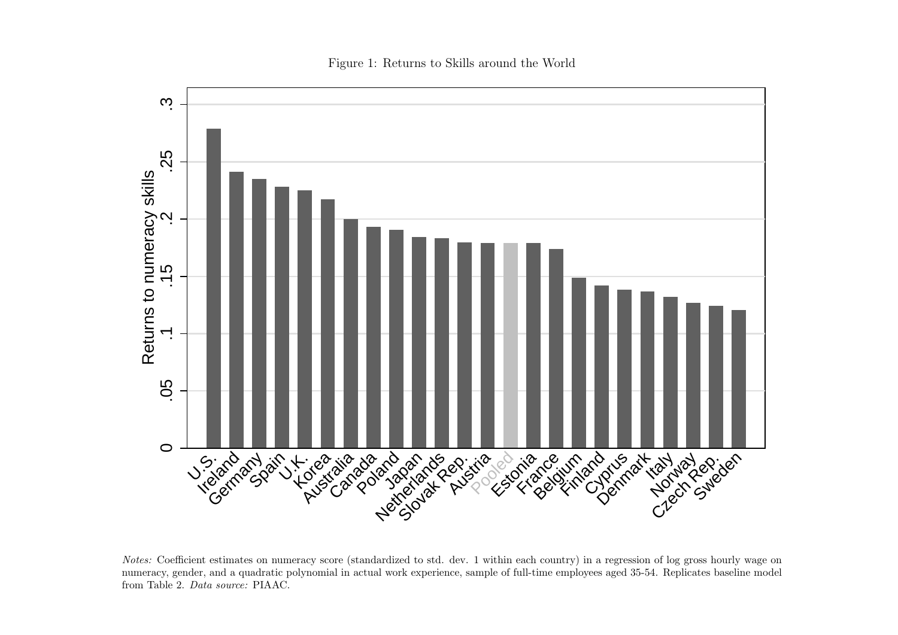Figure 1: Returns to Skills around the World

*Notes:* Coefficient estimates on numeracy score (standardized to std. dev. 1 within each country) in a regression of log gross hourly wage on numeracy, gender, and a quadratic polynomial in actual work experience, sample of full-time employees aged 35-54. Replicates baseline model from Table 2. *Data source:* PIAAC.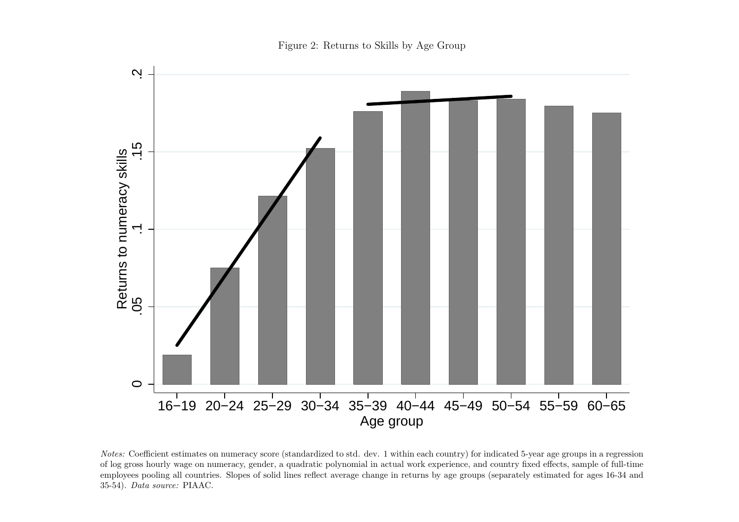Figure 2: Returns to Skills by Age Group

*Notes:* Coefficient estimates on numeracy score (standardized to std. dev. 1 within each country) for indicated 5-year age groups in a regression of log gross hourly wage on numeracy, gender, a quadratic polynomial in actual work experience, and country fixed effects, sample of full-time employees pooling all countries. Slopes of solid lines reflect average change in returns by age groups (separately estimated for ages 16-34 and 35-54). *Data source:* PIAAC.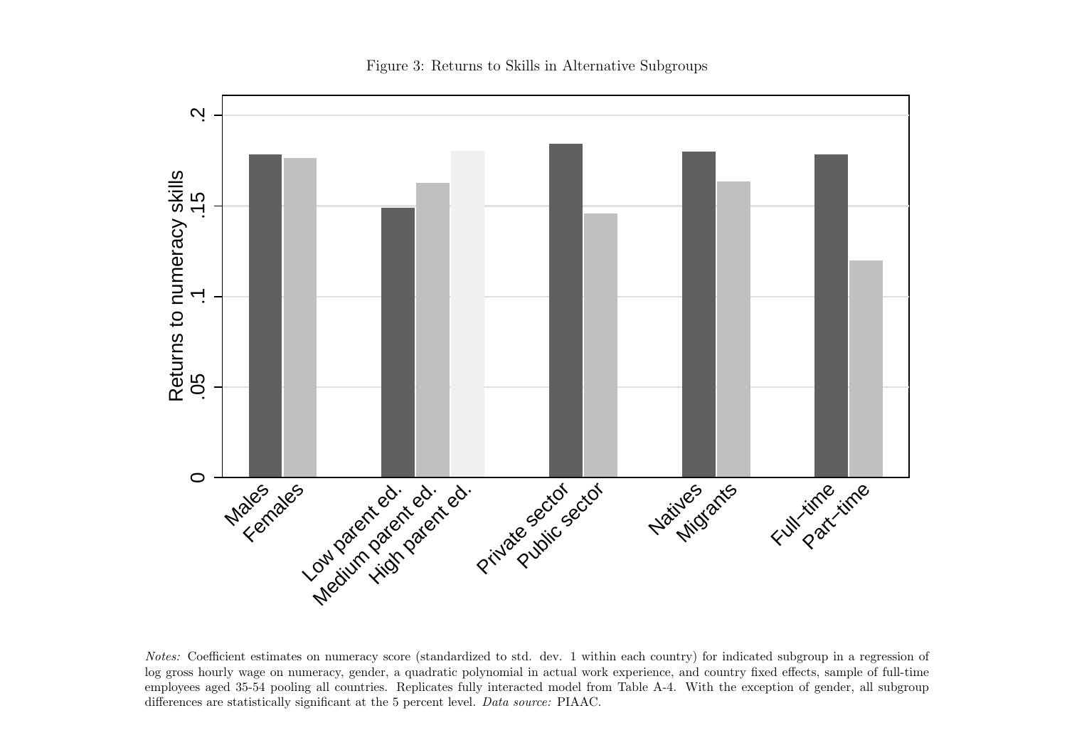Figure 3: Returns to Skills in Alternative Subgroups

*Notes:* Coefficient estimates on numeracy score (standardized to std. dev. 1 within each country) for indicated subgroup in a regression of log gross hourly wage on numeracy, gender, a quadratic polynomial in actual work experience, and country fixed effects, sample of full-time employees aged 35-54 pooling all countries. Replicates fully interacted model from Table A-4. With the exception of gender, all subgroup differences are statistically significant at the 5 percent level. *Data source:* PIAAC.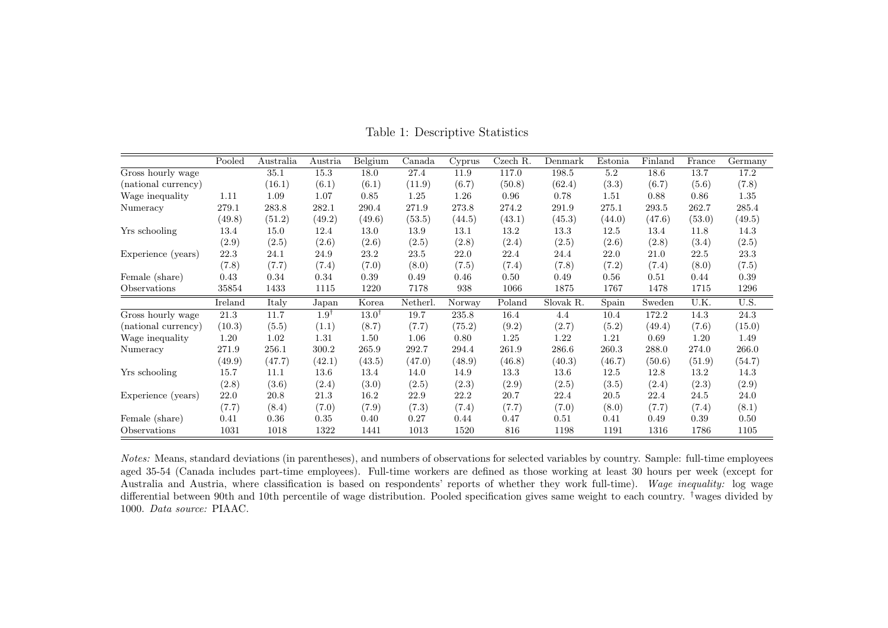Table 1: Descriptive Statistics

| | Pooled | Australia | Austria | Belgium | Canada | Cyprus | Czech R. | Denmark | Estonia | Finland | France | Germany |
|---|---|---|---|---|---|---|---|---|---|---|---|---|
| Gross hourly wage | | 35.1 | 15.3 | 18.0 | 27.4 | 11.9 | 117.0 | 198.5 | 5.2 | 18.6 | 13.7 | 17.2 |
| (national currency) | | (16.1) | (6.1) | (6.1) | (11.9) | (6.7) | (50.8) | (62.4) | (3.3) | (6.7) | (5.6) | (7.8) |
| Wage inequality | 1.11 | 1.09 | 1.07 | 0.85 | 1.25 | 1.26 | 0.96 | 0.78 | 1.51 | 0.88 | 0.86 | 1.35 |
| Numeracy | 279.1 | 283.8 | 282.1 | 290.4 | 271.9 | 273.8 | 274.2 | 291.9 | 275.1 | 293.5 | 262.7 | 285.4 |
| | (49.8) | (51.2) | (49.2) | (49.6) | (53.5) | (44.5) | (43.1) | (45.3) | (44.0) | (47.6) | (53.0) | (49.5) |
| Yrs schooling | 13.4 | 15.0 | 12.4 | 13.0 | 13.9 | 13.1 | 13.2 | 13.3 | 12.5 | 13.4 | 11.8 | 14.3 |
| | (2.9) | (2.5) | (2.6) | (2.6) | (2.5) | (2.8) | (2.4) | (2.5) | (2.6) | (2.8) | (3.4) | (2.5) |
| Experience (years) | 22.3 | 24.1 | 24.9 | 23.2 | 23.5 | 22.0 | 22.4 | 24.4 | 22.0 | 21.0 | 22.5 | 23.3 |
| | (7.8) | (7.7) | (7.4) | (7.0) | (8.0) | (7.5) | (7.4) | (7.8) | (7.2) | (7.4) | (8.0) | (7.5) |
| Female (share) | 0.43 | 0.34 | 0.34 | 0.39 | 0.49 | 0.46 | 0.50 | 0.49 | 0.56 | 0.51 | 0.44 | 0.39 |
| Observations | 35854 | 1433 | 1115 | 1220 | 7178 | 938 | 1066 | 1875 | 1767 | 1478 | 1715 | 1296 |
| | **Ireland** | **Italy** | **Japan** | **Korea** | **Netherl.** | **Norway** | **Poland** | **Slovak R.** | **Spain** | **Sweden** | **U.K.** | **U.S.** |
| Gross hourly wage | 21.3 | 11.7 | 1.9† | 13.0† | 19.7 | 235.8 | 16.4 | 4.4 | 10.4 | 172.2 | 14.3 | 24.3 |
| (national currency) | (10.3) | (5.5) | (1.1) | (8.7) | (7.7) | (75.2) | (9.2) | (2.7) | (5.2) | (49.4) | (7.6) | (15.0) |
| Wage inequality | 1.20 | 1.02 | 1.31 | 1.50 | 1.06 | 0.80 | 1.25 | 1.22 | 1.21 | 0.69 | 1.20 | 1.49 |
| Numeracy | 271.9 | 256.1 | 300.2 | 265.9 | 292.7 | 294.4 | 261.9 | 286.6 | 260.3 | 288.0 | 274.0 | 266.0 |
| | (49.9) | (47.7) | (42.1) | (43.5) | (47.0) | (48.9) | (46.8) | (40.3) | (46.7) | (50.6) | (51.9) | (54.7) |
| Yrs schooling | 15.7 | 11.1 | 13.6 | 13.4 | 14.0 | 14.9 | 13.3 | 13.6 | 12.5 | 12.8 | 13.2 | 14.3 |
| | (2.8) | (3.6) | (2.4) | (3.0) | (2.5) | (2.3) | (2.9) | (2.5) | (3.5) | (2.4) | (2.3) | (2.9) |
| Experience (years) | 22.0 | 20.8 | 21.3 | 16.2 | 22.9 | 22.2 | 20.7 | 22.4 | 20.5 | 22.4 | 24.5 | 24.0 |
| | (7.7) | (8.4) | (7.0) | (7.9) | (7.3) | (7.4) | (7.7) | (7.0) | (8.0) | (7.7) | (7.4) | (8.1) |
| Female (share) | 0.41 | 0.36 | 0.35 | 0.40 | 0.27 | 0.44 | 0.47 | 0.51 | 0.41 | 0.49 | 0.39 | 0.50 |
| Observations | 1031 | 1018 | 1322 | 1441 | 1013 | 1520 | 816 | 1198 | 1191 | 1316 | 1786 | 1105 |

*Notes:* Means, standard deviations (in parentheses), and numbers of observations for selected variables by country. Sample: full-time employees aged 35-54 (Canada includes part-time employees). Full-time workers are defined as those working at least 30 hours per week (except for Australia and Austria, where classification is based on respondents' reports of whether they work full-time). *Wage inequality:* log wage differential between 90th and 10th percentile of wage distribution. Pooled specification gives same weight to each country. †wages divided by 1000. *Data source:* PIAAC.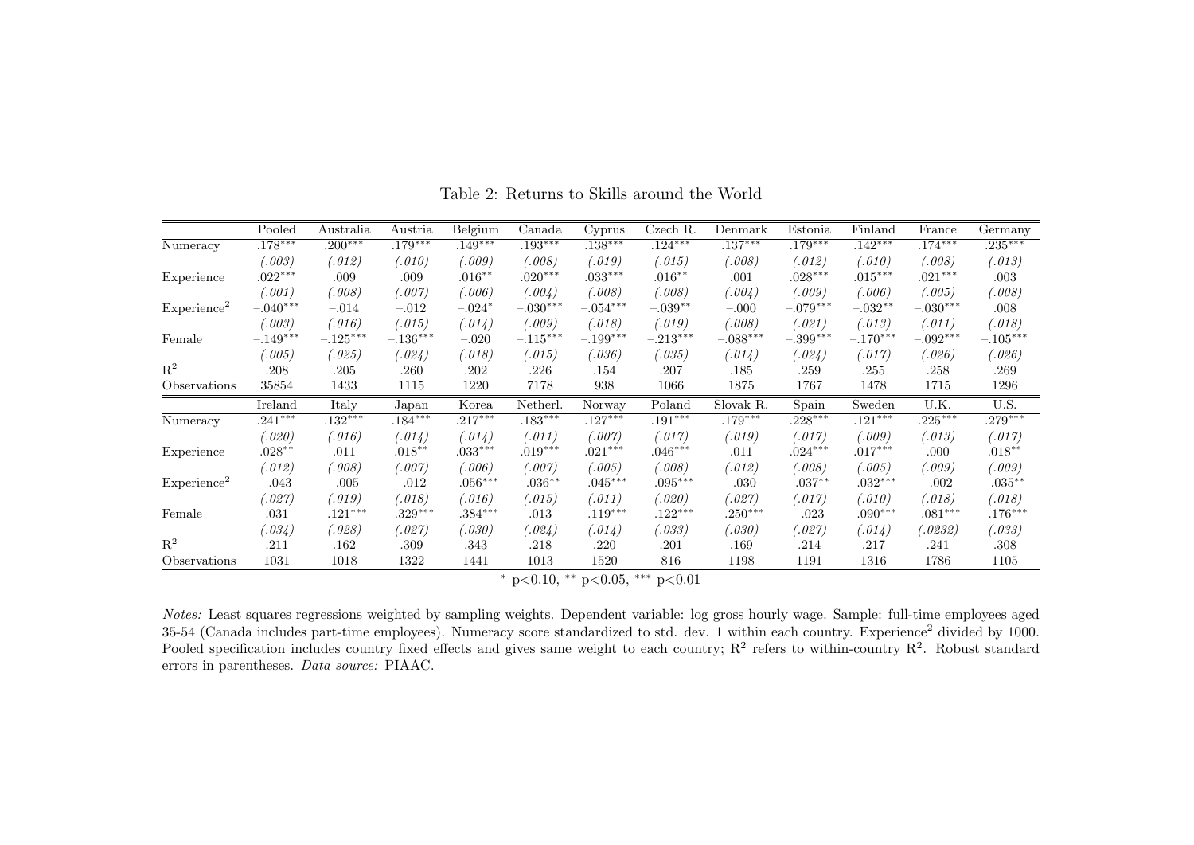Table 2: Returns to Skills around the World

| | Pooled | Australia | Austria | Belgium | Canada | Cyprus | Czech R. | Denmark | Estonia | Finland | France | Germany |
|---|---|---|---|---|---|---|---|---|---|---|---|---|
| Numeracy | .178*** | .200*** | .179*** | .149*** | .193*** | .138*** | .124*** | .137*** | .179*** | .142*** | .174*** | .235*** |
| | *(.003)* | *(.012)* | *(.010)* | *(.009)* | *(.008)* | *(.019)* | *(.015)* | *(.008)* | *(.012)* | *(.010)* | *(.008)* | *(.013)* |
| Experience | .022*** | .009 | .009 | .016** | .020*** | .033*** | .016** | .001 | .028*** | .015*** | .021*** | .003 |
| | *(.001)* | *(.008)* | *(.007)* | *(.006)* | *(.004)* | *(.008)* | *(.008)* | *(.004)* | *(.009)* | *(.006)* | *(.005)* | *(.008)* |
| Experience$^2$ | −.040*** | −.014 | −.012 | −.024* | −.030*** | −.054*** | −.039** | −.000 | −.079*** | −.032** | −.030*** | .008 |
| | *(.003)* | *(.016)* | *(.015)* | *(.014)* | *(.009)* | *(.018)* | *(.019)* | *(.008)* | *(.021)* | *(.013)* | *(.011)* | *(.018)* |
| Female | −.149*** | −.125*** | −.136*** | −.020 | −.115*** | −.199*** | −.213*** | −.088*** | −.399*** | −.170*** | −.092*** | −.105*** |
| | *(.005)* | *(.025)* | *(.024)* | *(.018)* | *(.015)* | *(.036)* | *(.035)* | *(.014)* | *(.024)* | *(.017)* | *(.026)* | *(.026)* |
| $R^2$ | .208 | .205 | .260 | .202 | .226 | .154 | .207 | .185 | .259 | .255 | .258 | .269 |
| Observations | 35854 | 1433 | 1115 | 1220 | 7178 | 938 | 1066 | 1875 | 1767 | 1478 | 1715 | 1296 |
| | Ireland | Italy | Japan | Korea | Netherl. | Norway | Poland | Slovak R. | Spain | Sweden | U.K. | U.S. |
| Numeracy | .241*** | .132*** | .184*** | .217*** | .183*** | .127*** | .191*** | .179*** | .228*** | .121*** | .225*** | .279*** |
| | *(.020)* | *(.016)* | *(.014)* | *(.014)* | *(.011)* | *(.007)* | *(.017)* | *(.019)* | *(.017)* | *(.009)* | *(.013)* | *(.017)* |
| Experience | .028** | .011 | .018** | .033*** | .019*** | .021*** | .046*** | .011 | .024*** | .017*** | .000 | .018** |
| | *(.012)* | *(.008)* | *(.007)* | *(.006)* | *(.007)* | *(.005)* | *(.008)* | *(.012)* | *(.008)* | *(.005)* | *(.009)* | *(.009)* |
| Experience$^2$ | −.043 | −.005 | −.012 | −.056*** | −.036** | −.045*** | −.095*** | −.030 | −.037** | −.032*** | −.002 | −.035** |
| | *(.027)* | *(.019)* | *(.018)* | *(.016)* | *(.015)* | *(.011)* | *(.020)* | *(.027)* | *(.017)* | *(.010)* | *(.018)* | *(.018)* |
| Female | .031 | −.121*** | −.329*** | −.384*** | .013 | −.119*** | −.122*** | −.250*** | −.023 | −.090*** | −.081*** | −.176*** |
| | *(.034)* | *(.028)* | *(.027)* | *(.030)* | *(.024)* | *(.014)* | *(.033)* | *(.030)* | *(.027)* | *(.014)* | *(.0232)* | *(.033)* |
| $R^2$ | .211 | .162 | .309 | .343 | .218 | .220 | .201 | .169 | .214 | .217 | .241 | .308 |
| Observations | 1031 | 1018 | 1322 | 1441 | 1013 | 1520 | 816 | 1198 | 1191 | 1316 | 1786 | 1105 |

* $p<0.10$, ** $p<0.05$, *** $p<0.01$

*Notes:* Least squares regressions weighted by sampling weights. Dependent variable: log gross hourly wage. Sample: full-time employees aged 35-54 (Canada includes part-time employees). Numeracy score standardized to std. dev. 1 within each country. Experience$^2$ divided by 1000. Pooled specification includes country fixed effects and gives same weight to each country; $R^2$ refers to within-country $R^2$. Robust standard errors in parentheses. *Data source:* PIAAC.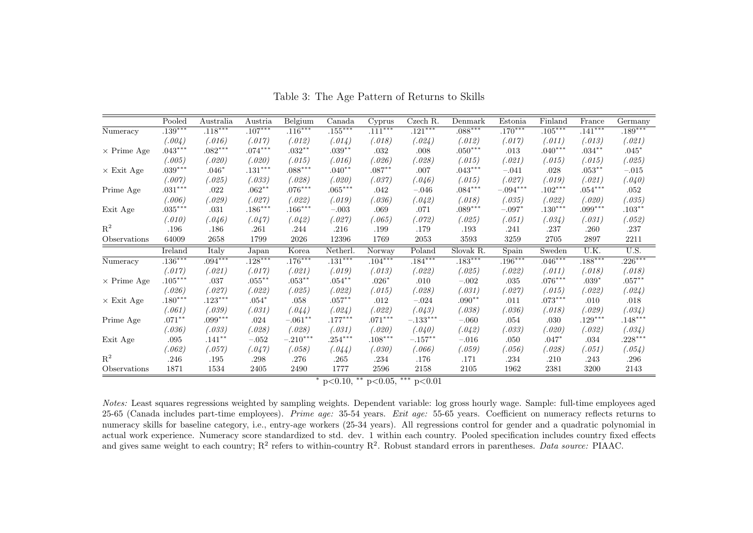Table 3: The Age Pattern of Returns to Skills

| | Pooled | Australia | Austria | Belgium | Canada | Cyprus | Czech R. | Denmark | Estonia | Finland | France | Germany |
|---|---|---|---|---|---|---|---|---|---|---|---|---|
| Numeracy | .139*** | .118*** | .107*** | .116*** | .155*** | .111*** | .121*** | .088*** | .170*** | .105*** | .141*** | .189*** |
| | *(.004)* | *(.016)* | *(.017)* | *(.012)* | *(.014)* | *(.018)* | *(.024)* | *(.012)* | *(.017)* | *(.011)* | *(.013)* | *(.021)* |
| × Prime Age | .043*** | .082*** | .074*** | .032** | .039** | .032 | .008 | .050*** | .013 | .040*** | .034** | .045* |
| | *(.005)* | *(.020)* | *(.020)* | *(.015)* | *(.016)* | *(.026)* | *(.028)* | *(.015)* | *(.021)* | *(.015)* | *(.015)* | *(.025)* |
| × Exit Age | .039*** | .046* | .131*** | .088*** | .040** | .087** | .007 | .043*** | −.041 | .028 | .053** | −.015 |
| | *(.007)* | *(.025)* | *(.033)* | *(.028)* | *(.020)* | *(.037)* | *(.046)* | *(.015)* | *(.027)* | *(.019)* | *(.021)* | *(.040)* |
| Prime Age | .031*** | .022 | .062** | .076*** | .065*** | .042 | −.046 | .084*** | −.094*** | .102*** | .054*** | .052 |
| | *(.006)* | *(.029)* | *(.027)* | *(.022)* | *(.019)* | *(.036)* | *(.042)* | *(.018)* | *(.035)* | *(.022)* | *(.020)* | *(.035)* |
| Exit Age | .035*** | .031 | .186*** | .166*** | −.003 | .069 | .071 | .089*** | −.097* | .130*** | .099*** | .103** |
| | *(.010)* | *(.046)* | *(.047)* | *(.042)* | *(.027)* | *(.065)* | *(.072)* | *(.025)* | *(.051)* | *(.034)* | *(.031)* | *(.052)* |
| $R^2$ | .196 | .186 | .261 | .244 | .216 | .199 | .179 | .193 | .241 | .237 | .260 | .237 |
| Observations | 64009 | 2658 | 1799 | 2026 | 12396 | 1769 | 2053 | 3593 | 3259 | 2705 | 2897 | 2211 |
| | **Ireland** | **Italy** | **Japan** | **Korea** | **Netherl.** | **Norway** | **Poland** | **Slovak R.** | **Spain** | **Sweden** | **U.K.** | **U.S.** |
| Numeracy | .136*** | .094*** | .128*** | .176*** | .131*** | .104*** | .184*** | .183*** | .196*** | .046*** | .188*** | .226*** |
| | *(.017)* | *(.021)* | *(.017)* | *(.021)* | *(.019)* | *(.013)* | *(.022)* | *(.025)* | *(.022)* | *(.011)* | *(.018)* | *(.018)* |
| × Prime Age | .105*** | .037 | .055** | .053** | .054** | .026* | .010 | −.002 | .035 | .076*** | .039* | .057** |
| | *(.026)* | *(.027)* | *(.022)* | *(.025)* | *(.022)* | *(.015)* | *(.028)* | *(.031)* | *(.027)* | *(.015)* | *(.022)* | *(.024)* |
| × Exit Age | .180*** | .123*** | .054* | .058 | .057** | .012 | −.024 | .090** | .011 | .073*** | .010 | .018 |
| | *(.061)* | *(.039)* | *(.031)* | *(.044)* | *(.024)* | *(.022)* | *(.043)* | *(.038)* | *(.036)* | *(.018)* | *(.029)* | *(.034)* |
| Prime Age | .071** | .099*** | .024 | −.061** | .177*** | .071*** | −.133*** | −.060 | .054 | .030 | .129*** | .148*** |
| | *(.036)* | *(.033)* | *(.028)* | *(.028)* | *(.031)* | *(.020)* | *(.040)* | *(.042)* | *(.033)* | *(.020)* | *(.032)* | *(.034)* |
| Exit Age | .095 | .141** | −.052 | −.210*** | .254*** | .108*** | −.157** | −.016 | .050 | .047* | .034 | .228*** |
| | *(.062)* | *(.057)* | *(.047)* | *(.058)* | *(.044)* | *(.030)* | *(.066)* | *(.059)* | *(.056)* | *(.028)* | *(.051)* | *(.054)* |
| $R^2$ | .246 | .195 | .298 | .276 | .265 | .234 | .176 | .171 | .234 | .210 | .243 | .296 |
| Observations | 1871 | 1534 | 2405 | 2490 | 1777 | 2596 | 2158 | 2105 | 1962 | 2381 | 3200 | 2143 |

* $p<0.10$, ** $p<0.05$, *** $p<0.01$

*Notes:* Least squares regressions weighted by sampling weights. Dependent variable: log gross hourly wage. Sample: full-time employees aged 25-65 (Canada includes part-time employees). *Prime age:* 35-54 years. *Exit age:* 55-65 years. Coefficient on numeracy reflects returns to numeracy skills for baseline category, i.e., entry-age workers (25-34 years). All regressions control for gender and a quadratic polynomial in actual work experience. Numeracy score standardized to std. dev. 1 within each country. Pooled specification includes country fixed effects and gives same weight to each country; $R^2$ refers to within-country $R^2$. Robust standard errors in parentheses. *Data source:* PIAAC.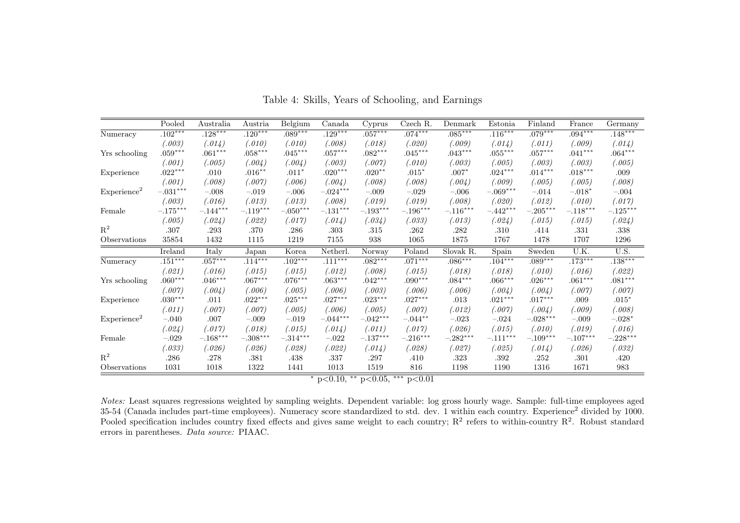Table 4: Skills, Years of Schooling, and Earnings

| | Pooled | Australia | Austria | Belgium | Canada | Cyprus | Czech R. | Denmark | Estonia | Finland | France | Germany |
|---|---|---|---|---|---|---|---|---|---|---|---|---|
| Numeracy | .102*** | .128*** | .120*** | .089*** | .129*** | .057*** | .074*** | .085*** | .116*** | .079*** | .094*** | .148*** |
| | *(.003)* | *(.014)* | *(.010)* | *(.010)* | *(.008)* | *(.018)* | *(.020)* | *(.009)* | *(.014)* | *(.011)* | *(.009)* | *(.014)* |
| Yrs schooling | .059*** | .061*** | .058*** | .045*** | .057*** | .082*** | .045*** | .043*** | .055*** | .057*** | .041*** | .064*** |
| | *(.001)* | *(.005)* | *(.004)* | *(.004)* | *(.003)* | *(.007)* | *(.010)* | *(.003)* | *(.005)* | *(.003)* | *(.003)* | *(.005)* |
| Experience | .022*** | .010 | .016** | .011* | .020*** | .020** | .015* | .007* | .024*** | .014*** | .018*** | .009 |
| | *(.001)* | *(.008)* | *(.007)* | *(.006)* | *(.004)* | *(.008)* | *(.008)* | *(.004)* | *(.009)* | *(.005)* | *(.005)* | *(.008)* |
| Experience$^2$ | −.031*** | −.008 | −.019 | −.006 | −.024*** | −.009 | −.029 | −.006 | −.069*** | −.014 | −.018* | −.004 |
| | *(.003)* | *(.016)* | *(.013)* | *(.013)* | *(.008)* | *(.019)* | *(.019)* | *(.008)* | *(.020)* | *(.012)* | *(.010)* | *(.017)* |
| Female | −.175*** | −.144*** | −.119*** | −.050*** | −.131*** | −.193*** | −.196*** | −.116*** | −.442*** | −.205*** | −.118*** | −.125*** |
| | *(.005)* | *(.024)* | *(.022)* | *(.017)* | *(.014)* | *(.034)* | *(.033)* | *(.013)* | *(.024)* | *(.015)* | *(.015)* | *(.024)* |
| $R^2$ | .307 | .293 | .370 | .286 | .303 | .315 | .262 | .282 | .310 | .414 | .331 | .338 |
| Observations | 35854 | 1432 | 1115 | 1219 | 7155 | 938 | 1065 | 1875 | 1767 | 1478 | 1707 | 1296 |
| | **Ireland** | **Italy** | **Japan** | **Korea** | **Netherl.** | **Norway** | **Poland** | **Slovak R.** | **Spain** | **Sweden** | **U.K.** | **U.S.** |
| Numeracy | .151*** | .057*** | .114*** | .102*** | .111*** | .082*** | .071*** | .086*** | .104*** | .089*** | .173*** | .138*** |
| | *(.021)* | *(.016)* | *(.015)* | *(.015)* | *(.012)* | *(.008)* | *(.015)* | *(.018)* | *(.018)* | *(.010)* | *(.016)* | *(.022)* |
| Yrs schooling | .060*** | .046*** | .067*** | .076*** | .063*** | .042*** | .090*** | .084*** | .066*** | .026*** | .061*** | .081*** |
| | *(.007)* | *(.004)* | *(.006)* | *(.005)* | *(.006)* | *(.003)* | *(.006)* | *(.006)* | *(.004)* | *(.004)* | *(.007)* | *(.007)* |
| Experience | .030*** | .011 | .022*** | .025*** | .027*** | .023*** | .027*** | .013 | .021*** | .017*** | .009 | .015* |
| | *(.011)* | *(.007)* | *(.007)* | *(.005)* | *(.006)* | *(.005)* | *(.007)* | *(.012)* | *(.007)* | *(.004)* | *(.009)* | *(.008)* |
| Experience$^2$ | −.040 | .007 | −.009 | −.019 | −.044*** | −.042*** | −.044** | −.023 | −.024 | −.028*** | −.009 | −.028* |
| | *(.024)* | *(.017)* | *(.018)* | *(.015)* | *(.014)* | *(.011)* | *(.017)* | *(.026)* | *(.015)* | *(.010)* | *(.019)* | *(.016)* |
| Female | −.029 | −.168*** | −.308*** | −.314*** | −.022 | −.137*** | −.216*** | −.282*** | −.111*** | −.109*** | −.107*** | −.228*** |
| | *(.033)* | *(.026)* | *(.026)* | *(.028)* | *(.022)* | *(.014)* | *(.028)* | *(.027)* | *(.025)* | *(.014)* | *(.026)* | *(.032)* |
| $R^2$ | .286 | .278 | .381 | .438 | .337 | .297 | .410 | .323 | .392 | .252 | .301 | .420 |
| Observations | 1031 | 1018 | 1322 | 1441 | 1013 | 1519 | 816 | 1198 | 1190 | 1316 | 1671 | 983 |

\* $p<0.10$, ** $p<0.05$, *** $p<0.01$

*Notes:* Least squares regressions weighted by sampling weights. Dependent variable: log gross hourly wage. Sample: full-time employees aged 35-54 (Canada includes part-time employees). Numeracy score standardized to std. dev. 1 within each country. Experience$^2$ divided by 1000. Pooled specification includes country fixed effects and gives same weight to each country; $R^2$ refers to within-country $R^2$. Robust standard errors in parentheses. *Data source:* PIAAC.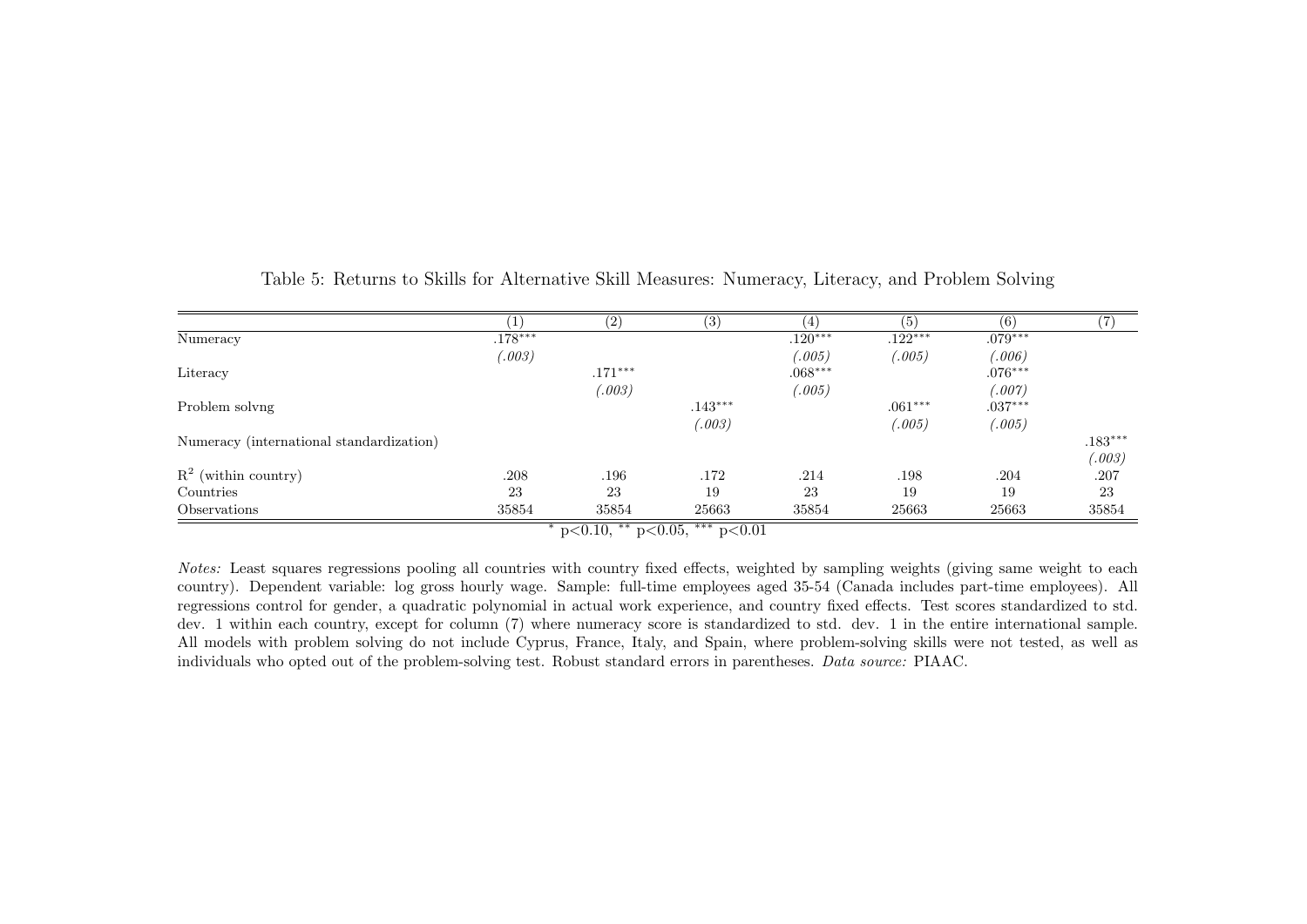Table 5: Returns to Skills for Alternative Skill Measures: Numeracy, Literacy, and Problem Solving

| | (1) | (2) | (3) | (4) | (5) | (6) | (7) |
|---|---|---|---|---|---|---|---|
| Numeracy | .178*** | | | .120*** | .122*** | .079*** | |
| | *(.003)* | | | *(.005)* | *(.005)* | *(.006)* | |
| Literacy | | .171*** | | .068*** | | .076*** | |
| | | *(.003)* | | *(.005)* | | *(.007)* | |
| Problem solvng | | | .143*** | | .061*** | .037*** | |
| | | | *(.003)* | | *(.005)* | *(.005)* | |
| Numeracy (international standardization) | | | | | | | .183*** |
| | | | | | | | *(.003)* |
| $R^2$ (within country) | .208 | .196 | .172 | .214 | .198 | .204 | .207 |
| Countries | 23 | 23 | 19 | 23 | 19 | 19 | 23 |
| Observations | 35854 | 35854 | 25663 | 35854 | 25663 | 25663 | 35854 |

\* $p<0.10$, \*\* $p<0.05$, \*\*\* $p<0.01$

*Notes:* Least squares regressions pooling all countries with country fixed effects, weighted by sampling weights (giving same weight to each country). Dependent variable: log gross hourly wage. Sample: full-time employees aged 35-54 (Canada includes part-time employees). All regressions control for gender, a quadratic polynomial in actual work experience, and country fixed effects. Test scores standardized to std. dev. 1 within each country, except for column (7) where numeracy score is standardized to std. dev. 1 in the entire international sample. All models with problem solving do not include Cyprus, France, Italy, and Spain, where problem-solving skills were not tested, as well as individuals who opted out of the problem-solving test. Robust standard errors in parentheses. *Data source:* PIAAC.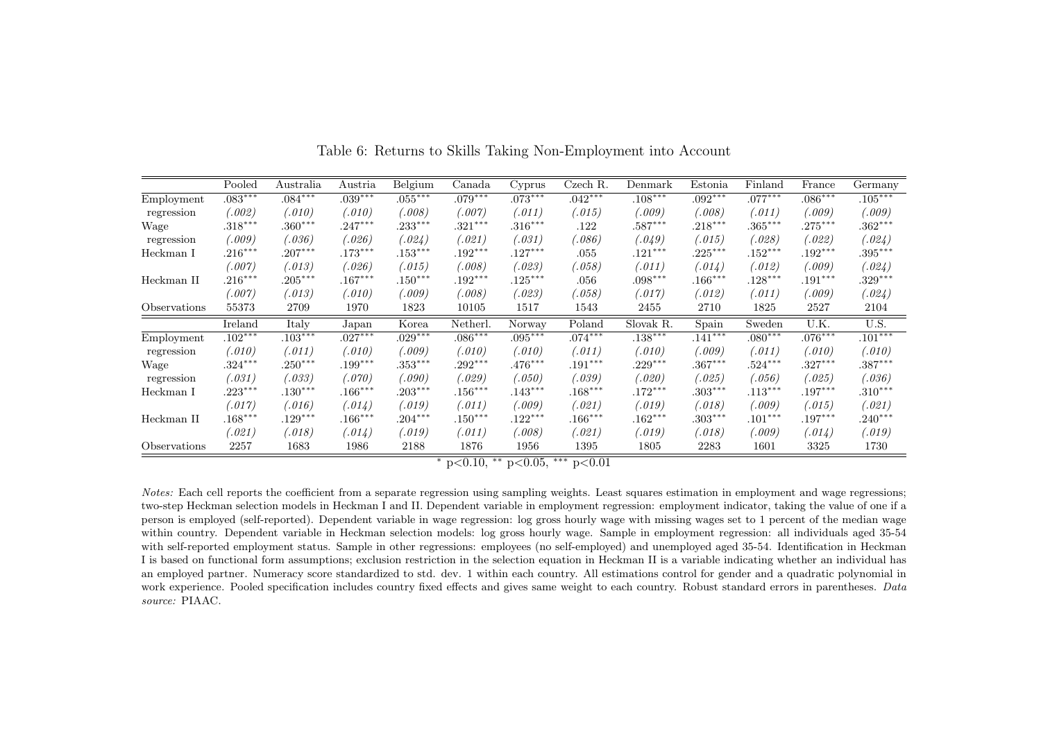Table 6: Returns to Skills Taking Non-Employment into Account

| | Pooled | Australia | Austria | Belgium | Canada | Cyprus | Czech R. | Denmark | Estonia | Finland | France | Germany |
|---|---|---|---|---|---|---|---|---|---|---|---|---|
| Employment | .083*** | .084*** | .039*** | .055*** | .079*** | .073*** | .042*** | .108*** | .092*** | .077*** | .086*** | .105*** |
| regression | *(.002)* | *(.010)* | *(.010)* | *(.008)* | *(.007)* | *(.011)* | *(.015)* | *(.009)* | *(.008)* | *(.011)* | *(.009)* | *(.009)* |
| Wage | .318*** | .360*** | .247*** | .233*** | .321*** | .316*** | .122 | .587*** | .218*** | .365*** | .275*** | .362*** |
| regression | *(.009)* | *(.036)* | *(.026)* | *(.024)* | *(.021)* | *(.031)* | *(.086)* | *(.049)* | *(.015)* | *(.028)* | *(.022)* | *(.024)* |
| Heckman I | .216*** | .207*** | .173*** | .153*** | .192*** | .127*** | .055 | .121*** | .225*** | .152*** | .192*** | .395*** |
| | *(.007)* | *(.013)* | *(.026)* | *(.015)* | *(.008)* | *(.023)* | *(.058)* | *(.011)* | *(.014)* | *(.012)* | *(.009)* | *(.024)* |
| Heckman II | .216*** | .205*** | .167*** | .150*** | .192*** | .125*** | .056 | .098*** | .166*** | .128*** | .191*** | .329*** |
| | *(.007)* | *(.013)* | *(.010)* | *(.009)* | *(.008)* | *(.023)* | *(.058)* | *(.017)* | *(.012)* | *(.011)* | *(.009)* | *(.024)* |
| Observations | 55373 | 2709 | 1970 | 1823 | 10105 | 1517 | 1543 | 2455 | 2710 | 1825 | 2527 | 2104 |
| | **Ireland** | **Italy** | **Japan** | **Korea** | **Netherl.** | **Norway** | **Poland** | **Slovak R.** | **Spain** | **Sweden** | **U.K.** | **U.S.** |
| Employment | .102*** | .103*** | .027*** | .029*** | .086*** | .095*** | .074*** | .138*** | .141*** | .080*** | .076*** | .101*** |
| regression | *(.010)* | *(.011)* | *(.010)* | *(.009)* | *(.010)* | *(.010)* | *(.011)* | *(.010)* | *(.009)* | *(.011)* | *(.010)* | *(.010)* |
| Wage | .324*** | .250*** | .199*** | .353*** | .292*** | .476*** | .191*** | .229*** | .367*** | .524*** | .327*** | .387*** |
| regression | *(.031)* | *(.033)* | *(.070)* | *(.090)* | *(.029)* | *(.050)* | *(.039)* | *(.020)* | *(.025)* | *(.056)* | *(.025)* | *(.036)* |
| Heckman I | .223*** | .130*** | .166*** | .203*** | .156*** | .143*** | .168*** | .172*** | .303*** | .113*** | .197*** | .310*** |
| | *(.017)* | *(.016)* | *(.014)* | *(.019)* | *(.011)* | *(.009)* | *(.021)* | *(.019)* | *(.018)* | *(.009)* | *(.015)* | *(.021)* |
| Heckman II | .168*** | .129*** | .166*** | .204*** | .150*** | .122*** | .166*** | .162*** | .303*** | .101*** | .197*** | .240*** |
| | *(.021)* | *(.018)* | *(.014)* | *(.019)* | *(.011)* | *(.008)* | *(.021)* | *(.019)* | *(.018)* | *(.009)* | *(.014)* | *(.019)* |
| Observations | 2257 | 1683 | 1986 | 2188 | 1876 | 1956 | 1395 | 1805 | 2283 | 1601 | 3325 | 1730 |

* p<0.10, ** p<0.05, *** p<0.01

*Notes:* Each cell reports the coefficient from a separate regression using sampling weights. Least squares estimation in employment and wage regressions; two-step Heckman selection models in Heckman I and II. Dependent variable in employment regression: employment indicator, taking the value of one if a person is employed (self-reported). Dependent variable in wage regression: log gross hourly wage with missing wages set to 1 percent of the median wage within country. Dependent variable in Heckman selection models: log gross hourly wage. Sample in employment regression: all individuals aged 35-54 with self-reported employment status. Sample in other regressions: employees (no self-employed) and unemployed aged 35-54. Identification in Heckman I is based on functional form assumptions; exclusion restriction in the selection equation in Heckman II is a variable indicating whether an individual has an employed partner. Numeracy score standardized to std. dev. 1 within each country. All estimations control for gender and a quadratic polynomial in work experience. Pooled specification includes country fixed effects and gives same weight to each country. Robust standard errors in parentheses. *Data source:* PIAAC.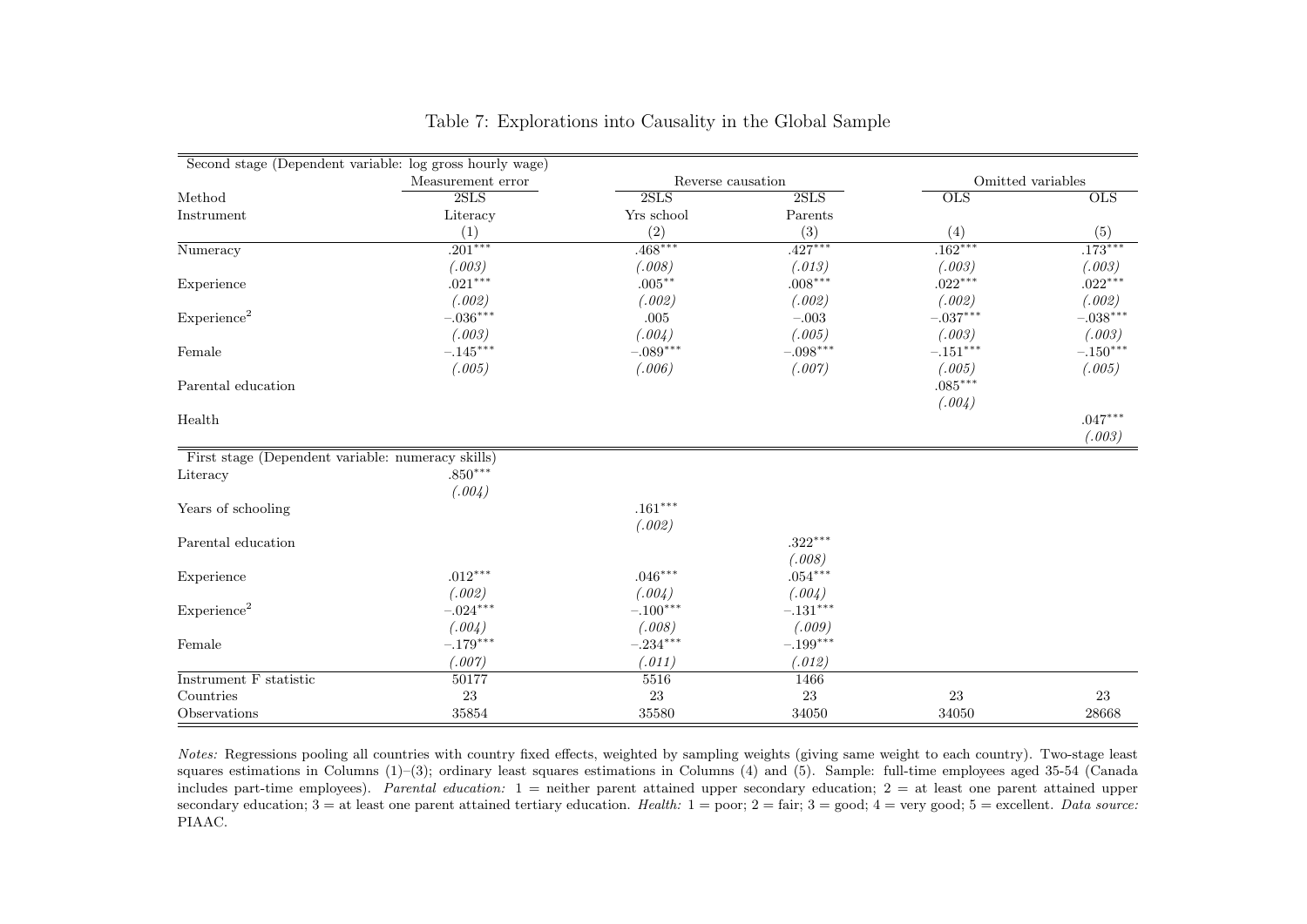# Table 7: Explorations into Causality in the Global Sample

| Second stage (Dependent variable: log gross hourly wage) | Measurement error | Reverse causation | | Omitted variables | |
|---|---|---|---|---|---|
| Method | 2SLS | 2SLS | 2SLS | OLS | OLS |
| Instrument | Literacy | Yrs school | Parents | | |
| | (1) | (2) | (3) | (4) | (5) |
| Numeracy | .201*** | .468*** | .427*** | .162*** | .173*** |
| | *(.003)* | *(.008)* | *(.013)* | *(.003)* | *(.003)* |
| Experience | .021*** | .005** | .008*** | .022*** | .022*** |
| | *(.002)* | *(.002)* | *(.002)* | *(.002)* | *(.002)* |
| Experience$^2$ | −.036*** | .005 | −.003 | −.037*** | −.038*** |
| | *(.003)* | *(.004)* | *(.005)* | *(.003)* | *(.003)* |
| Female | −.145*** | −.089*** | −.098*** | −.151*** | −.150*** |
| | *(.005)* | *(.006)* | *(.007)* | *(.005)* | *(.005)* |
| Parental education | | | | .085*** | |
| | | | | *(.004)* | |
| Health | | | | | .047*** |
| | | | | | *(.003)* |
| **First stage (Dependent variable: numeracy skills)** | | | | | |
| Literacy | .850*** | | | | |
| | *(.004)* | | | | |
| Years of schooling | | .161*** | | | |
| | | *(.002)* | | | |
| Parental education | | | .322*** | | |
| | | | *(.008)* | | |
| Experience | .012*** | .046*** | .054*** | | |
| | *(.002)* | *(.004)* | *(.004)* | | |
| Experience$^2$ | −.024*** | −.100*** | −.131*** | | |
| | *(.004)* | *(.008)* | *(.009)* | | |
| Female | −.179*** | −.234*** | −.199*** | | |
| | *(.007)* | *(.011)* | *(.012)* | | |
| Instrument F statistic | 50177 | 5516 | 1466 | | |
| Countries | 23 | 23 | 23 | 23 | 23 |
| Observations | 35854 | 35580 | 34050 | 34050 | 28668 |

*Notes:* Regressions pooling all countries with country fixed effects, weighted by sampling weights (giving same weight to each country). Two-stage least squares estimations in Columns (1)–(3); ordinary least squares estimations in Columns (4) and (5). Sample: full-time employees aged 35-54 (Canada includes part-time employees). *Parental education:* 1 = neither parent attained upper secondary education; 2 = at least one parent attained upper secondary education; 3 = at least one parent attained tertiary education. *Health:* 1 = poor; 2 = fair; 3 = good; 4 = very good; 5 = excellent. *Data source:* PIAAC.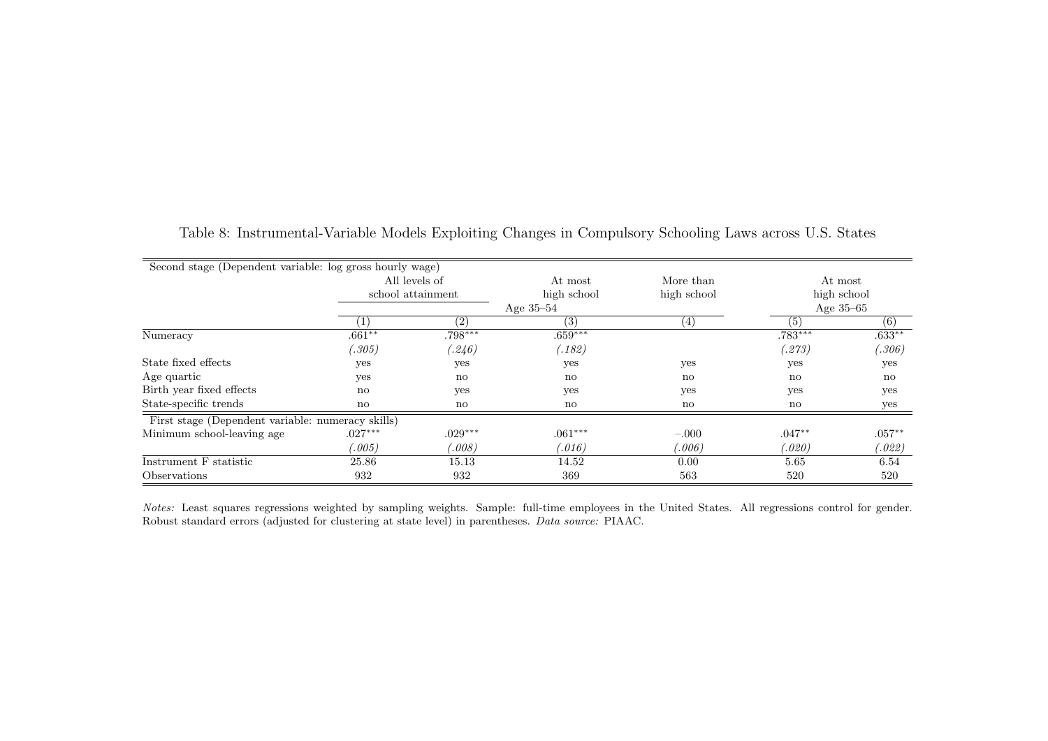Table 8: Instrumental-Variable Models Exploiting Changes in Compulsory Schooling Laws across U.S. States

| Second stage (Dependent variable: log gross hourly wage) | All levels of school attainment | | At most high school | More than high school | At most high school | |
|---|---|---|---|---|---|---|
| | Age 35–54 | | | | Age 35–65 | |
| | (1) | (2) | (3) | (4) | (5) | (6) |
| Numeracy | .661** | .798*** | .659*** | | .783*** | .633** |
| | *(.305)* | *(.246)* | *(.182)* | | *(.273)* | *(.306)* |
| State fixed effects | yes | yes | yes | yes | yes | yes |
| Age quartic | yes | no | no | no | no | no |
| Birth year fixed effects | no | yes | yes | yes | yes | yes |
| State-specific trends | no | no | no | no | no | yes |
| **First stage (Dependent variable: numeracy skills)** | | | | | | |
| Minimum school-leaving age | .027*** | .029*** | .061*** | −.000 | .047** | .057** |
| | *(.005)* | *(.008)* | *(.016)* | *(.006)* | *(.020)* | *(.022)* |
| Instrument F statistic | 25.86 | 15.13 | 14.52 | 0.00 | 5.65 | 6.54 |
| Observations | 932 | 932 | 369 | 563 | 520 | 520 |

*Notes:* Least squares regressions weighted by sampling weights. Sample: full-time employees in the United States. All regressions control for gender. Robust standard errors (adjusted for clustering at state level) in parentheses. *Data source:* PIAAC.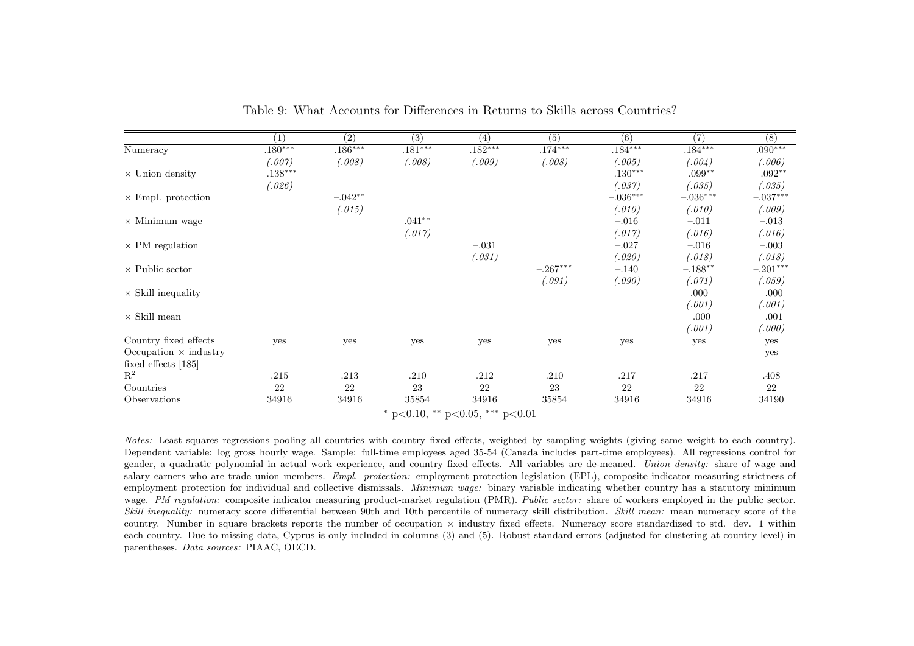Table 9: What Accounts for Differences in Returns to Skills across Countries?

| | (1) | (2) | (3) | (4) | (5) | (6) | (7) | (8) |
|---|---|---|---|---|---|---|---|---|
| Numeracy | .180*** | .186*** | .181*** | .182*** | .174*** | .184*** | .184*** | .090*** |
| | *(.007)* | *(.008)* | *(.008)* | *(.009)* | *(.008)* | *(.005)* | *(.004)* | *(.006)* |
| × Union density | −.138*** | | | | | −.130*** | −.099** | −.092** |
| | *(.026)* | | | | | *(.037)* | *(.035)* | *(.035)* |
| × Empl. protection | | −.042** | | | | −.036*** | −.036*** | −.037*** |
| | | *(.015)* | | | | *(.010)* | *(.010)* | *(.009)* |
| × Minimum wage | | | .041** | | | −.016 | −.011 | −.013 |
| | | | *(.017)* | | | *(.017)* | *(.016)* | *(.016)* |
| × PM regulation | | | | −.031 | | −.027 | −.016 | −.003 |
| | | | | *(.031)* | | *(.020)* | *(.018)* | *(.018)* |
| × Public sector | | | | | −.267*** | −.140 | −.188** | −.201*** |
| | | | | | *(.091)* | *(.090)* | *(.071)* | *(.059)* |
| × Skill inequality | | | | | | | .000 | −.000 |
| | | | | | | | *(.001)* | *(.001)* |
| × Skill mean | | | | | | | −.000 | −.001 |
| | | | | | | | *(.001)* | *(.000)* |
| Country fixed effects | yes | yes | yes | yes | yes | yes | yes | yes |
| Occupation × industry fixed effects [185] | | | | | | | | yes |
| $R^2$ | .215 | .213 | .210 | .212 | .210 | .217 | .217 | .408 |
| Countries | 22 | 22 | 23 | 22 | 23 | 22 | 22 | 22 |
| Observations | 34916 | 34916 | 35854 | 34916 | 35854 | 34916 | 34916 | 34190 |

\* p<0.10, ** p<0.05, *** p<0.01

*Notes:* Least squares regressions pooling all countries with country fixed effects, weighted by sampling weights (giving same weight to each country). Dependent variable: log gross hourly wage. Sample: full-time employees aged 35-54 (Canada includes part-time employees). All regressions control for gender, a quadratic polynomial in actual work experience, and country fixed effects. All variables are de-meaned. *Union density:* share of wage and salary earners who are trade union members. *Empl. protection:* employment protection legislation (EPL), composite indicator measuring strictness of employment protection for individual and collective dismissals. *Minimum wage:* binary variable indicating whether country has a statutory minimum wage. *PM regulation:* composite indicator measuring product-market regulation (PMR). *Public sector:* share of workers employed in the public sector. *Skill inequality:* numeracy score differential between 90th and 10th percentile of numeracy skill distribution. *Skill mean:* mean numeracy score of the country. Number in square brackets reports the number of occupation × industry fixed effects. Numeracy score standardized to std. dev. 1 within each country. Due to missing data, Cyprus is only included in columns (3) and (5). Robust standard errors (adjusted for clustering at country level) in parentheses. *Data sources:* PIAAC, OECD.